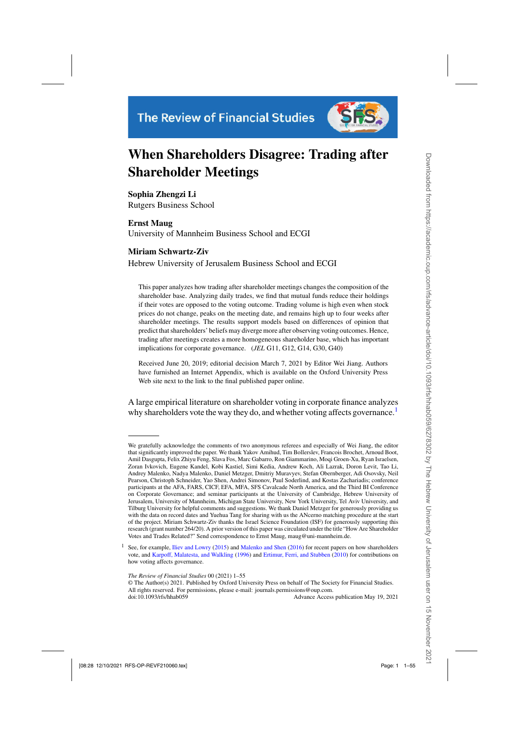# When Shareholders Disagree: Trading after Shareholder Meetings

**Sophia Zhengzi Li**
Rutgers Business School

**Ernst Maug**
University of Mannheim Business School and ECGI

**Miriam Schwartz-Ziv**
Hebrew University of Jerusalem Business School and ECGI

This paper analyzes how trading after shareholder meetings changes the composition of the shareholder base. Analyzing daily trades, we find that mutual funds reduce their holdings if their votes are opposed to the voting outcome. Trading volume is high even when stock prices do not change, peaks on the meeting date, and remains high up to four weeks after shareholder meetings. The results support models based on differences of opinion that predict that shareholders' beliefs may diverge more after observing voting outcomes. Hence, trading after meetings creates a more homogeneous shareholder base, which has important implications for corporate governance. (*JEL* G11, G12, G14, G30, G40)

Received June 20, 2019; editorial decision March 7, 2021 by Editor Wei Jiang. Authors have furnished an Internet Appendix, which is available on the Oxford University Press Web site next to the link to the final published paper online.

A large empirical literature on shareholder voting in corporate finance analyzes why shareholders vote the way they do, and whether voting affects governance.[1]

---

We gratefully acknowledge the comments of two anonymous referees and especially of Wei Jiang, the editor that significantly improved the paper. We thank Yakov Amihud, Tim Bollerslev, Francois Brochet, Arnoud Boot, Amil Dasgupta, Felix Zhiyu Feng, Slava Fos, Marc Gabarro, Ron Giammarino, Moqi Groen-Xu, Ryan Israelsen, Zoran Ivkovich, Eugene Kandel, Kobi Kastiel, Simi Kedia, Andrew Koch, Ali Lazrak, Doron Levit, Tao Li, Andrey Malenko, Nadya Malenko, Daniel Metzger, Dmitriy Muravyev, Stefan Obernberger, Adi Osovsky, Neil Pearson, Christoph Schneider, Yao Shen, Andrei Simonov, Paul Soderlind, and Kostas Zachariadis; conference participants at the AFA, FARS, CICF, EFA, MFA, SFS Cavalcade North America, and the Third BI Conference on Corporate Governance; and seminar participants at the University of Cambridge, Hebrew University of Jerusalem, University of Mannheim, Michigan State University, New York University, Tel Aviv University, and Tilburg University for helpful comments and suggestions. We thank Daniel Metzger for generously providing us with the data on record dates and Yuehua Tang for sharing with us the ANcerno matching procedure at the start of the project. Miriam Schwartz-Ziv thanks the Israel Science Foundation (ISF) for generously supporting this research (grant number 264/20). A prior version of this paper was circulated under the title "How Are Shareholder Votes and Trades Related?" Send correspondence to Ernst Maug, maug@uni-mannheim.de.

[1] See, for example, Iliev and Lowry (2015) and Malenko and Shen (2016) for recent papers on how shareholders vote, and Karpoff, Malatesta, and Walkling (1996) and Ertimur, Ferri, and Stubben (2010) for contributions on how voting affects governance.

*The Review of Financial Studies* 00 (2021) 1–55
© The Author(s) 2021. Published by Oxford University Press on behalf of The Society for Financial Studies. All rights reserved. For permissions, please e-mail: journals.permissions@oup.com.
doi:10.1093/rfs/hhab059 Advance Access publication May 19, 2021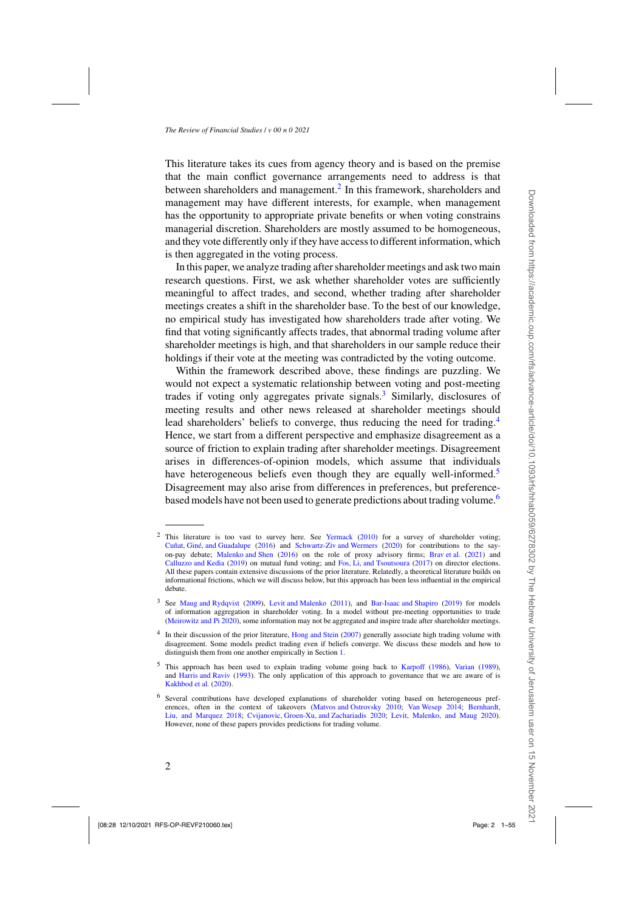This literature takes its cues from agency theory and is based on the premise that the main conflict governance arrangements need to address is that between shareholders and management.[2] In this framework, shareholders and management may have different interests, for example, when management has the opportunity to appropriate private benefits or when voting constrains managerial discretion. Shareholders are mostly assumed to be homogeneous, and they vote differently only if they have access to different information, which is then aggregated in the voting process.

In this paper, we analyze trading after shareholder meetings and ask two main research questions. First, we ask whether shareholder votes are sufficiently meaningful to affect trades, and second, whether trading after shareholder meetings creates a shift in the shareholder base. To the best of our knowledge, no empirical study has investigated how shareholders trade after voting. We find that voting significantly affects trades, that abnormal trading volume after shareholder meetings is high, and that shareholders in our sample reduce their holdings if their vote at the meeting was contradicted by the voting outcome.

Within the framework described above, these findings are puzzling. We would not expect a systematic relationship between voting and post-meeting trades if voting only aggregates private signals.[3] Similarly, disclosures of meeting results and other news released at shareholder meetings should lead shareholders' beliefs to converge, thus reducing the need for trading.[4] Hence, we start from a different perspective and emphasize disagreement as a source of friction to explain trading after shareholder meetings. Disagreement arises in differences-of-opinion models, which assume that individuals have heterogeneous beliefs even though they are equally well-informed.[5] Disagreement may also arise from differences in preferences, but preference-based models have not been used to generate predictions about trading volume.[6]

---

[2] This literature is too vast to survey here. See Yermack (2010) for a survey of shareholder voting; Cuñat, Giné, and Guadalupe (2016) and Schwartz-Ziv and Wermers (2020) for contributions to the say-on-pay debate; Malenko and Shen (2016) on the role of proxy advisory firms; Brav et al. (2021) and Calluzzo and Kedia (2019) on mutual fund voting; and Fos, Li, and Tsoutsoura (2017) on director elections. All these papers contain extensive discussions of the prior literature. Relatedly, a theoretical literature builds on informational frictions, which we will discuss below, but this approach has been less influential in the empirical debate.

[3] See Maug and Rydqvist (2009), Levit and Malenko (2011), and Bar-Isaac and Shapiro (2019) for models of information aggregation in shareholder voting. In a model without pre-meeting opportunities to trade (Meirowitz and Pi 2020), some information may not be aggregated and inspire trade after shareholder meetings.

[4] In their discussion of the prior literature, Hong and Stein (2007) generally associate high trading volume with disagreement. Some models predict trading even if beliefs converge. We discuss these models and how to distinguish them from one another empirically in Section 1.

[5] This approach has been used to explain trading volume going back to Karpoff (1986), Varian (1989), and Harris and Raviv (1993). The only application of this approach to governance that we are aware of is Kakhbod et al. (2020).

[6] Several contributions have developed explanations of shareholder voting based on heterogeneous preferences, often in the context of takeovers (Matvos and Ostrovsky 2010; Van Wesep 2014; Bernhardt, Liu, and Marquez 2018; Cvijanovic, Groen-Xu, and Zachariadis 2020; Levit, Malenko, and Maug 2020). However, none of these papers provides predictions for trading volume.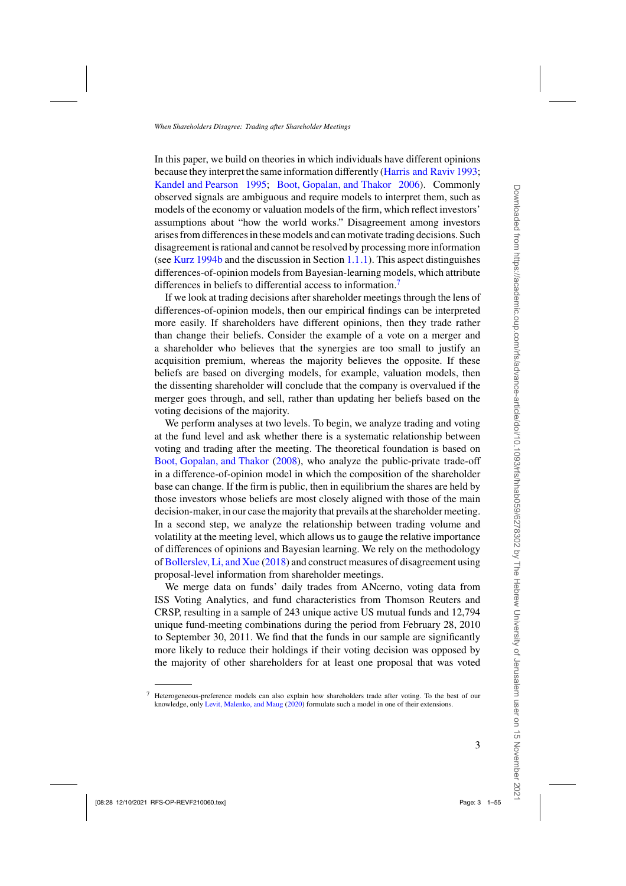In this paper, we build on theories in which individuals have different opinions because they interpret the same information differently (Harris and Raviv 1993; Kandel and Pearson 1995; Boot, Gopalan, and Thakor 2006). Commonly observed signals are ambiguous and require models to interpret them, such as models of the economy or valuation models of the firm, which reflect investors' assumptions about "how the world works." Disagreement among investors arises from differences in these models and can motivate trading decisions. Such disagreement is rational and cannot be resolved by processing more information (see Kurz 1994b and the discussion in Section 1.1.1). This aspect distinguishes differences-of-opinion models from Bayesian-learning models, which attribute differences in beliefs to differential access to information.[7]

If we look at trading decisions after shareholder meetings through the lens of differences-of-opinion models, then our empirical findings can be interpreted more easily. If shareholders have different opinions, then they trade rather than change their beliefs. Consider the example of a vote on a merger and a shareholder who believes that the synergies are too small to justify an acquisition premium, whereas the majority believes the opposite. If these beliefs are based on diverging models, for example, valuation models, then the dissenting shareholder will conclude that the company is overvalued if the merger goes through, and sell, rather than updating her beliefs based on the voting decisions of the majority.

We perform analyses at two levels. To begin, we analyze trading and voting at the fund level and ask whether there is a systematic relationship between voting and trading after the meeting. The theoretical foundation is based on Boot, Gopalan, and Thakor (2008), who analyze the public-private trade-off in a difference-of-opinion model in which the composition of the shareholder base can change. If the firm is public, then in equilibrium the shares are held by those investors whose beliefs are most closely aligned with those of the main decision-maker, in our case the majority that prevails at the shareholder meeting. In a second step, we analyze the relationship between trading volume and volatility at the meeting level, which allows us to gauge the relative importance of differences of opinions and Bayesian learning. We rely on the methodology of Bollerslev, Li, and Xue (2018) and construct measures of disagreement using proposal-level information from shareholder meetings.

We merge data on funds' daily trades from ANcerno, voting data from ISS Voting Analytics, and fund characteristics from Thomson Reuters and CRSP, resulting in a sample of 243 unique active US mutual funds and 12,794 unique fund-meeting combinations during the period from February 28, 2010 to September 30, 2011. We find that the funds in our sample are significantly more likely to reduce their holdings if their voting decision was opposed by the majority of other shareholders for at least one proposal that was voted

[7] Heterogeneous-preference models can also explain how shareholders trade after voting. To the best of our knowledge, only Levit, Malenko, and Maug (2020) formulate such a model in one of their extensions.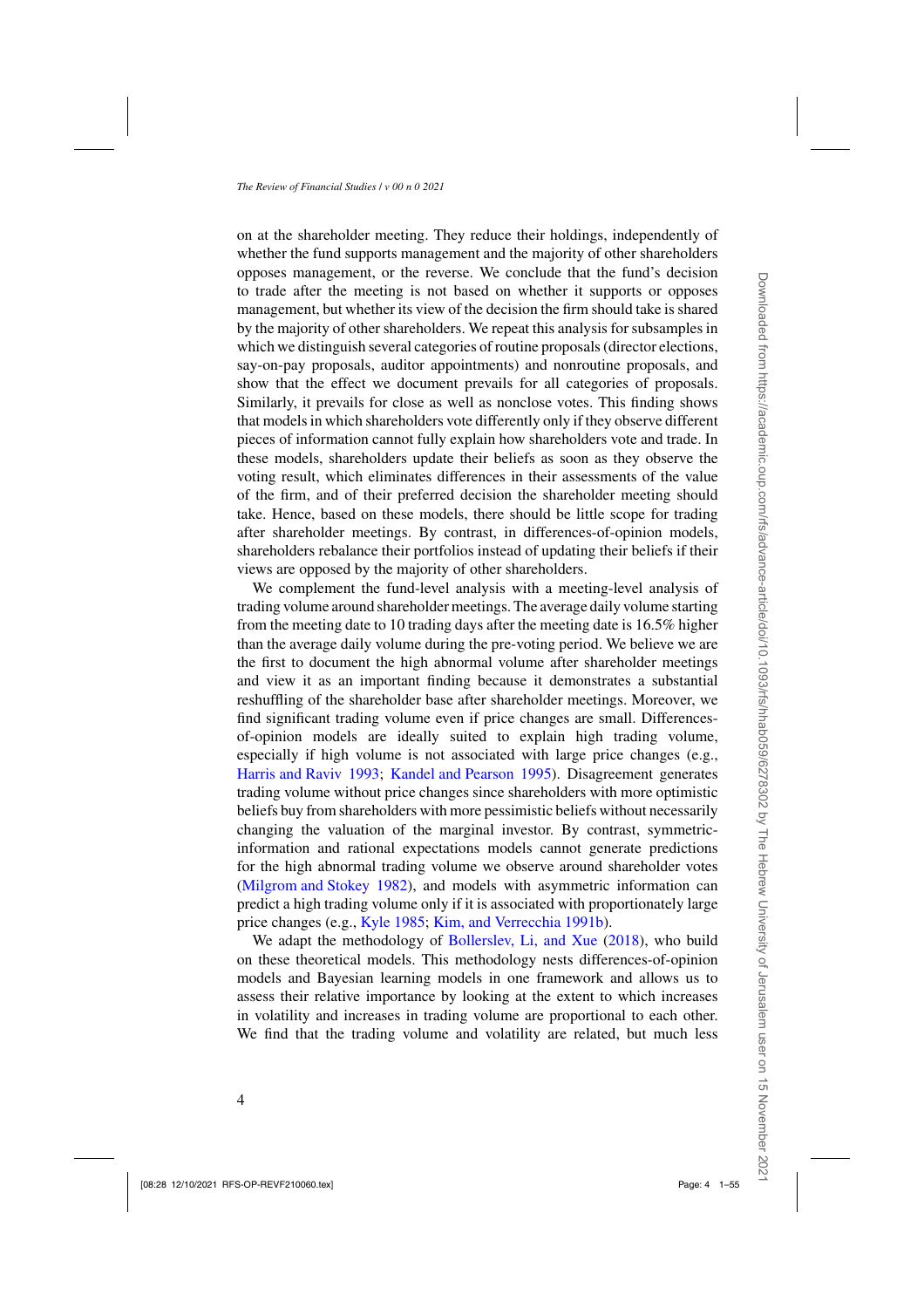on at the shareholder meeting. They reduce their holdings, independently of whether the fund supports management and the majority of other shareholders opposes management, or the reverse. We conclude that the fund's decision to trade after the meeting is not based on whether it supports or opposes management, but whether its view of the decision the firm should take is shared by the majority of other shareholders. We repeat this analysis for subsamples in which we distinguish several categories of routine proposals (director elections, say-on-pay proposals, auditor appointments) and nonroutine proposals, and show that the effect we document prevails for all categories of proposals. Similarly, it prevails for close as well as nonclose votes. This finding shows that models in which shareholders vote differently only if they observe different pieces of information cannot fully explain how shareholders vote and trade. In these models, shareholders update their beliefs as soon as they observe the voting result, which eliminates differences in their assessments of the value of the firm, and of their preferred decision the shareholder meeting should take. Hence, based on these models, there should be little scope for trading after shareholder meetings. By contrast, in differences-of-opinion models, shareholders rebalance their portfolios instead of updating their beliefs if their views are opposed by the majority of other shareholders.

We complement the fund-level analysis with a meeting-level analysis of trading volume around shareholder meetings. The average daily volume starting from the meeting date to 10 trading days after the meeting date is 16.5% higher than the average daily volume during the pre-voting period. We believe we are the first to document the high abnormal volume after shareholder meetings and view it as an important finding because it demonstrates a substantial reshuffling of the shareholder base after shareholder meetings. Moreover, we find significant trading volume even if price changes are small. Differences-of-opinion models are ideally suited to explain high trading volume, especially if high volume is not associated with large price changes (e.g., Harris and Raviv 1993; Kandel and Pearson 1995). Disagreement generates trading volume without price changes since shareholders with more optimistic beliefs buy from shareholders with more pessimistic beliefs without necessarily changing the valuation of the marginal investor. By contrast, symmetric-information and rational expectations models cannot generate predictions for the high abnormal trading volume we observe around shareholder votes (Milgrom and Stokey 1982), and models with asymmetric information can predict a high trading volume only if it is associated with proportionately large price changes (e.g., Kyle 1985; Kim, and Verrecchia 1991b).

We adapt the methodology of Bollerslev, Li, and Xue (2018), who build on these theoretical models. This methodology nests differences-of-opinion models and Bayesian learning models in one framework and allows us to assess their relative importance by looking at the extent to which increases in volatility and increases in trading volume are proportional to each other. We find that the trading volume and volatility are related, but much less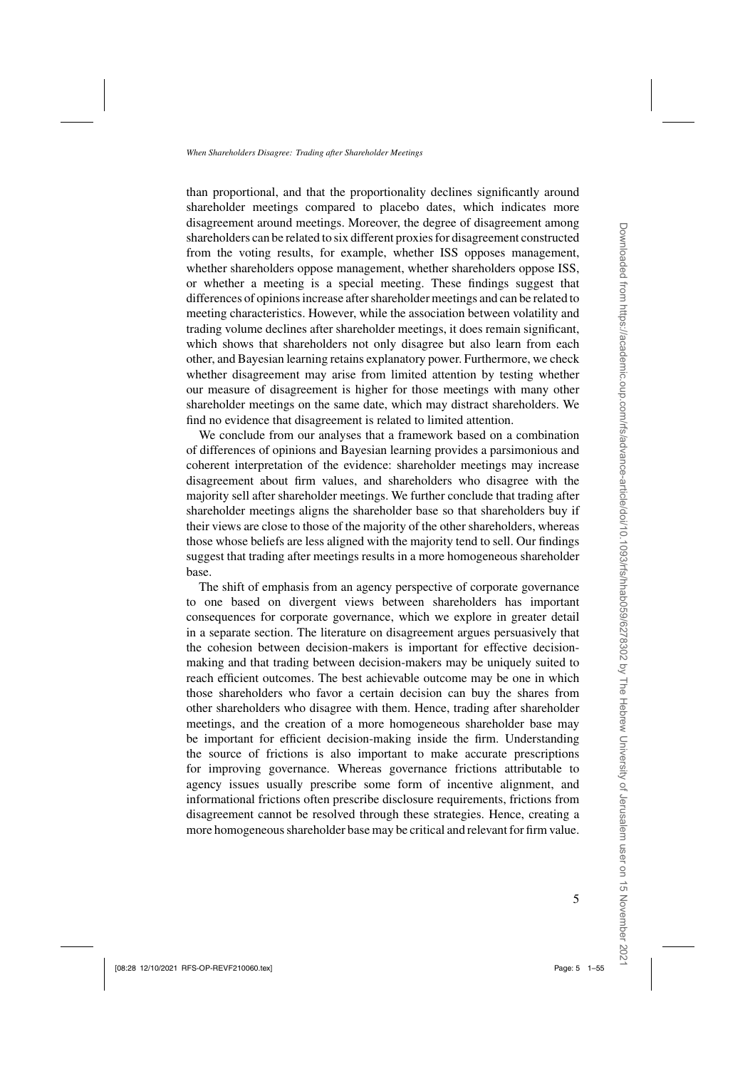than proportional, and that the proportionality declines significantly around shareholder meetings compared to placebo dates, which indicates more disagreement around meetings. Moreover, the degree of disagreement among shareholders can be related to six different proxies for disagreement constructed from the voting results, for example, whether ISS opposes management, whether shareholders oppose management, whether shareholders oppose ISS, or whether a meeting is a special meeting. These findings suggest that differences of opinions increase after shareholder meetings and can be related to meeting characteristics. However, while the association between volatility and trading volume declines after shareholder meetings, it does remain significant, which shows that shareholders not only disagree but also learn from each other, and Bayesian learning retains explanatory power. Furthermore, we check whether disagreement may arise from limited attention by testing whether our measure of disagreement is higher for those meetings with many other shareholder meetings on the same date, which may distract shareholders. We find no evidence that disagreement is related to limited attention.

We conclude from our analyses that a framework based on a combination of differences of opinions and Bayesian learning provides a parsimonious and coherent interpretation of the evidence: shareholder meetings may increase disagreement about firm values, and shareholders who disagree with the majority sell after shareholder meetings. We further conclude that trading after shareholder meetings aligns the shareholder base so that shareholders buy if their views are close to those of the majority of the other shareholders, whereas those whose beliefs are less aligned with the majority tend to sell. Our findings suggest that trading after meetings results in a more homogeneous shareholder base.

The shift of emphasis from an agency perspective of corporate governance to one based on divergent views between shareholders has important consequences for corporate governance, which we explore in greater detail in a separate section. The literature on disagreement argues persuasively that the cohesion between decision-makers is important for effective decision-making and that trading between decision-makers may be uniquely suited to reach efficient outcomes. The best achievable outcome may be one in which those shareholders who favor a certain decision can buy the shares from other shareholders who disagree with them. Hence, trading after shareholder meetings, and the creation of a more homogeneous shareholder base may be important for efficient decision-making inside the firm. Understanding the source of frictions is also important to make accurate prescriptions for improving governance. Whereas governance frictions attributable to agency issues usually prescribe some form of incentive alignment, and informational frictions often prescribe disclosure requirements, frictions from disagreement cannot be resolved through these strategies. Hence, creating a more homogeneous shareholder base may be critical and relevant for firm value.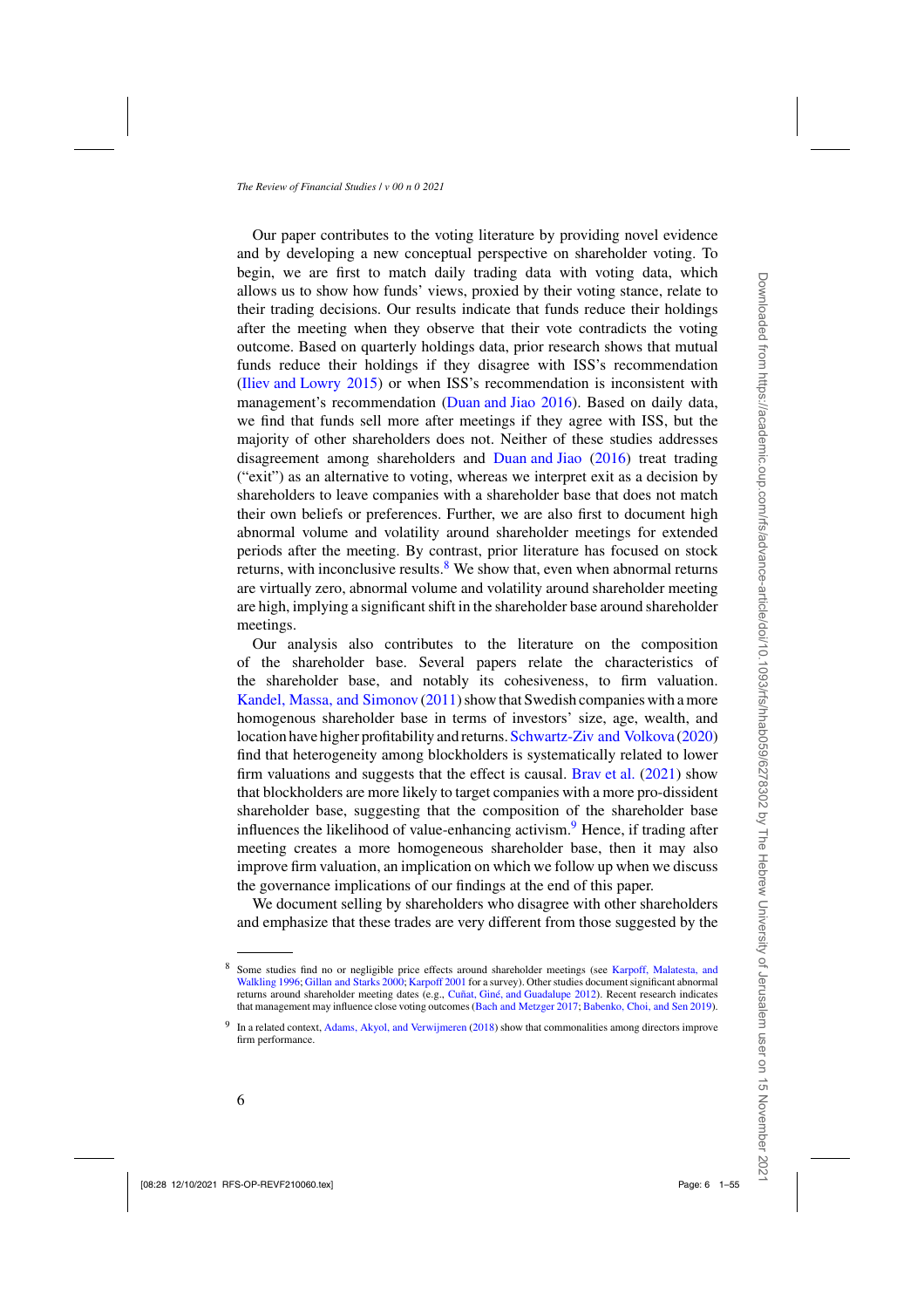Our paper contributes to the voting literature by providing novel evidence and by developing a new conceptual perspective on shareholder voting. To begin, we are first to match daily trading data with voting data, which allows us to show how funds' views, proxied by their voting stance, relate to their trading decisions. Our results indicate that funds reduce their holdings after the meeting when they observe that their vote contradicts the voting outcome. Based on quarterly holdings data, prior research shows that mutual funds reduce their holdings if they disagree with ISS's recommendation (Iliev and Lowry 2015) or when ISS's recommendation is inconsistent with management's recommendation (Duan and Jiao 2016). Based on daily data, we find that funds sell more after meetings if they agree with ISS, but the majority of other shareholders does not. Neither of these studies addresses disagreement among shareholders and Duan and Jiao (2016) treat trading ("exit") as an alternative to voting, whereas we interpret exit as a decision by shareholders to leave companies with a shareholder base that does not match their own beliefs or preferences. Further, we are also first to document high abnormal volume and volatility around shareholder meetings for extended periods after the meeting. By contrast, prior literature has focused on stock returns, with inconclusive results.[8] We show that, even when abnormal returns are virtually zero, abnormal volume and volatility around shareholder meeting are high, implying a significant shift in the shareholder base around shareholder meetings.

Our analysis also contributes to the literature on the composition of the shareholder base. Several papers relate the characteristics of the shareholder base, and notably its cohesiveness, to firm valuation. Kandel, Massa, and Simonov (2011) show that Swedish companies with a more homogenous shareholder base in terms of investors' size, age, wealth, and location have higher profitability and returns. Schwartz-Ziv and Volkova (2020) find that heterogeneity among blockholders is systematically related to lower firm valuations and suggests that the effect is causal. Brav et al. (2021) show that blockholders are more likely to target companies with a more pro-dissident shareholder base, suggesting that the composition of the shareholder base influences the likelihood of value-enhancing activism.[9] Hence, if trading after meeting creates a more homogeneous shareholder base, then it may also improve firm valuation, an implication on which we follow up when we discuss the governance implications of our findings at the end of this paper.

We document selling by shareholders who disagree with other shareholders and emphasize that these trades are very different from those suggested by the

---

[8] Some studies find no or negligible price effects around shareholder meetings (see Karpoff, Malatesta, and Walkling 1996; Gillan and Starks 2000; Karpoff 2001 for a survey). Other studies document significant abnormal returns around shareholder meeting dates (e.g., Cuñat, Giné, and Guadalupe 2012). Recent research indicates that management may influence close voting outcomes (Bach and Metzger 2017; Babenko, Choi, and Sen 2019).

[9] In a related context, Adams, Akyol, and Verwijmeren (2018) show that commonalities among directors improve firm performance.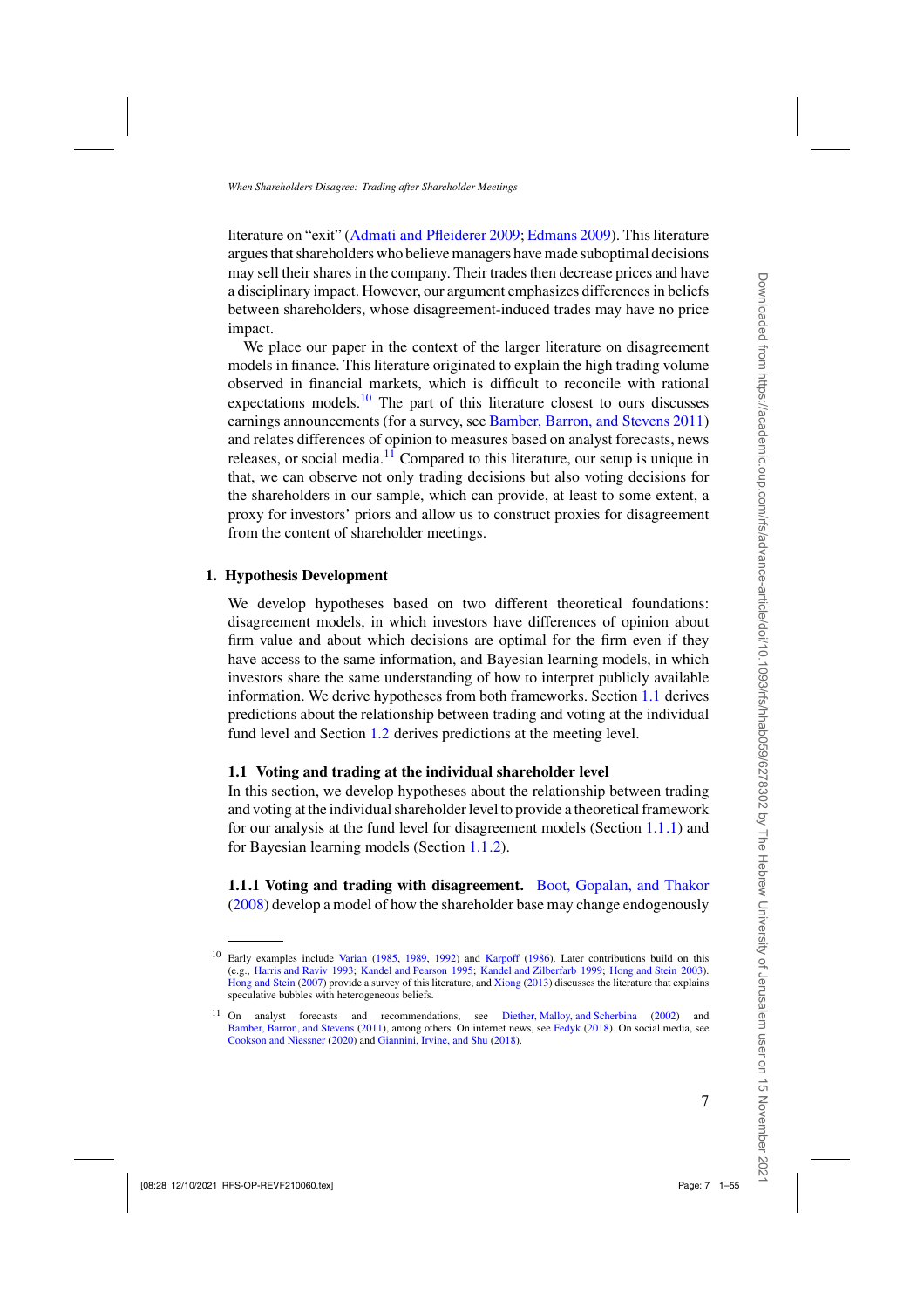literature on "exit" (Admati and Pfleiderer 2009; Edmans 2009). This literature argues that shareholders who believe managers have made suboptimal decisions may sell their shares in the company. Their trades then decrease prices and have a disciplinary impact. However, our argument emphasizes differences in beliefs between shareholders, whose disagreement-induced trades may have no price impact.

We place our paper in the context of the larger literature on disagreement models in finance. This literature originated to explain the high trading volume observed in financial markets, which is difficult to reconcile with rational expectations models.[10] The part of this literature closest to ours discusses earnings announcements (for a survey, see Bamber, Barron, and Stevens 2011) and relates differences of opinion to measures based on analyst forecasts, news releases, or social media.[11] Compared to this literature, our setup is unique in that, we can observe not only trading decisions but also voting decisions for the shareholders in our sample, which can provide, at least to some extent, a proxy for investors' priors and allow us to construct proxies for disagreement from the content of shareholder meetings.

# 1. Hypothesis Development

We develop hypotheses based on two different theoretical foundations: disagreement models, in which investors have differences of opinion about firm value and about which decisions are optimal for the firm even if they have access to the same information, and Bayesian learning models, in which investors share the same understanding of how to interpret publicly available information. We derive hypotheses from both frameworks. Section 1.1 derives predictions about the relationship between trading and voting at the individual fund level and Section 1.2 derives predictions at the meeting level.

## 1.1 Voting and trading at the individual shareholder level

In this section, we develop hypotheses about the relationship between trading and voting at the individual shareholder level to provide a theoretical framework for our analysis at the fund level for disagreement models (Section 1.1.1) and for Bayesian learning models (Section 1.1.2).

**1.1.1 Voting and trading with disagreement.** Boot, Gopalan, and Thakor (2008) develop a model of how the shareholder base may change endogenously

---

[10] Early examples include Varian (1985, 1989, 1992) and Karpoff (1986). Later contributions build on this (e.g., Harris and Raviv 1993; Kandel and Pearson 1995; Kandel and Zilberfarb 1999; Hong and Stein 2003). Hong and Stein (2007) provide a survey of this literature, and Xiong (2013) discusses the literature that explains speculative bubbles with heterogeneous beliefs.

[11] On analyst forecasts and recommendations, see Diether, Malloy, and Scherbina (2002) and Bamber, Barron, and Stevens (2011), among others. On internet news, see Fedyk (2018). On social media, see Cookson and Niessner (2020) and Giannini, Irvine, and Shu (2018).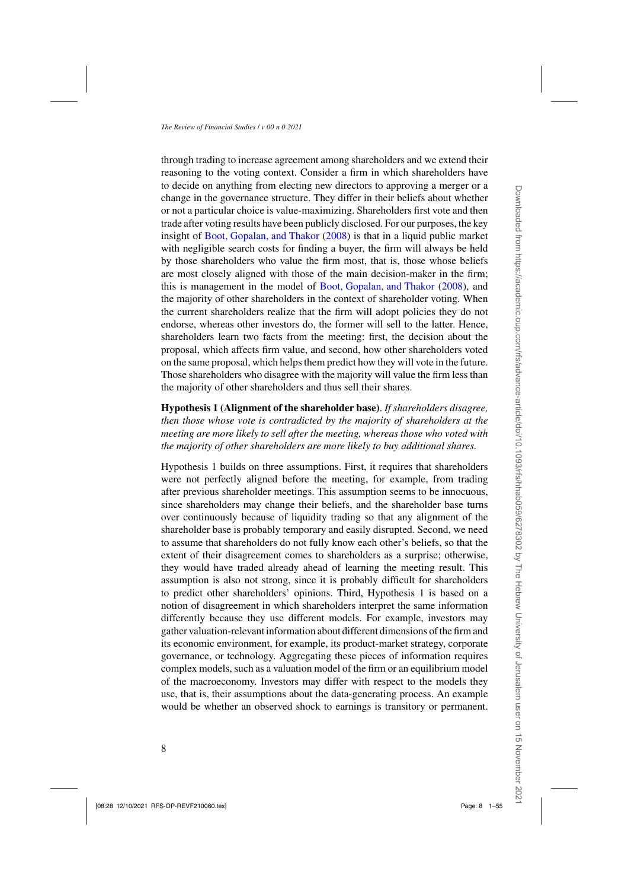through trading to increase agreement among shareholders and we extend their reasoning to the voting context. Consider a firm in which shareholders have to decide on anything from electing new directors to approving a merger or a change in the governance structure. They differ in their beliefs about whether or not a particular choice is value-maximizing. Shareholders first vote and then trade after voting results have been publicly disclosed. For our purposes, the key insight of Boot, Gopalan, and Thakor (2008) is that in a liquid public market with negligible search costs for finding a buyer, the firm will always be held by those shareholders who value the firm most, that is, those whose beliefs are most closely aligned with those of the main decision-maker in the firm; this is management in the model of Boot, Gopalan, and Thakor (2008), and the majority of other shareholders in the context of shareholder voting. When the current shareholders realize that the firm will adopt policies they do not endorse, whereas other investors do, the former will sell to the latter. Hence, shareholders learn two facts from the meeting: first, the decision about the proposal, which affects firm value, and second, how other shareholders voted on the same proposal, which helps them predict how they will vote in the future. Those shareholders who disagree with the majority will value the firm less than the majority of other shareholders and thus sell their shares.

**Hypothesis 1 (Alignment of the shareholder base)**. *If shareholders disagree, then those whose vote is contradicted by the majority of shareholders at the meeting are more likely to sell after the meeting, whereas those who voted with the majority of other shareholders are more likely to buy additional shares.*

Hypothesis 1 builds on three assumptions. First, it requires that shareholders were not perfectly aligned before the meeting, for example, from trading after previous shareholder meetings. This assumption seems to be innocuous, since shareholders may change their beliefs, and the shareholder base turns over continuously because of liquidity trading so that any alignment of the shareholder base is probably temporary and easily disrupted. Second, we need to assume that shareholders do not fully know each other's beliefs, so that the extent of their disagreement comes to shareholders as a surprise; otherwise, they would have traded already ahead of learning the meeting result. This assumption is also not strong, since it is probably difficult for shareholders to predict other shareholders' opinions. Third, Hypothesis 1 is based on a notion of disagreement in which shareholders interpret the same information differently because they use different models. For example, investors may gather valuation-relevant information about different dimensions of the firm and its economic environment, for example, its product-market strategy, corporate governance, or technology. Aggregating these pieces of information requires complex models, such as a valuation model of the firm or an equilibrium model of the macroeconomy. Investors may differ with respect to the models they use, that is, their assumptions about the data-generating process. An example would be whether an observed shock to earnings is transitory or permanent.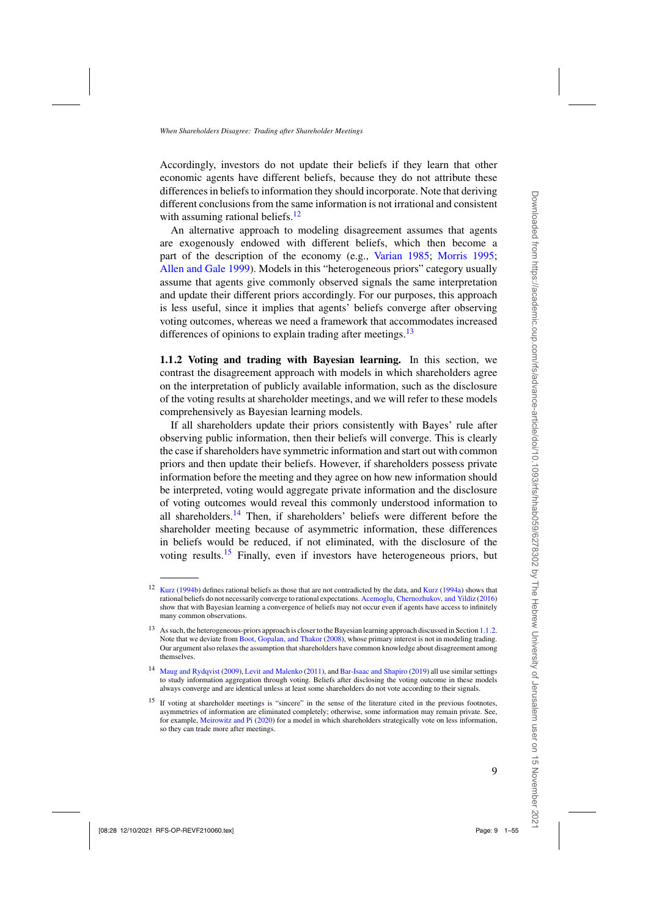Accordingly, investors do not update their beliefs if they learn that other economic agents have different beliefs, because they do not attribute these differences in beliefs to information they should incorporate. Note that deriving different conclusions from the same information is not irrational and consistent with assuming rational beliefs.[12]

An alternative approach to modeling disagreement assumes that agents are exogenously endowed with different beliefs, which then become a part of the description of the economy (e.g., Varian 1985; Morris 1995; Allen and Gale 1999). Models in this "heterogeneous priors" category usually assume that agents give commonly observed signals the same interpretation and update their different priors accordingly. For our purposes, this approach is less useful, since it implies that agents' beliefs converge after observing voting outcomes, whereas we need a framework that accommodates increased differences of opinions to explain trading after meetings.[13]

**1.1.2 Voting and trading with Bayesian learning.** In this section, we contrast the disagreement approach with models in which shareholders agree on the interpretation of publicly available information, such as the disclosure of the voting results at shareholder meetings, and we will refer to these models comprehensively as Bayesian learning models.

If all shareholders update their priors consistently with Bayes' rule after observing public information, then their beliefs will converge. This is clearly the case if shareholders have symmetric information and start out with common priors and then update their beliefs. However, if shareholders possess private information before the meeting and they agree on how new information should be interpreted, voting would aggregate private information and the disclosure of voting outcomes would reveal this commonly understood information to all shareholders.[14] Then, if shareholders' beliefs were different before the shareholder meeting because of asymmetric information, these differences in beliefs would be reduced, if not eliminated, with the disclosure of the voting results.[15] Finally, even if investors have heterogeneous priors, but

---

[12] Kurz (1994b) defines rational beliefs as those that are not contradicted by the data, and Kurz (1994a) shows that rational beliefs do not necessarily converge to rational expectations. Acemoglu, Chernozhukov, and Yildiz (2016) show that with Bayesian learning a convergence of beliefs may not occur even if agents have access to infinitely many common observations.

[13] As such, the heterogeneous-priors approach is closer to the Bayesian learning approach discussed in Section 1.1.2. Note that we deviate from Boot, Gopalan, and Thakor (2008), whose primary interest is not in modeling trading. Our argument also relaxes the assumption that shareholders have common knowledge about disagreement among themselves.

[14] Maug and Rydqvist (2009), Levit and Malenko (2011), and Bar-Isaac and Shapiro (2019) all use similar settings to study information aggregation through voting. Beliefs after disclosing the voting outcome in these models always converge and are identical unless at least some shareholders do not vote according to their signals.

[15] If voting at shareholder meetings is "sincere" in the sense of the literature cited in the previous footnotes, asymmetries of information are eliminated completely; otherwise, some information may remain private. See, for example, Meirowitz and Pi (2020) for a model in which shareholders strategically vote on less information, so they can trade more after meetings.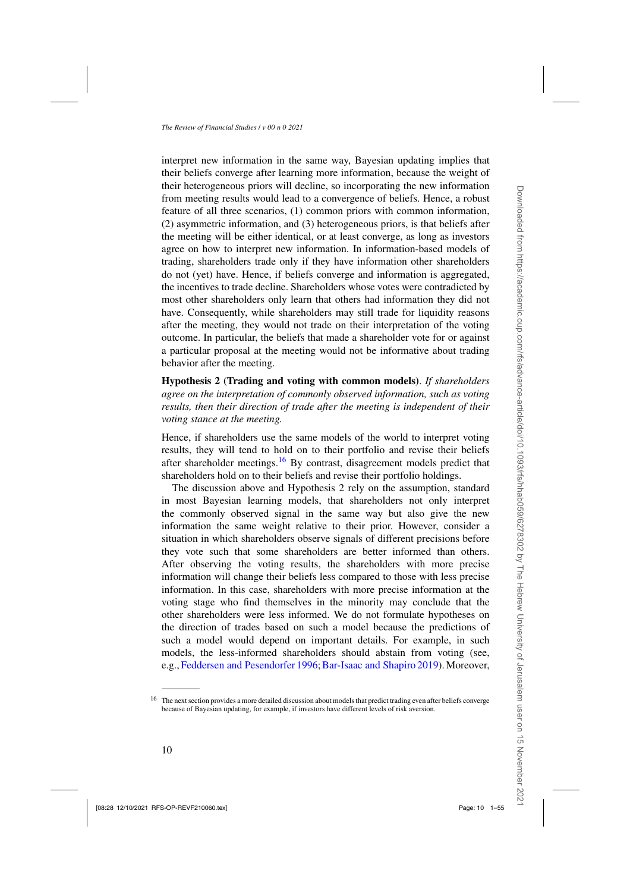interpret new information in the same way, Bayesian updating implies that their beliefs converge after learning more information, because the weight of their heterogeneous priors will decline, so incorporating the new information from meeting results would lead to a convergence of beliefs. Hence, a robust feature of all three scenarios, (1) common priors with common information, (2) asymmetric information, and (3) heterogeneous priors, is that beliefs after the meeting will be either identical, or at least converge, as long as investors agree on how to interpret new information. In information-based models of trading, shareholders trade only if they have information other shareholders do not (yet) have. Hence, if beliefs converge and information is aggregated, the incentives to trade decline. Shareholders whose votes were contradicted by most other shareholders only learn that others had information they did not have. Consequently, while shareholders may still trade for liquidity reasons after the meeting, they would not trade on their interpretation of the voting outcome. In particular, the beliefs that made a shareholder vote for or against a particular proposal at the meeting would not be informative about trading behavior after the meeting.

**Hypothesis 2 (Trading and voting with common models)**. *If shareholders agree on the interpretation of commonly observed information, such as voting results, then their direction of trade after the meeting is independent of their voting stance at the meeting.*

Hence, if shareholders use the same models of the world to interpret voting results, they will tend to hold on to their portfolio and revise their beliefs after shareholder meetings.[16] By contrast, disagreement models predict that shareholders hold on to their beliefs and revise their portfolio holdings.

The discussion above and Hypothesis 2 rely on the assumption, standard in most Bayesian learning models, that shareholders not only interpret the commonly observed signal in the same way but also give the new information the same weight relative to their prior. However, consider a situation in which shareholders observe signals of different precisions before they vote such that some shareholders are better informed than others. After observing the voting results, the shareholders with more precise information will change their beliefs less compared to those with less precise information. In this case, shareholders with more precise information at the voting stage who find themselves in the minority may conclude that the other shareholders were less informed. We do not formulate hypotheses on the direction of trades based on such a model because the predictions of such a model would depend on important details. For example, in such models, the less-informed shareholders should abstain from voting (see, e.g., Feddersen and Pesendorfer 1996; Bar-Isaac and Shapiro 2019). Moreover,

---

[16] The next section provides a more detailed discussion about models that predict trading even after beliefs converge because of Bayesian updating, for example, if investors have different levels of risk aversion.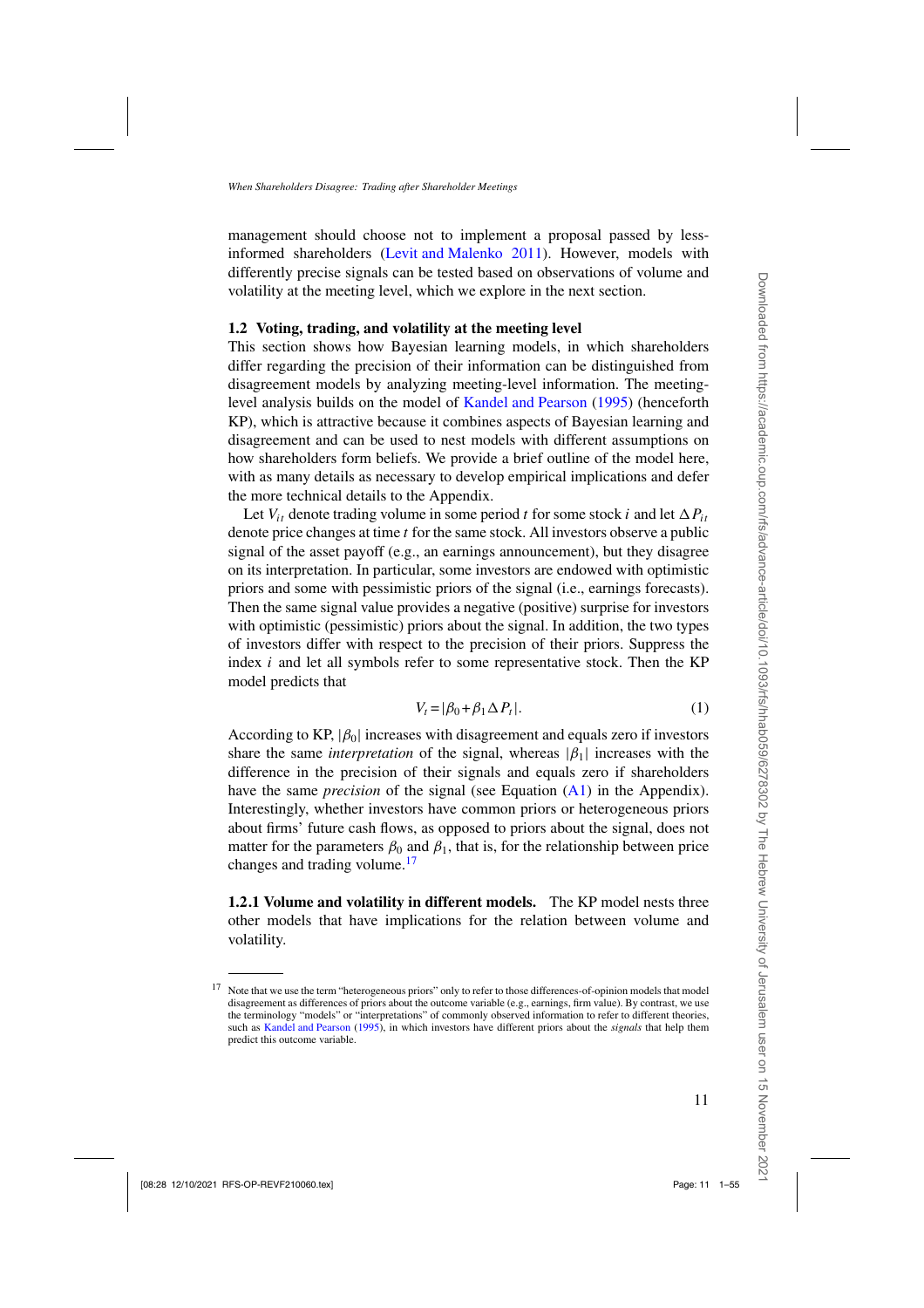management should choose not to implement a proposal passed by less-informed shareholders (Levit and Malenko 2011). However, models with differently precise signals can be tested based on observations of volume and volatility at the meeting level, which we explore in the next section.

### 1.2 Voting, trading, and volatility at the meeting level

This section shows how Bayesian learning models, in which shareholders differ regarding the precision of their information can be distinguished from disagreement models by analyzing meeting-level information. The meeting-level analysis builds on the model of Kandel and Pearson (1995) (henceforth KP), which is attractive because it combines aspects of Bayesian learning and disagreement and can be used to nest models with different assumptions on how shareholders form beliefs. We provide a brief outline of the model here, with as many details as necessary to develop empirical implications and defer the more technical details to the Appendix.

Let $V_{it}$ denote trading volume in some period $t$ for some stock $i$ and let $\Delta P_{it}$ denote price changes at time $t$ for the same stock. All investors observe a public signal of the asset payoff (e.g., an earnings announcement), but they disagree on its interpretation. In particular, some investors are endowed with optimistic priors and some with pessimistic priors of the signal (i.e., earnings forecasts). Then the same signal value provides a negative (positive) surprise for investors with optimistic (pessimistic) priors about the signal. In addition, the two types of investors differ with respect to the precision of their priors. Suppress the index $i$ and let all symbols refer to some representative stock. Then the KP model predicts that

$$V_t = |\beta_0 + \beta_1 \Delta P_t|. \tag{1}$$

According to KP, $|\beta_0|$ increases with disagreement and equals zero if investors share the same *interpretation* of the signal, whereas $|\beta_1|$ increases with the difference in the precision of their signals and equals zero if shareholders have the same *precision* of the signal (see Equation (A1) in the Appendix). Interestingly, whether investors have common priors or heterogeneous priors about firms' future cash flows, as opposed to priors about the signal, does not matter for the parameters $\beta_0$ and $\beta_1$, that is, for the relationship between price changes and trading volume.[17]

**1.2.1 Volume and volatility in different models.** The KP model nests three other models that have implications for the relation between volume and volatility.

[17] Note that we use the term "heterogeneous priors" only to refer to those differences-of-opinion models that model disagreement as differences of priors about the outcome variable (e.g., earnings, firm value). By contrast, we use the terminology "models" or "interpretations" of commonly observed information to refer to different theories, such as Kandel and Pearson (1995), in which investors have different priors about the *signals* that help them predict this outcome variable.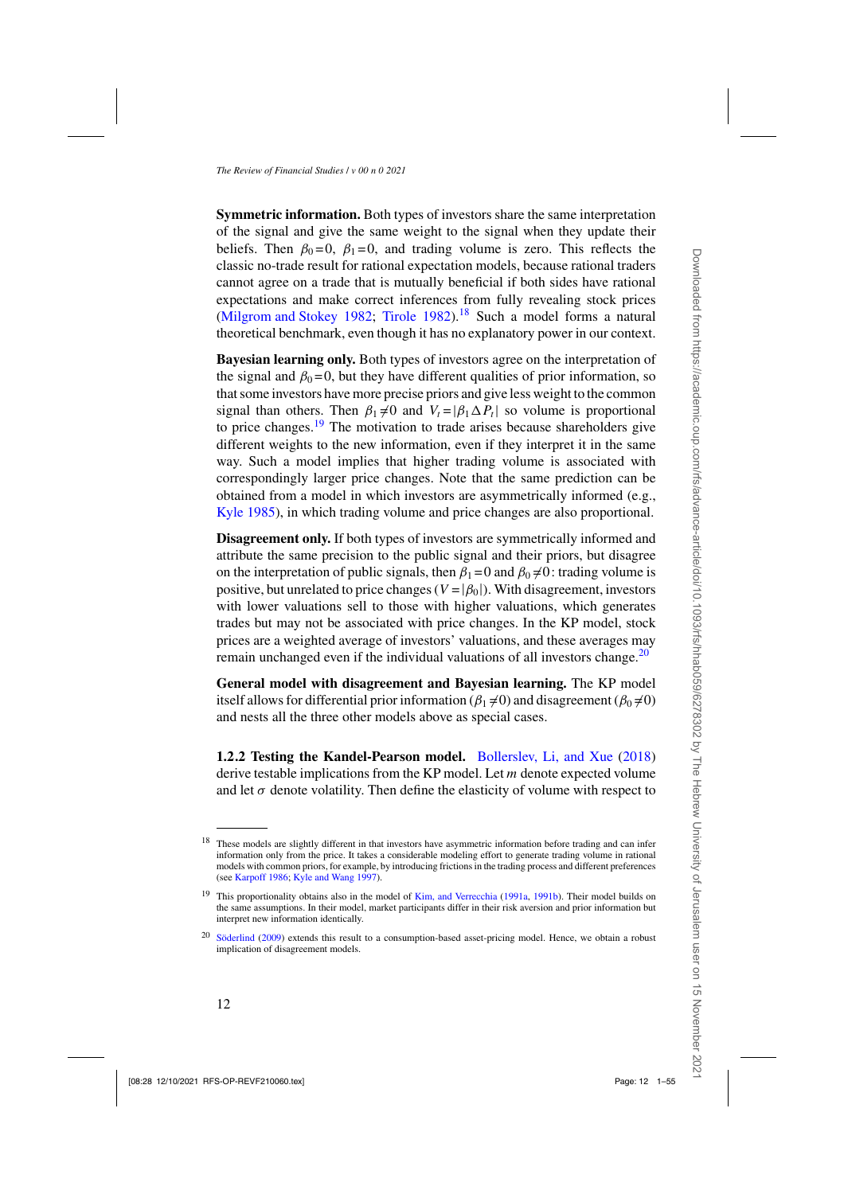**Symmetric information.** Both types of investors share the same interpretation of the signal and give the same weight to the signal when they update their beliefs. Then $\beta_0 = 0$, $\beta_1 = 0$, and trading volume is zero. This reflects the classic no-trade result for rational expectation models, because rational traders cannot agree on a trade that is mutually beneficial if both sides have rational expectations and make correct inferences from fully revealing stock prices (Milgrom and Stokey 1982; Tirole 1982).[18] Such a model forms a natural theoretical benchmark, even though it has no explanatory power in our context.

**Bayesian learning only.** Both types of investors agree on the interpretation of the signal and $\beta_0 = 0$, but they have different qualities of prior information, so that some investors have more precise priors and give less weight to the common signal than others. Then $\beta_1 \neq 0$ and $V_t = |\beta_1 \Delta P_t|$ so volume is proportional to price changes.[19] The motivation to trade arises because shareholders give different weights to the new information, even if they interpret it in the same way. Such a model implies that higher trading volume is associated with correspondingly larger price changes. Note that the same prediction can be obtained from a model in which investors are asymmetrically informed (e.g., Kyle 1985), in which trading volume and price changes are also proportional.

**Disagreement only.** If both types of investors are symmetrically informed and attribute the same precision to the public signal and their priors, but disagree on the interpretation of public signals, then $\beta_1 = 0$ and $\beta_0 \neq 0$: trading volume is positive, but unrelated to price changes ($V = |\beta_0|$). With disagreement, investors with lower valuations sell to those with higher valuations, which generates trades but may not be associated with price changes. In the KP model, stock prices are a weighted average of investors' valuations, and these averages may remain unchanged even if the individual valuations of all investors change.[20]

**General model with disagreement and Bayesian learning.** The KP model itself allows for differential prior information ($\beta_1 \neq 0$) and disagreement ($\beta_0 \neq 0$) and nests all the three other models above as special cases.

**1.2.2 Testing the Kandel-Pearson model.** Bollerslev, Li, and Xue (2018) derive testable implications from the KP model. Let $m$ denote expected volume and let $\sigma$ denote volatility. Then define the elasticity of volume with respect to

---

[18] These models are slightly different in that investors have asymmetric information before trading and can infer information only from the price. It takes a considerable modeling effort to generate trading volume in rational models with common priors, for example, by introducing frictions in the trading process and different preferences (see Karpoff 1986; Kyle and Wang 1997).

[19] This proportionality obtains also in the model of Kim, and Verrecchia (1991a, 1991b). Their model builds on the same assumptions. In their model, market participants differ in their risk aversion and prior information but interpret new information identically.

[20] Söderlind (2009) extends this result to a consumption-based asset-pricing model. Hence, we obtain a robust implication of disagreement models.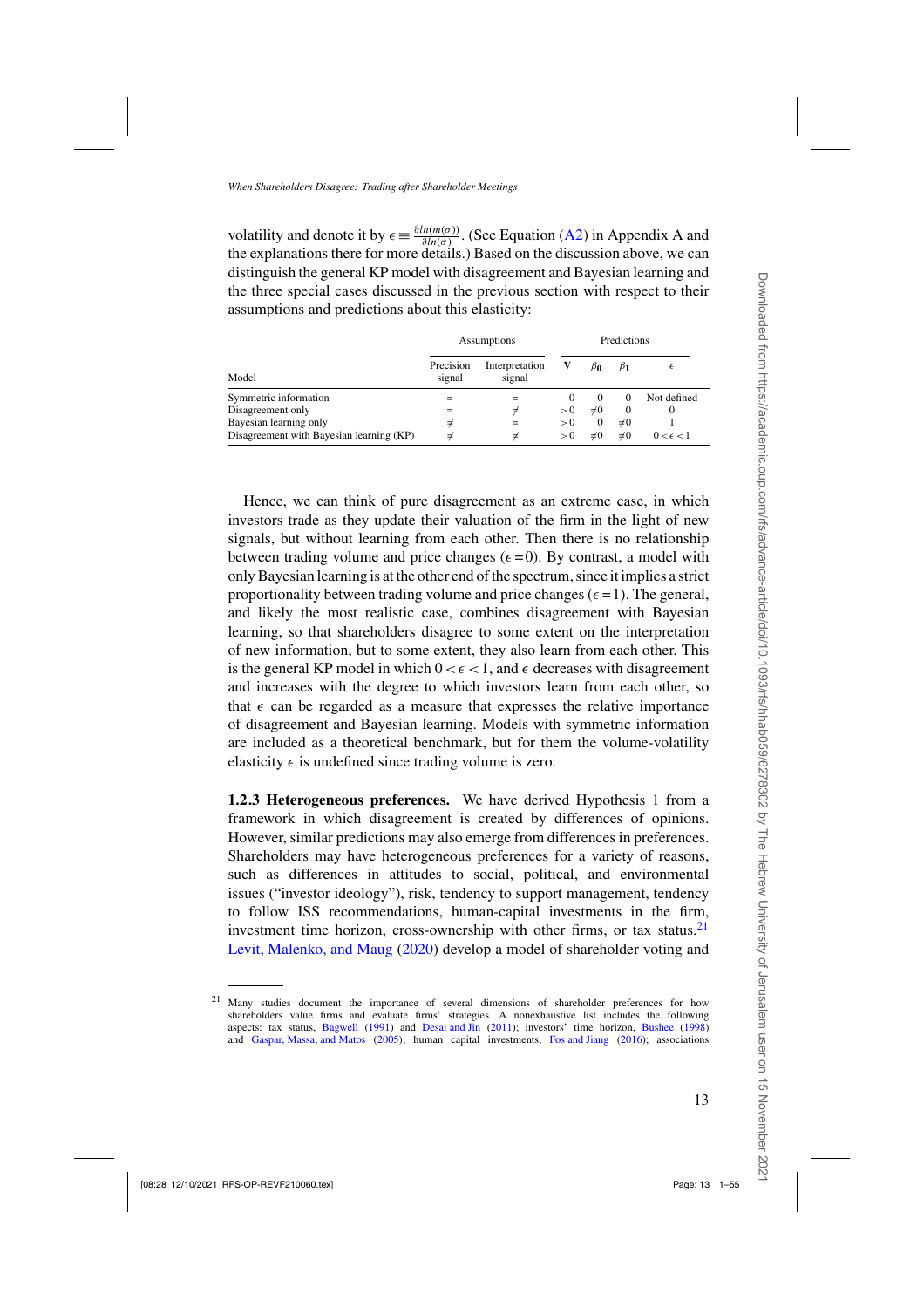volatility and denote it by $\epsilon \equiv \frac{\partial ln(m(\sigma))}{\partial ln(\sigma)}$. (See Equation (A2) in Appendix A and the explanations there for more details.) Based on the discussion above, we can distinguish the general KP model with disagreement and Bayesian learning and the three special cases discussed in the previous section with respect to their assumptions and predictions about this elasticity:

| | Assumptions | | Predictions | | | |
|---|---|---|---|---|---|---|
| Model | Precision signal | Interpretation signal | **V** | $\beta_0$ | $\beta_1$ | $\epsilon$ |
| Symmetric information | = | = | 0 | 0 | 0 | Not defined |
| Disagreement only | = | ≠ | $>0$ | $\neq 0$ | 0 | 0 |
| Bayesian learning only | ≠ | = | $>0$ | 0 | $\neq 0$ | 1 |
| Disagreement with Bayesian learning (KP) | ≠ | ≠ | $>0$ | $\neq 0$ | $\neq 0$ | $0<\epsilon<1$ |

Hence, we can think of pure disagreement as an extreme case, in which investors trade as they update their valuation of the firm in the light of new signals, but without learning from each other. Then there is no relationship between trading volume and price changes ($\epsilon = 0$). By contrast, a model with only Bayesian learning is at the other end of the spectrum, since it implies a strict proportionality between trading volume and price changes ($\epsilon = 1$). The general, and likely the most realistic case, combines disagreement with Bayesian learning, so that shareholders disagree to some extent on the interpretation of new information, but to some extent, they also learn from each other. This is the general KP model in which $0 < \epsilon < 1$, and $\epsilon$ decreases with disagreement and increases with the degree to which investors learn from each other, so that $\epsilon$ can be regarded as a measure that expresses the relative importance of disagreement and Bayesian learning. Models with symmetric information are included as a theoretical benchmark, but for them the volume-volatility elasticity $\epsilon$ is undefined since trading volume is zero.

**1.2.3 Heterogeneous preferences.** We have derived Hypothesis 1 from a framework in which disagreement is created by differences of opinions. However, similar predictions may also emerge from differences in preferences. Shareholders may have heterogeneous preferences for a variety of reasons, such as differences in attitudes to social, political, and environmental issues ("investor ideology"), risk, tendency to support management, tendency to follow ISS recommendations, human-capital investments in the firm, investment time horizon, cross-ownership with other firms, or tax status.[21] Levit, Malenko, and Maug (2020) develop a model of shareholder voting and

[21] Many studies document the importance of several dimensions of shareholder preferences for how shareholders value firms and evaluate firms' strategies. A nonexhaustive list includes the following aspects: tax status, Bagwell (1991) and Desai and Jin (2011); investors' time horizon, Bushee (1998) and Gaspar, Massa, and Matos (2005); human capital investments, Fos and Jiang (2016); associations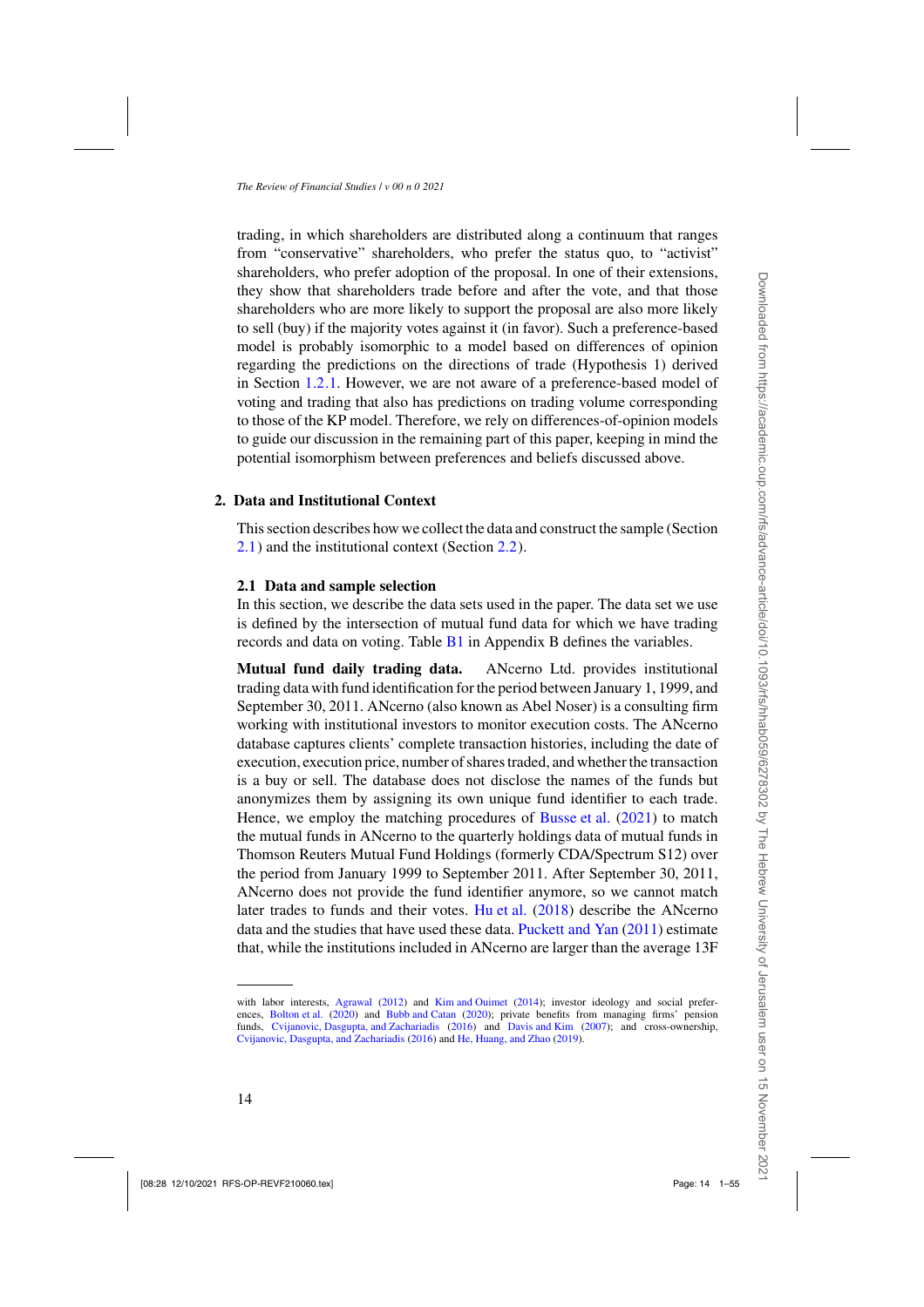trading, in which shareholders are distributed along a continuum that ranges from "conservative" shareholders, who prefer the status quo, to "activist" shareholders, who prefer adoption of the proposal. In one of their extensions, they show that shareholders trade before and after the vote, and that those shareholders who are more likely to support the proposal are also more likely to sell (buy) if the majority votes against it (in favor). Such a preference-based model is probably isomorphic to a model based on differences of opinion regarding the predictions on the directions of trade (Hypothesis 1) derived in Section 1.2.1. However, we are not aware of a preference-based model of voting and trading that also has predictions on trading volume corresponding to those of the KP model. Therefore, we rely on differences-of-opinion models to guide our discussion in the remaining part of this paper, keeping in mind the potential isomorphism between preferences and beliefs discussed above.

## 2. Data and Institutional Context

This section describes how we collect the data and construct the sample (Section 2.1) and the institutional context (Section 2.2).

### 2.1 Data and sample selection

In this section, we describe the data sets used in the paper. The data set we use is defined by the intersection of mutual fund data for which we have trading records and data on voting. Table B1 in Appendix B defines the variables.

**Mutual fund daily trading data.** ANcerno Ltd. provides institutional trading data with fund identification for the period between January 1, 1999, and September 30, 2011. ANcerno (also known as Abel Noser) is a consulting firm working with institutional investors to monitor execution costs. The ANcerno database captures clients' complete transaction histories, including the date of execution, execution price, number of shares traded, and whether the transaction is a buy or sell. The database does not disclose the names of the funds but anonymizes them by assigning its own unique fund identifier to each trade. Hence, we employ the matching procedures of Busse et al. (2021) to match the mutual funds in ANcerno to the quarterly holdings data of mutual funds in Thomson Reuters Mutual Fund Holdings (formerly CDA/Spectrum S12) over the period from January 1999 to September 2011. After September 30, 2011, ANcerno does not provide the fund identifier anymore, so we cannot match later trades to funds and their votes. Hu et al. (2018) describe the ANcerno data and the studies that have used these data. Puckett and Yan (2011) estimate that, while the institutions included in ANcerno are larger than the average 13F

---

with labor interests, Agrawal (2012) and Kim and Ouimet (2014); investor ideology and social preferences, Bolton et al. (2020) and Bubb and Catan (2020); private benefits from managing firms' pension funds, Cvijanovic, Dasgupta, and Zachariadis (2016) and Davis and Kim (2007); and cross-ownership, Cvijanovic, Dasgupta, and Zachariadis (2016) and He, Huang, and Zhao (2019).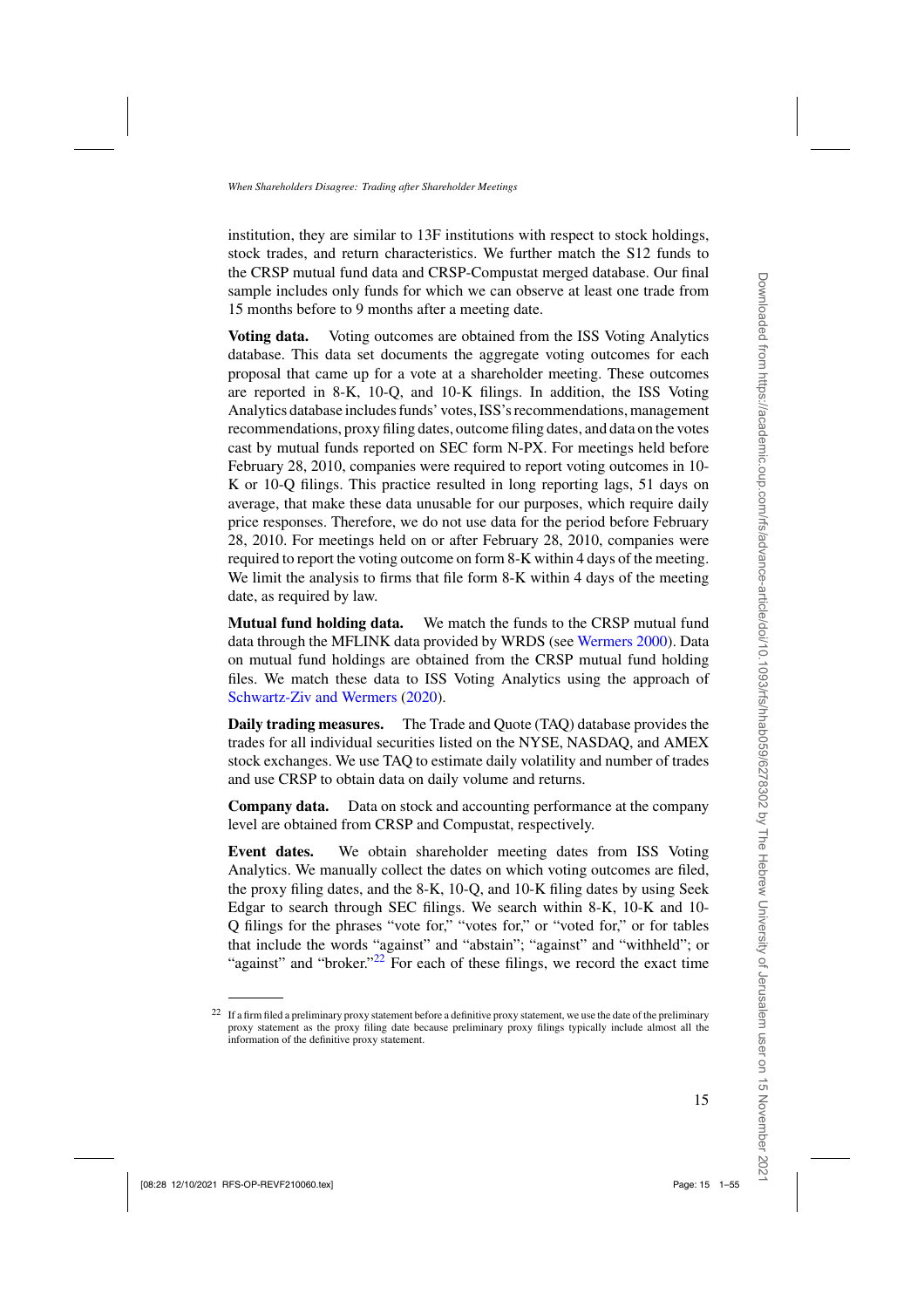institution, they are similar to 13F institutions with respect to stock holdings, stock trades, and return characteristics. We further match the S12 funds to the CRSP mutual fund data and CRSP-Compustat merged database. Our final sample includes only funds for which we can observe at least one trade from 15 months before to 9 months after a meeting date.

**Voting data.** Voting outcomes are obtained from the ISS Voting Analytics database. This data set documents the aggregate voting outcomes for each proposal that came up for a vote at a shareholder meeting. These outcomes are reported in 8-K, 10-Q, and 10-K filings. In addition, the ISS Voting Analytics database includes funds' votes, ISS's recommendations, management recommendations, proxy filing dates, outcome filing dates, and data on the votes cast by mutual funds reported on SEC form N-PX. For meetings held before February 28, 2010, companies were required to report voting outcomes in 10-K or 10-Q filings. This practice resulted in long reporting lags, 51 days on average, that make these data unusable for our purposes, which require daily price responses. Therefore, we do not use data for the period before February 28, 2010. For meetings held on or after February 28, 2010, companies were required to report the voting outcome on form 8-K within 4 days of the meeting. We limit the analysis to firms that file form 8-K within 4 days of the meeting date, as required by law.

**Mutual fund holding data.** We match the funds to the CRSP mutual fund data through the MFLINK data provided by WRDS (see Wermers 2000). Data on mutual fund holdings are obtained from the CRSP mutual fund holding files. We match these data to ISS Voting Analytics using the approach of Schwartz-Ziv and Wermers (2020).

**Daily trading measures.** The Trade and Quote (TAQ) database provides the trades for all individual securities listed on the NYSE, NASDAQ, and AMEX stock exchanges. We use TAQ to estimate daily volatility and number of trades and use CRSP to obtain data on daily volume and returns.

**Company data.** Data on stock and accounting performance at the company level are obtained from CRSP and Compustat, respectively.

**Event dates.** We obtain shareholder meeting dates from ISS Voting Analytics. We manually collect the dates on which voting outcomes are filed, the proxy filing dates, and the 8-K, 10-Q, and 10-K filing dates by using Seek Edgar to search through SEC filings. We search within 8-K, 10-K and 10-Q filings for the phrases "vote for," "votes for," or "voted for," or for tables that include the words "against" and "abstain"; "against" and "withheld"; or "against" and "broker."[22] For each of these filings, we record the exact time

---

[22] If a firm filed a preliminary proxy statement before a definitive proxy statement, we use the date of the preliminary proxy statement as the proxy filing date because preliminary proxy filings typically include almost all the information of the definitive proxy statement.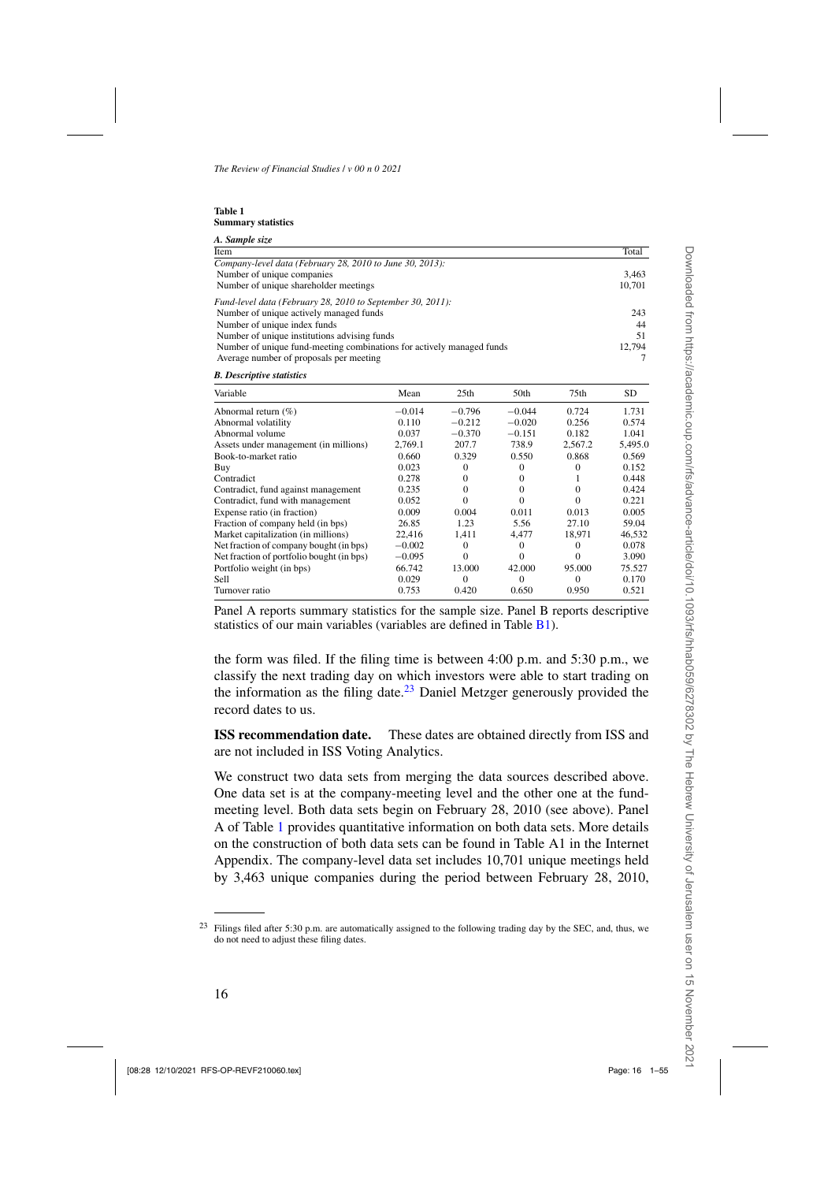**Table 1**
**Summary statistics**

***A. Sample size***

| Item | Total |
|---|---|
| *Company-level data (February 28, 2010 to June 30, 2013):* | |
| Number of unique companies | 3,463 |
| Number of unique shareholder meetings | 10,701 |
| *Fund-level data (February 28, 2010 to September 30, 2011):* | |
| Number of unique actively managed funds | 243 |
| Number of unique index funds | 44 |
| Number of unique institutions advising funds | 51 |
| Number of unique fund-meeting combinations for actively managed funds | 12,794 |
| Average number of proposals per meeting | 7 |

***B. Descriptive statistics***

| Variable | Mean | 25th | 50th | 75th | SD |
|---|---|---|---|---|---|
| Abnormal return (%) | −0.014 | −0.796 | −0.044 | 0.724 | 1.731 |
| Abnormal volatility | 0.110 | −0.212 | −0.020 | 0.256 | 0.574 |
| Abnormal volume | 0.037 | −0.370 | −0.151 | 0.182 | 1.041 |
| Assets under management (in millions) | 2,769.1 | 207.7 | 738.9 | 2,567.2 | 5,495.0 |
| Book-to-market ratio | 0.660 | 0.329 | 0.550 | 0.868 | 0.569 |
| Buy | 0.023 | 0 | 0 | 0 | 0.152 |
| Contradict | 0.278 | 0 | 0 | 1 | 0.448 |
| Contradict, fund against management | 0.235 | 0 | 0 | 0 | 0.424 |
| Contradict, fund with management | 0.052 | 0 | 0 | 0 | 0.221 |
| Expense ratio (in fraction) | 0.009 | 0.004 | 0.011 | 0.013 | 0.005 |
| Fraction of company held (in bps) | 26.85 | 1.23 | 5.56 | 27.10 | 59.04 |
| Market capitalization (in millions) | 22,416 | 1,411 | 4,477 | 18,971 | 46,532 |
| Net fraction of company bought (in bps) | −0.002 | 0 | 0 | 0 | 0.078 |
| Net fraction of portfolio bought (in bps) | −0.095 | 0 | 0 | 0 | 3.090 |
| Portfolio weight (in bps) | 66.742 | 13.000 | 42.000 | 95.000 | 75.527 |
| Sell | 0.029 | 0 | 0 | 0 | 0.170 |
| Turnover ratio | 0.753 | 0.420 | 0.650 | 0.950 | 0.521 |

Panel A reports summary statistics for the sample size. Panel B reports descriptive statistics of our main variables (variables are defined in Table B1).

the form was filed. If the filing time is between 4:00 p.m. and 5:30 p.m., we classify the next trading day on which investors were able to start trading on the information as the filing date.[23] Daniel Metzger generously provided the record dates to us.

**ISS recommendation date.** These dates are obtained directly from ISS and are not included in ISS Voting Analytics.

We construct two data sets from merging the data sources described above. One data set is at the company-meeting level and the other one at the fund-meeting level. Both data sets begin on February 28, 2010 (see above). Panel A of Table 1 provides quantitative information on both data sets. More details on the construction of both data sets can be found in Table A1 in the Internet Appendix. The company-level data set includes 10,701 unique meetings held by 3,463 unique companies during the period between February 28, 2010,

[23] Filings filed after 5:30 p.m. are automatically assigned to the following trading day by the SEC, and, thus, we do not need to adjust these filing dates.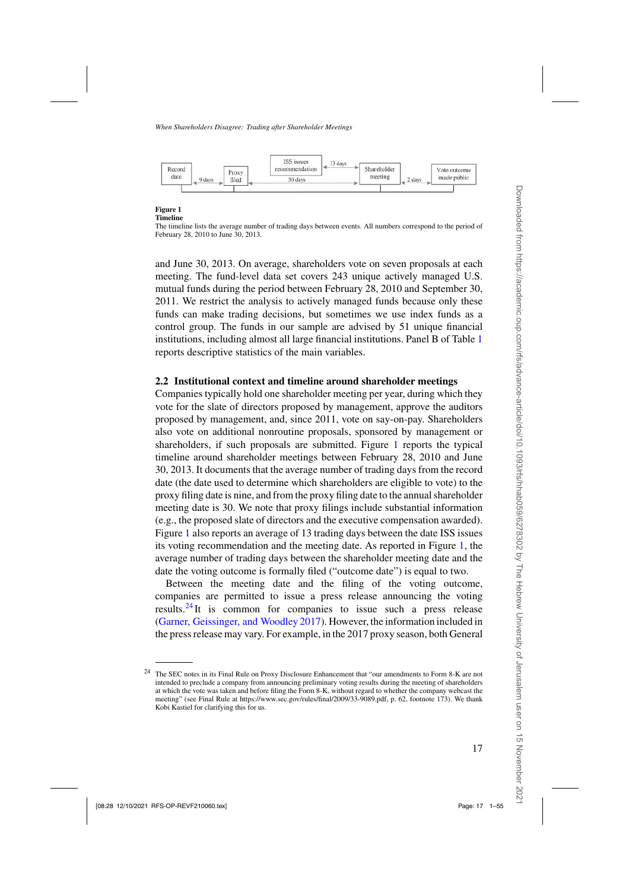**Figure 1**
**Timeline**
The timeline lists the average number of trading days between events. All numbers correspond to the period of February 28, 2010 to June 30, 2013.

and June 30, 2013. On average, shareholders vote on seven proposals at each meeting. The fund-level data set covers 243 unique actively managed U.S. mutual funds during the period between February 28, 2010 and September 30, 2011. We restrict the analysis to actively managed funds because only these funds can make trading decisions, but sometimes we use index funds as a control group. The funds in our sample are advised by 51 unique financial institutions, including almost all large financial institutions. Panel B of Table 1 reports descriptive statistics of the main variables.

## 2.2 Institutional context and timeline around shareholder meetings

Companies typically hold one shareholder meeting per year, during which they vote for the slate of directors proposed by management, approve the auditors proposed by management, and, since 2011, vote on say-on-pay. Shareholders also vote on additional nonroutine proposals, sponsored by management or shareholders, if such proposals are submitted. Figure 1 reports the typical timeline around shareholder meetings between February 28, 2010 and June 30, 2013. It documents that the average number of trading days from the record date (the date used to determine which shareholders are eligible to vote) to the proxy filing date is nine, and from the proxy filing date to the annual shareholder meeting date is 30. We note that proxy filings include substantial information (e.g., the proposed slate of directors and the executive compensation awarded). Figure 1 also reports an average of 13 trading days between the date ISS issues its voting recommendation and the meeting date. As reported in Figure 1, the average number of trading days between the shareholder meeting date and the date the voting outcome is formally filed ("outcome date") is equal to two.

Between the meeting date and the filing of the voting outcome, companies are permitted to issue a press release announcing the voting results.[24] It is common for companies to issue such a press release (Garner, Geissinger, and Woodley 2017). However, the information included in the press release may vary. For example, in the 2017 proxy season, both General

[24] The SEC notes in its Final Rule on Proxy Disclosure Enhancement that "our amendments to Form 8-K are not intended to preclude a company from announcing preliminary voting results during the meeting of shareholders at which the vote was taken and before filing the Form 8-K, without regard to whether the company webcast the meeting" (see Final Rule at https://www.sec.gov/rules/final/2009/33-9089.pdf, p. 62, footnote 173). We thank Kobi Kastiel for clarifying this for us.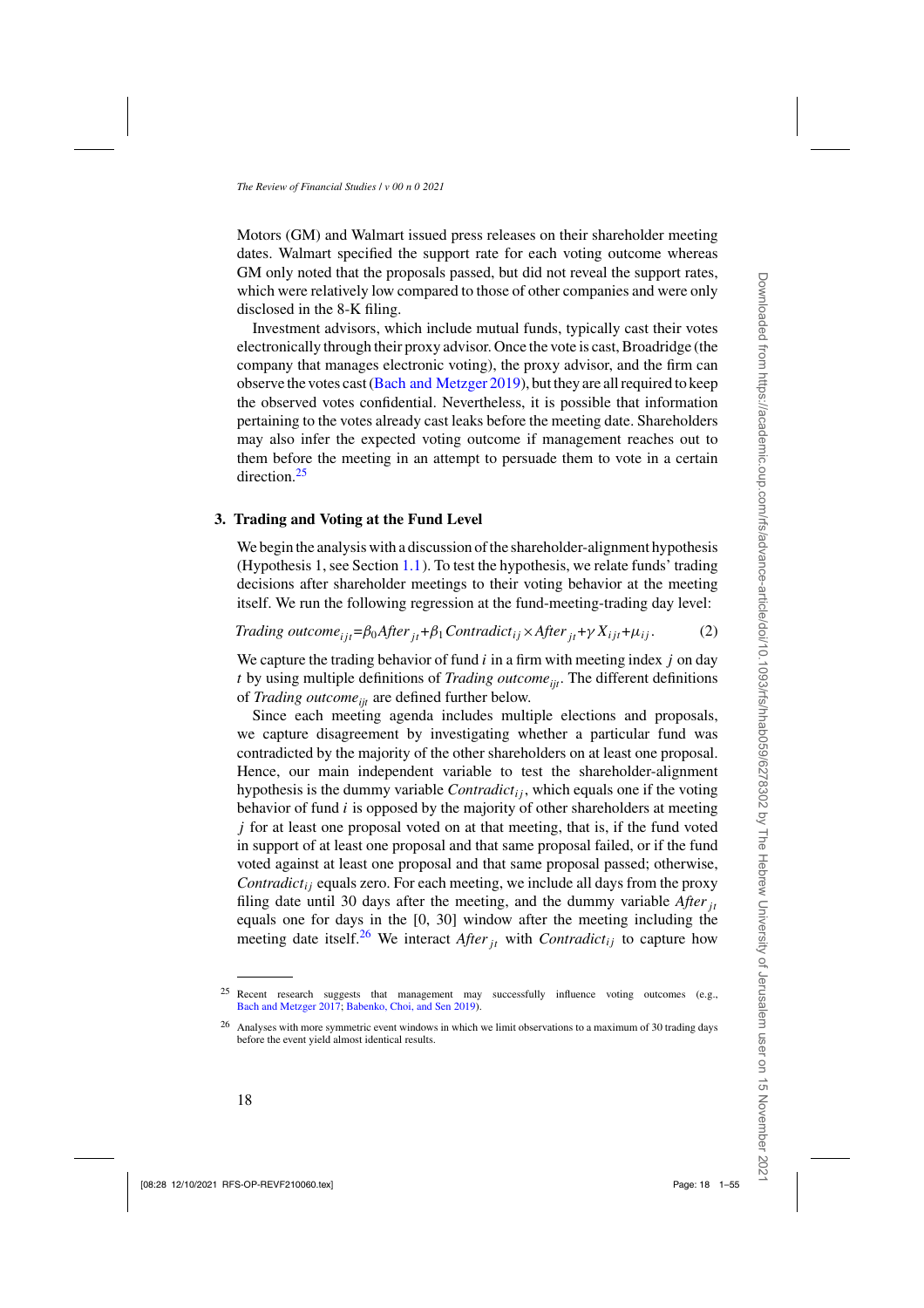Motors (GM) and Walmart issued press releases on their shareholder meeting dates. Walmart specified the support rate for each voting outcome whereas GM only noted that the proposals passed, but did not reveal the support rates, which were relatively low compared to those of other companies and were only disclosed in the 8-K filing.

Investment advisors, which include mutual funds, typically cast their votes electronically through their proxy advisor. Once the vote is cast, Broadridge (the company that manages electronic voting), the proxy advisor, and the firm can observe the votes cast (Bach and Metzger 2019), but they are all required to keep the observed votes confidential. Nevertheless, it is possible that information pertaining to the votes already cast leaks before the meeting date. Shareholders may also infer the expected voting outcome if management reaches out to them before the meeting in an attempt to persuade them to vote in a certain direction.[25]

## 3. Trading and Voting at the Fund Level

We begin the analysis with a discussion of the shareholder-alignment hypothesis (Hypothesis 1, see Section 1.1). To test the hypothesis, we relate funds' trading decisions after shareholder meetings to their voting behavior at the meeting itself. We run the following regression at the fund-meeting-trading day level:

$$Trading\ outcome_{ijt} = \beta_0 After_{jt} + \beta_1 Contradict_{ij} \times After_{jt} + \gamma X_{ijt} + \mu_{ij}. \tag{2}$$

We capture the trading behavior of fund $i$ in a firm with meeting index $j$ on day $t$ by using multiple definitions of $Trading\ outcome_{ijt}$. The different definitions of $Trading\ outcome_{ijt}$ are defined further below.

Since each meeting agenda includes multiple elections and proposals, we capture disagreement by investigating whether a particular fund was contradicted by the majority of the other shareholders on at least one proposal. Hence, our main independent variable to test the shareholder-alignment hypothesis is the dummy variable $Contradict_{ij}$, which equals one if the voting behavior of fund $i$ is opposed by the majority of other shareholders at meeting $j$ for at least one proposal voted on at that meeting, that is, if the fund voted in support of at least one proposal and that same proposal failed, or if the fund voted against at least one proposal and that same proposal passed; otherwise, $Contradict_{ij}$ equals zero. For each meeting, we include all days from the proxy filing date until 30 days after the meeting, and the dummy variable $After_{jt}$ equals one for days in the [0, 30] window after the meeting including the meeting date itself.[26] We interact $After_{jt}$ with $Contradict_{ij}$ to capture how

---

[25] Recent research suggests that management may successfully influence voting outcomes (e.g., Bach and Metzger 2017; Babenko, Choi, and Sen 2019).

[26] Analyses with more symmetric event windows in which we limit observations to a maximum of 30 trading days before the event yield almost identical results.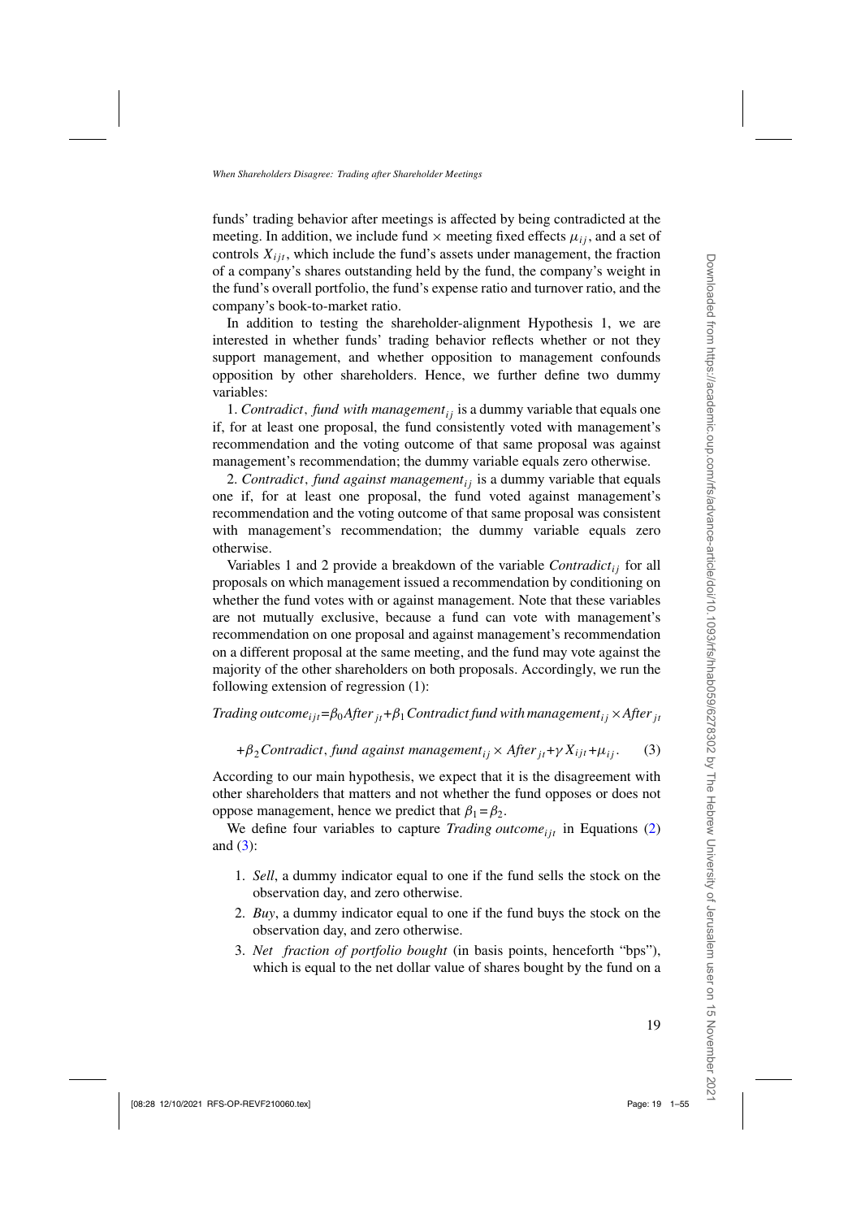funds' trading behavior after meetings is affected by being contradicted at the meeting. In addition, we include fund × meeting fixed effects $\mu_{ij}$, and a set of controls $X_{ijt}$, which include the fund's assets under management, the fraction of a company's shares outstanding held by the fund, the company's weight in the fund's overall portfolio, the fund's expense ratio and turnover ratio, and the company's book-to-market ratio.

In addition to testing the shareholder-alignment Hypothesis 1, we are interested in whether funds' trading behavior reflects whether or not they support management, and whether opposition to management confounds opposition by other shareholders. Hence, we further define two dummy variables:

1. $\textit{Contradict, fund with management}_{ij}$ is a dummy variable that equals one if, for at least one proposal, the fund consistently voted with management's recommendation and the voting outcome of that same proposal was against management's recommendation; the dummy variable equals zero otherwise.

2. $\textit{Contradict, fund against management}_{ij}$ is a dummy variable that equals one if, for at least one proposal, the fund voted against management's recommendation and the voting outcome of that same proposal was consistent with management's recommendation; the dummy variable equals zero otherwise.

Variables 1 and 2 provide a breakdown of the variable $\textit{Contradict}_{ij}$ for all proposals on which management issued a recommendation by conditioning on whether the fund votes with or against management. Note that these variables are not mutually exclusive, because a fund can vote with management's recommendation on one proposal and against management's recommendation on a different proposal at the same meeting, and the fund may vote against the majority of the other shareholders on both proposals. Accordingly, we run the following extension of regression (1):

$$\begin{aligned}\textit{Trading outcome}_{ijt} = & \beta_0 \textit{After}_{jt} + \beta_1 \textit{Contradict fund with management}_{ij} \times \textit{After}_{jt} \\ & + \beta_2 \textit{Contradict, fund against management}_{ij} \times \textit{After}_{jt} + \gamma X_{ijt} + \mu_{ij}. \qquad (3)\end{aligned}$$

According to our main hypothesis, we expect that it is the disagreement with other shareholders that matters and not whether the fund opposes or does not oppose management, hence we predict that $\beta_1 = \beta_2$.

We define four variables to capture $\textit{Trading outcome}_{ijt}$ in Equations (2) and (3):

1. *Sell*, a dummy indicator equal to one if the fund sells the stock on the observation day, and zero otherwise.
2. *Buy*, a dummy indicator equal to one if the fund buys the stock on the observation day, and zero otherwise.
3. *Net fraction of portfolio bought* (in basis points, henceforth "bps"), which is equal to the net dollar value of shares bought by the fund on a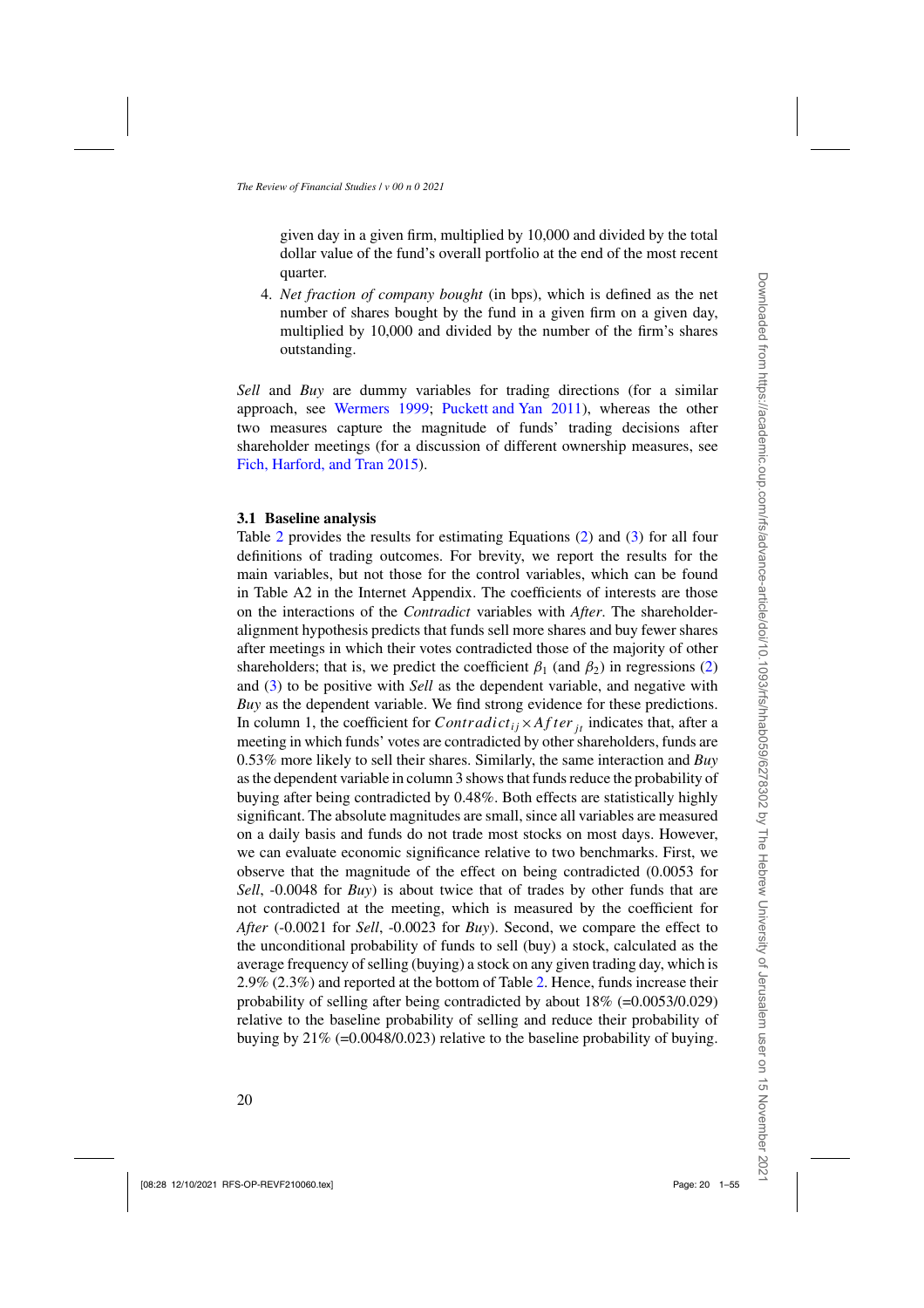given day in a given firm, multiplied by 10,000 and divided by the total dollar value of the fund's overall portfolio at the end of the most recent quarter.

4. *Net fraction of company bought* (in bps), which is defined as the net number of shares bought by the fund in a given firm on a given day, multiplied by 10,000 and divided by the number of the firm's shares outstanding.

*Sell* and *Buy* are dummy variables for trading directions (for a similar approach, see Wermers 1999; Puckett and Yan 2011), whereas the other two measures capture the magnitude of funds' trading decisions after shareholder meetings (for a discussion of different ownership measures, see Fich, Harford, and Tran 2015).

### 3.1 Baseline analysis

Table 2 provides the results for estimating Equations (2) and (3) for all four definitions of trading outcomes. For brevity, we report the results for the main variables, but not those for the control variables, which can be found in Table A2 in the Internet Appendix. The coefficients of interests are those on the interactions of the *Contradict* variables with *After*. The shareholder-alignment hypothesis predicts that funds sell more shares and buy fewer shares after meetings in which their votes contradicted those of the majority of other shareholders; that is, we predict the coefficient $\beta_1$ (and $\beta_2$) in regressions (2) and (3) to be positive with *Sell* as the dependent variable, and negative with *Buy* as the dependent variable. We find strong evidence for these predictions. In column 1, the coefficient for $Contradict_{ij} \times After_{jt}$ indicates that, after a meeting in which funds' votes are contradicted by other shareholders, funds are 0.53% more likely to sell their shares. Similarly, the same interaction and *Buy* as the dependent variable in column 3 shows that funds reduce the probability of buying after being contradicted by 0.48%. Both effects are statistically highly significant. The absolute magnitudes are small, since all variables are measured on a daily basis and funds do not trade most stocks on most days. However, we can evaluate economic significance relative to two benchmarks. First, we observe that the magnitude of the effect on being contradicted (0.0053 for *Sell*, -0.0048 for *Buy*) is about twice that of trades by other funds that are not contradicted at the meeting, which is measured by the coefficient for *After* (-0.0021 for *Sell*, -0.0023 for *Buy*). Second, we compare the effect to the unconditional probability of funds to sell (buy) a stock, calculated as the average frequency of selling (buying) a stock on any given trading day, which is 2.9% (2.3%) and reported at the bottom of Table 2. Hence, funds increase their probability of selling after being contradicted by about 18% (=0.0053/0.029) relative to the baseline probability of selling and reduce their probability of buying by 21% (=0.0048/0.023) relative to the baseline probability of buying.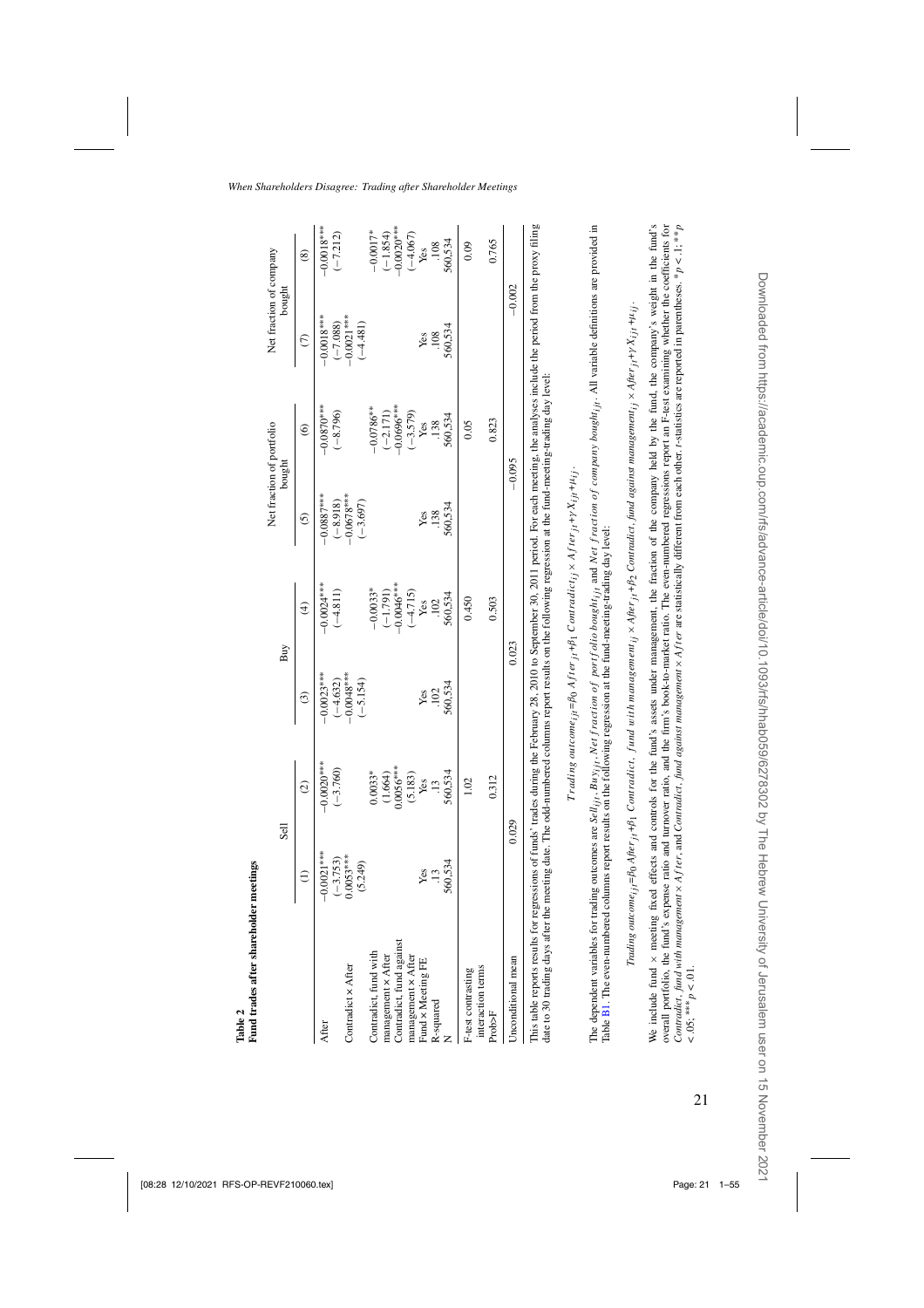**Table 2**
**Fund trades after shareholder meetings**

| | Sell | | Buy | | Net fraction of portfolio bought | | Net fraction of company bought | |
|---|---|---|---|---|---|---|---|---|
| | (1) | (2) | (3) | (4) | (5) | (6) | (7) | (8) |
| After | −0.0021*** | −0.0020*** | −0.0023*** | −0.0024*** | −0.0887*** | −0.0870*** | −0.0018*** | −0.0018*** |
| | (−3.753) | (−3.760) | (−4.632) | (−4.811) | (−8.918) | (−8.796) | (−7.088) | (−7.212) |
| Contradict × After | 0.0053*** | | −0.0048*** | | −0.0678*** | | −0.0021*** | |
| | (5.249) | | (−5.154) | | (−3.697) | | (−4.481) | |
| Contradict, fund with management × After | | 0.0033* | | −0.0033* | | −0.0786** | | −0.0017* |
| | | (1.664) | | (−1.791) | | (−2.171) | | (−1.854) |
| Contradict, fund against management × After | | 0.0056*** | | −0.0046*** | | −0.0696*** | | −0.0020*** |
| | | (5.183) | | (−4.715) | | (−3.579) | | (−4.067) |
| Fund × Meeting FE | Yes | Yes | Yes | Yes | Yes | Yes | Yes | Yes |
| R-squared | .13 | .13 | .102 | .102 | .138 | .138 | .108 | .108 |
| N | 560,534 | 560,534 | 560,534 | 560,534 | 560,534 | 560,534 | 560,534 | 560,534 |
| F-test contrasting interaction terms | | 1.02 | | 0.450 | | 0.05 | | 0.09 |
| Prob>F | | 0.312 | | 0.503 | | 0.823 | | 0.765 |
| Unconditional mean | 0.029 | | 0.023 | | −0.095 | | −0.002 | |

This table reports results for regressions of funds' trades during the February 28, 2010 to September 30, 2011 period. For each meeting, the analyses include the period from the proxy filing date to 30 trading days after the meeting date. The odd-numbered columns report results on the following regression at the fund-meeting-trading day level:

$$Trading\ outcome_{ijt}=\beta_0 After_{jt}+\beta_1 Contradict_{ij}\times After_{jt}+\gamma X_{ijt}+\mu_{ij}.$$

The dependent variables for trading outcomes are $Sell_{ijt}$, $Buy_{ijt}$, $Net\ fraction\ of\ portfolio\ bought_{ijt}$ and $Net\ fraction\ of\ company\ bought_{ijt}$. All variable definitions are provided in Table B1. The even-numbered columns report results on the following regression at the fund-meeting-trading day level:

$$Trading\ outcome_{ijt}=\beta_0 After_{jt}+\beta_1\ Contradict,\ fund\ with\ management_{ij}\times After_{jt}+\beta_2\ Contradict,\ fund\ against\ management_{ij}\times After_{jt}+\gamma X_{ijt}+\mu_{ij}.$$

We include fund × meeting fixed effects and controls for the fund's assets under management, the fraction of the company held by the fund, the company's weight in the fund's overall portfolio, the fund's expense ratio and turnover ratio, and the firm's book-to-market ratio. The even-numbered regressions report an F-test examining whether the coefficients for *Contradict, fund with management* × *After*, and *Contradict, fund against management* × *After* are statistically different from each other. *t*-statistics are reported in parentheses. \*$p<.1$; \*\*$p<.05$; \*\*\*$p<.01$.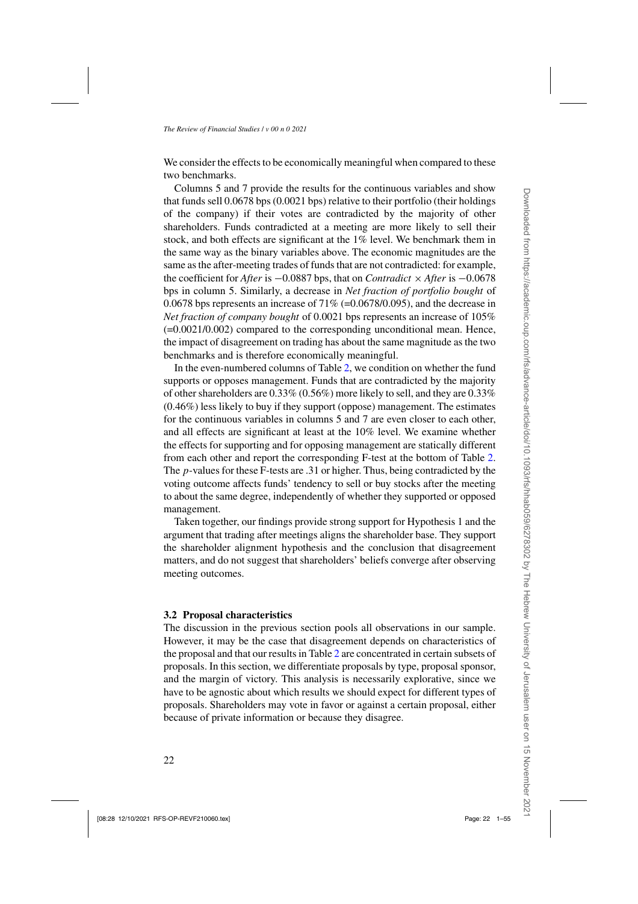We consider the effects to be economically meaningful when compared to these two benchmarks.

Columns 5 and 7 provide the results for the continuous variables and show that funds sell 0.0678 bps (0.0021 bps) relative to their portfolio (their holdings of the company) if their votes are contradicted by the majority of other shareholders. Funds contradicted at a meeting are more likely to sell their stock, and both effects are significant at the 1% level. We benchmark them in the same way as the binary variables above. The economic magnitudes are the same as the after-meeting trades of funds that are not contradicted: for example, the coefficient for *After* is −0.0887 bps, that on *Contradict* × *After* is −0.0678 bps in column 5. Similarly, a decrease in *Net fraction of portfolio bought* of 0.0678 bps represents an increase of 71% (=0.0678/0.095), and the decrease in *Net fraction of company bought* of 0.0021 bps represents an increase of 105% (=0.0021/0.002) compared to the corresponding unconditional mean. Hence, the impact of disagreement on trading has about the same magnitude as the two benchmarks and is therefore economically meaningful.

In the even-numbered columns of Table 2, we condition on whether the fund supports or opposes management. Funds that are contradicted by the majority of other shareholders are 0.33% (0.56%) more likely to sell, and they are 0.33% (0.46%) less likely to buy if they support (oppose) management. The estimates for the continuous variables in columns 5 and 7 are even closer to each other, and all effects are significant at least at the 10% level. We examine whether the effects for supporting and for opposing management are statically different from each other and report the corresponding F-test at the bottom of Table 2. The $p$-values for these F-tests are .31 or higher. Thus, being contradicted by the voting outcome affects funds' tendency to sell or buy stocks after the meeting to about the same degree, independently of whether they supported or opposed management.

Taken together, our findings provide strong support for Hypothesis 1 and the argument that trading after meetings aligns the shareholder base. They support the shareholder alignment hypothesis and the conclusion that disagreement matters, and do not suggest that shareholders' beliefs converge after observing meeting outcomes.

### 3.2 Proposal characteristics

The discussion in the previous section pools all observations in our sample. However, it may be the case that disagreement depends on characteristics of the proposal and that our results in Table 2 are concentrated in certain subsets of proposals. In this section, we differentiate proposals by type, proposal sponsor, and the margin of victory. This analysis is necessarily explorative, since we have to be agnostic about which results we should expect for different types of proposals. Shareholders may vote in favor or against a certain proposal, either because of private information or because they disagree.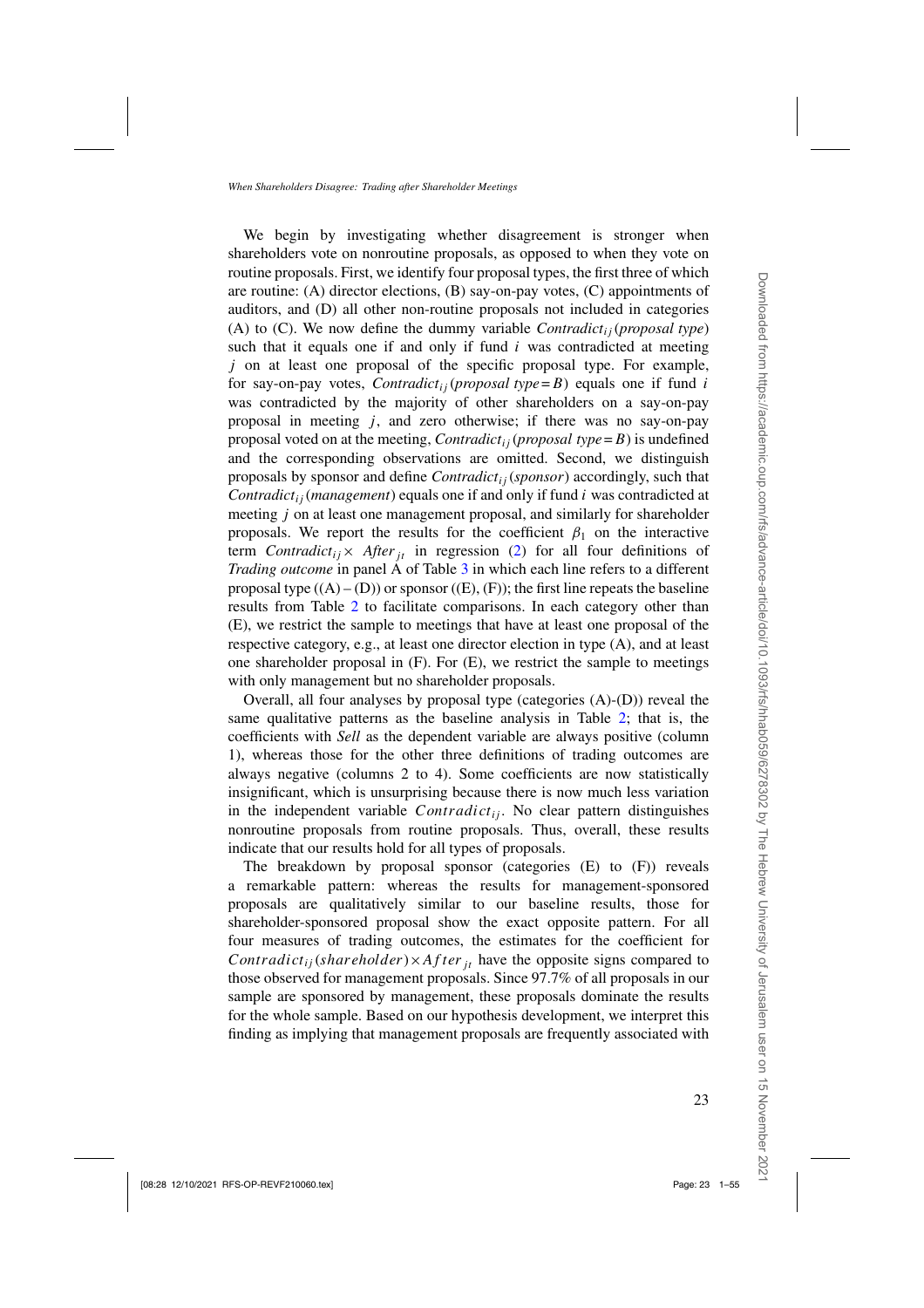We begin by investigating whether disagreement is stronger when shareholders vote on nonroutine proposals, as opposed to when they vote on routine proposals. First, we identify four proposal types, the first three of which are routine: (A) director elections, (B) say-on-pay votes, (C) appointments of auditors, and (D) all other non-routine proposals not included in categories (A) to (C). We now define the dummy variable $Contradict_{ij}(proposal\ type)$ such that it equals one if and only if fund $i$ was contradicted at meeting $j$ on at least one proposal of the specific proposal type. For example, for say-on-pay votes, $Contradict_{ij}(proposal\ type = B)$ equals one if fund $i$ was contradicted by the majority of other shareholders on a say-on-pay proposal in meeting $j$, and zero otherwise; if there was no say-on-pay proposal voted on at the meeting, $Contradict_{ij}(proposal\ type = B)$ is undefined and the corresponding observations are omitted. Second, we distinguish proposals by sponsor and define $Contradict_{ij}(sponsor)$ accordingly, such that $Contradict_{ij}(management)$ equals one if and only if fund $i$ was contradicted at meeting $j$ on at least one management proposal, and similarly for shareholder proposals. We report the results for the coefficient $\beta_1$ on the interactive term $Contradict_{ij} \times After_{jt}$ in regression (2) for all four definitions of *Trading outcome* in panel A of Table 3 in which each line refers to a different proposal type ((A) – (D)) or sponsor ((E), (F)); the first line repeats the baseline results from Table 2 to facilitate comparisons. In each category other than (E), we restrict the sample to meetings that have at least one proposal of the respective category, e.g., at least one director election in type (A), and at least one shareholder proposal in (F). For (E), we restrict the sample to meetings with only management but no shareholder proposals.

Overall, all four analyses by proposal type (categories (A)-(D)) reveal the same qualitative patterns as the baseline analysis in Table 2; that is, the coefficients with *Sell* as the dependent variable are always positive (column 1), whereas those for the other three definitions of trading outcomes are always negative (columns 2 to 4). Some coefficients are now statistically insignificant, which is unsurprising because there is now much less variation in the independent variable $Contradict_{ij}$. No clear pattern distinguishes nonroutine proposals from routine proposals. Thus, overall, these results indicate that our results hold for all types of proposals.

The breakdown by proposal sponsor (categories (E) to (F)) reveals a remarkable pattern: whereas the results for management-sponsored proposals are qualitatively similar to our baseline results, those for shareholder-sponsored proposal show the exact opposite pattern. For all four measures of trading outcomes, the estimates for the coefficient for $Contradict_{ij}(shareholder) \times After_{jt}$ have the opposite signs compared to those observed for management proposals. Since 97.7% of all proposals in our sample are sponsored by management, these proposals dominate the results for the whole sample. Based on our hypothesis development, we interpret this finding as implying that management proposals are frequently associated with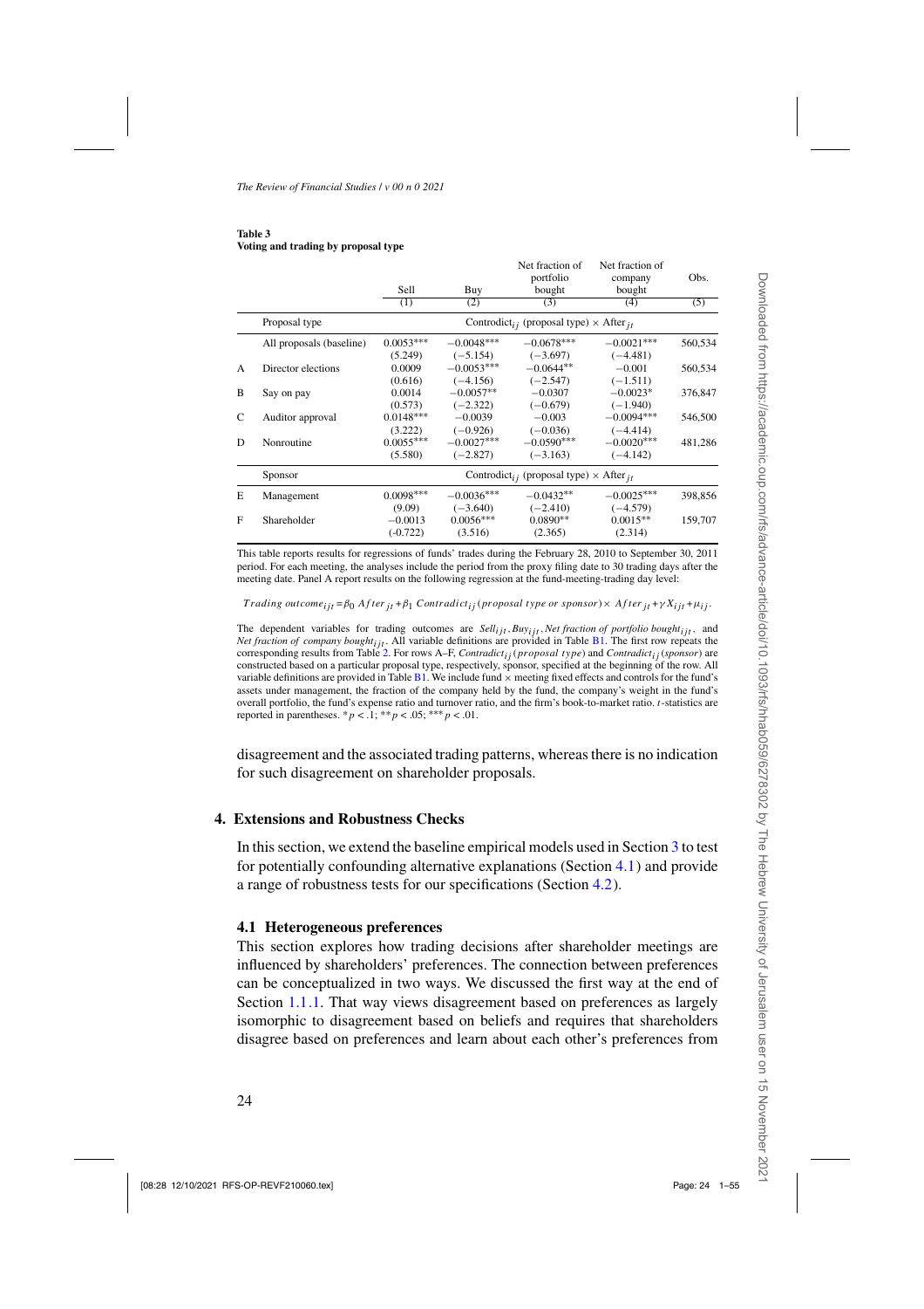**Table 3**
**Voting and trading by proposal type**

| | | Sell | Buy | Net fraction of portfolio bought | Net fraction of company bought | Obs. |
|---|---|---|---|---|---|---|
| | | (1) | (2) | (3) | (4) | (5) |
| | Proposal type | $\text{Controdict}_{ij}$ (proposal type) × $\text{After}_{jt}$ | | | | |
| | All proposals (baseline) | 0.0053*** | −0.0048*** | −0.0678*** | −0.0021*** | 560,534 |
| | | (5.249) | (−5.154) | (−3.697) | (−4.481) | |
| A | Director elections | 0.0009 | −0.0053*** | −0.0644** | −0.001 | 560,534 |
| | | (0.616) | (−4.156) | (−2.547) | (−1.511) | |
| B | Say on pay | 0.0014 | −0.0057** | −0.0307 | −0.0023* | 376,847 |
| | | (0.573) | (−2.322) | (−0.679) | (−1.940) | |
| C | Auditor approval | 0.0148*** | −0.0039 | −0.003 | −0.0094*** | 546,500 |
| | | (3.222) | (−0.926) | (−0.036) | (−4.414) | |
| D | Nonroutine | 0.0055*** | −0.0027*** | −0.0590*** | −0.0020*** | 481,286 |
| | | (5.580) | (−2.827) | (−3.163) | (−4.142) | |
| | Sponsor | $\text{Controdict}_{ij}$ (proposal type) × $\text{After}_{jt}$ | | | | |
| E | Management | 0.0098*** | −0.0036*** | −0.0432** | −0.0025*** | 398,856 |
| | | (9.09) | (−3.640) | (−2.410) | (−4.579) | |
| F | Shareholder | −0.0013 | 0.0056*** | 0.0890** | 0.0015** | 159,707 |
| | | (-0.722) | (3.516) | (2.365) | (2.314) | |

This table reports results for regressions of funds' trades during the February 28, 2010 to September 30, 2011 period. For each meeting, the analyses include the period from the proxy filing date to 30 trading days after the meeting date. Panel A report results on the following regression at the fund-meeting-trading day level:

$$Trading\ outcome_{ijt} = \beta_0\ After_{jt} + \beta_1\ Contradict_{ij}(proposal\ type\ or\ sponsor) \times After_{jt} + \gamma X_{ijt} + \mu_{ij}.$$

The dependent variables for trading outcomes are $Sell_{ijt}$, $Buy_{ijt}$, *Net fraction of portfolio bought*$_{ijt}$, and *Net fraction of company bought*$_{ijt}$. All variable definitions are provided in Table B1. The first row repeats the corresponding results from Table 2. For rows A–F, $Contradict_{ij}(proposal\ type)$ and $Contradict_{ij}(sponsor)$ are constructed based on a particular proposal type, respectively, sponsor, specified at the beginning of the row. All variable definitions are provided in Table B1. We include fund × meeting fixed effects and controls for the fund's assets under management, the fraction of the company held by the fund, the company's weight in the fund's overall portfolio, the fund's expense ratio and turnover ratio, and the firm's book-to-market ratio. $t$-statistics are reported in parentheses. $^{*}p < .1$; $^{**}p < .05$; $^{***}p < .01$.

disagreement and the associated trading patterns, whereas there is no indication for such disagreement on shareholder proposals.

## 4. Extensions and Robustness Checks

In this section, we extend the baseline empirical models used in Section 3 to test for potentially confounding alternative explanations (Section 4.1) and provide a range of robustness tests for our specifications (Section 4.2).

### 4.1 Heterogeneous preferences

This section explores how trading decisions after shareholder meetings are influenced by shareholders' preferences. The connection between preferences can be conceptualized in two ways. We discussed the first way at the end of Section 1.1.1. That way views disagreement based on preferences as largely isomorphic to disagreement based on beliefs and requires that shareholders disagree based on preferences and learn about each other's preferences from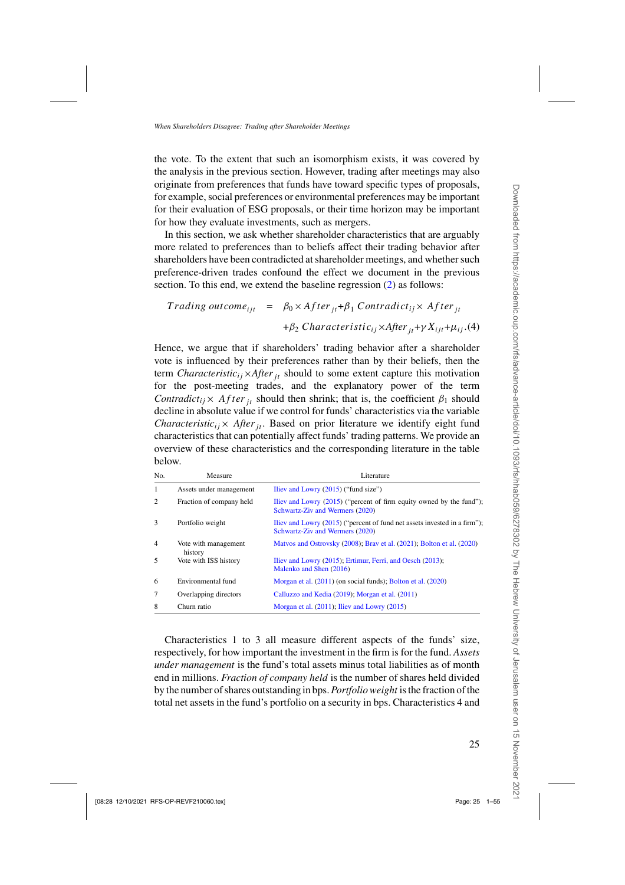the vote. To the extent that such an isomorphism exists, it was covered by the analysis in the previous section. However, trading after meetings may also originate from preferences that funds have toward specific types of proposals, for example, social preferences or environmental preferences may be important for their evaluation of ESG proposals, or their time horizon may be important for how they evaluate investments, such as mergers.

In this section, we ask whether shareholder characteristics that are arguably more related to preferences than to beliefs affect their trading behavior after shareholders have been contradicted at shareholder meetings, and whether such preference-driven trades confound the effect we document in the previous section. To this end, we extend the baseline regression (2) as follows:

$$
\begin{aligned}
Trading\ outcome_{ijt} \;=\; & \beta_0 \times After_{jt} + \beta_1\, Contradict_{ij} \times After_{jt} \\
& + \beta_2\, Characteristic_{ij} \times After_{jt} + \gamma X_{ijt} + \mu_{ij}. \quad (4)
\end{aligned}
$$

Hence, we argue that if shareholders' trading behavior after a shareholder vote is influenced by their preferences rather than by their beliefs, then the term $Characteristic_{ij} \times After_{jt}$ should to some extent capture this motivation for the post-meeting trades, and the explanatory power of the term $Contradict_{ij} \times After_{jt}$ should then shrink; that is, the coefficient $\beta_1$ should decline in absolute value if we control for funds' characteristics via the variable $Characteristic_{ij} \times After_{jt}$. Based on prior literature we identify eight fund characteristics that can potentially affect funds' trading patterns. We provide an overview of these characteristics and the corresponding literature in the table below.

| No. | Measure | Literature |
|---|---|---|
| 1 | Assets under management | Iliev and Lowry (2015) ("fund size") |
| 2 | Fraction of company held | Iliev and Lowry (2015) ("percent of firm equity owned by the fund"); Schwartz-Ziv and Wermers (2020) |
| 3 | Portfolio weight | Iliev and Lowry (2015) ("percent of fund net assets invested in a firm"); Schwartz-Ziv and Wermers (2020) |
| 4 | Vote with management history | Matvos and Ostrovsky (2008); Brav et al. (2021); Bolton et al. (2020) |
| 5 | Vote with ISS history | Iliev and Lowry (2015); Ertimur, Ferri, and Oesch (2013); Malenko and Shen (2016) |
| 6 | Environmental fund | Morgan et al. (2011) (on social funds); Bolton et al. (2020) |
| 7 | Overlapping directors | Calluzzo and Kedia (2019); Morgan et al. (2011) |
| 8 | Churn ratio | Morgan et al. (2011); Iliev and Lowry (2015) |

Characteristics 1 to 3 all measure different aspects of the funds' size, respectively, for how important the investment in the firm is for the fund. *Assets under management* is the fund's total assets minus total liabilities as of month end in millions. *Fraction of company held* is the number of shares held divided by the number of shares outstanding in bps. *Portfolio weight* is the fraction of the total net assets in the fund's portfolio on a security in bps. Characteristics 4 and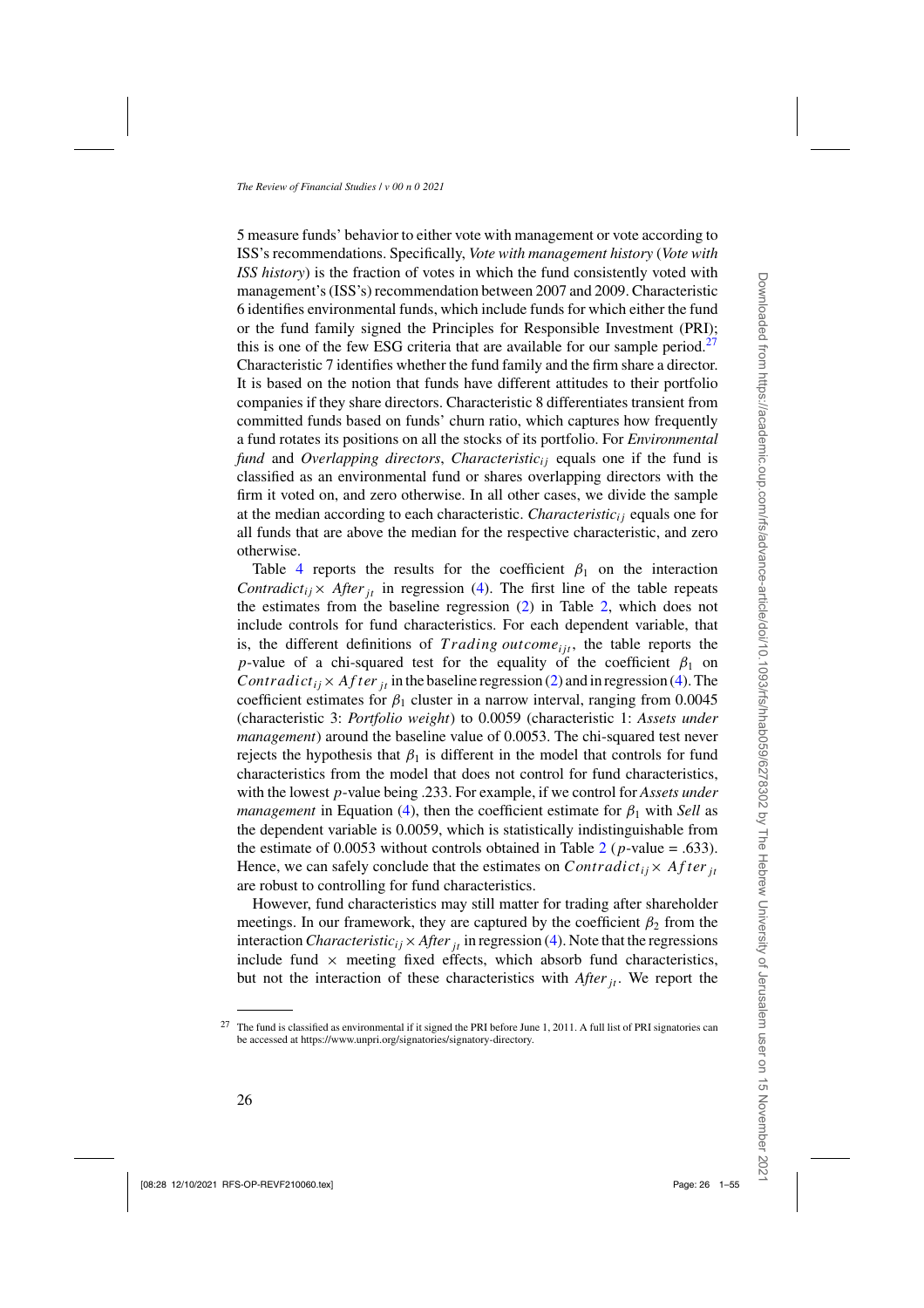5 measure funds' behavior to either vote with management or vote according to ISS's recommendations. Specifically, *Vote with management history* (*Vote with ISS history*) is the fraction of votes in which the fund consistently voted with management's (ISS's) recommendation between 2007 and 2009. Characteristic 6 identifies environmental funds, which include funds for which either the fund or the fund family signed the Principles for Responsible Investment (PRI); this is one of the few ESG criteria that are available for our sample period.[27] Characteristic 7 identifies whether the fund family and the firm share a director. It is based on the notion that funds have different attitudes to their portfolio companies if they share directors. Characteristic 8 differentiates transient from committed funds based on funds' churn ratio, which captures how frequently a fund rotates its positions on all the stocks of its portfolio. For *Environmental fund* and *Overlapping directors*, $Characteristic_{ij}$ equals one if the fund is classified as an environmental fund or shares overlapping directors with the firm it voted on, and zero otherwise. In all other cases, we divide the sample at the median according to each characteristic. $Characteristic_{ij}$ equals one for all funds that are above the median for the respective characteristic, and zero otherwise.

Table 4 reports the results for the coefficient $\beta_1$ on the interaction $Contradict_{ij} \times After_{jt}$ in regression (4). The first line of the table repeats the estimates from the baseline regression (2) in Table 2, which does not include controls for fund characteristics. For each dependent variable, that is, the different definitions of $Trading\ outcome_{ijt}$, the table reports the $p$-value of a chi-squared test for the equality of the coefficient $\beta_1$ on $Contradict_{ij} \times After_{jt}$ in the baseline regression (2) and in regression (4). The coefficient estimates for $\beta_1$ cluster in a narrow interval, ranging from 0.0045 (characteristic 3: *Portfolio weight*) to 0.0059 (characteristic 1: *Assets under management*) around the baseline value of 0.0053. The chi-squared test never rejects the hypothesis that $\beta_1$ is different in the model that controls for fund characteristics from the model that does not control for fund characteristics, with the lowest $p$-value being .233. For example, if we control for *Assets under management* in Equation (4), then the coefficient estimate for $\beta_1$ with *Sell* as the dependent variable is 0.0059, which is statistically indistinguishable from the estimate of 0.0053 without controls obtained in Table 2 ($p$-value = .633). Hence, we can safely conclude that the estimates on $Contradict_{ij} \times After_{jt}$ are robust to controlling for fund characteristics.

However, fund characteristics may still matter for trading after shareholder meetings. In our framework, they are captured by the coefficient $\beta_2$ from the interaction $Characteristic_{ij} \times After_{jt}$ in regression (4). Note that the regressions include fund $\times$ meeting fixed effects, which absorb fund characteristics, but not the interaction of these characteristics with $After_{jt}$. We report the

[27] The fund is classified as environmental if it signed the PRI before June 1, 2011. A full list of PRI signatories can be accessed at https://www.unpri.org/signatories/signatory-directory.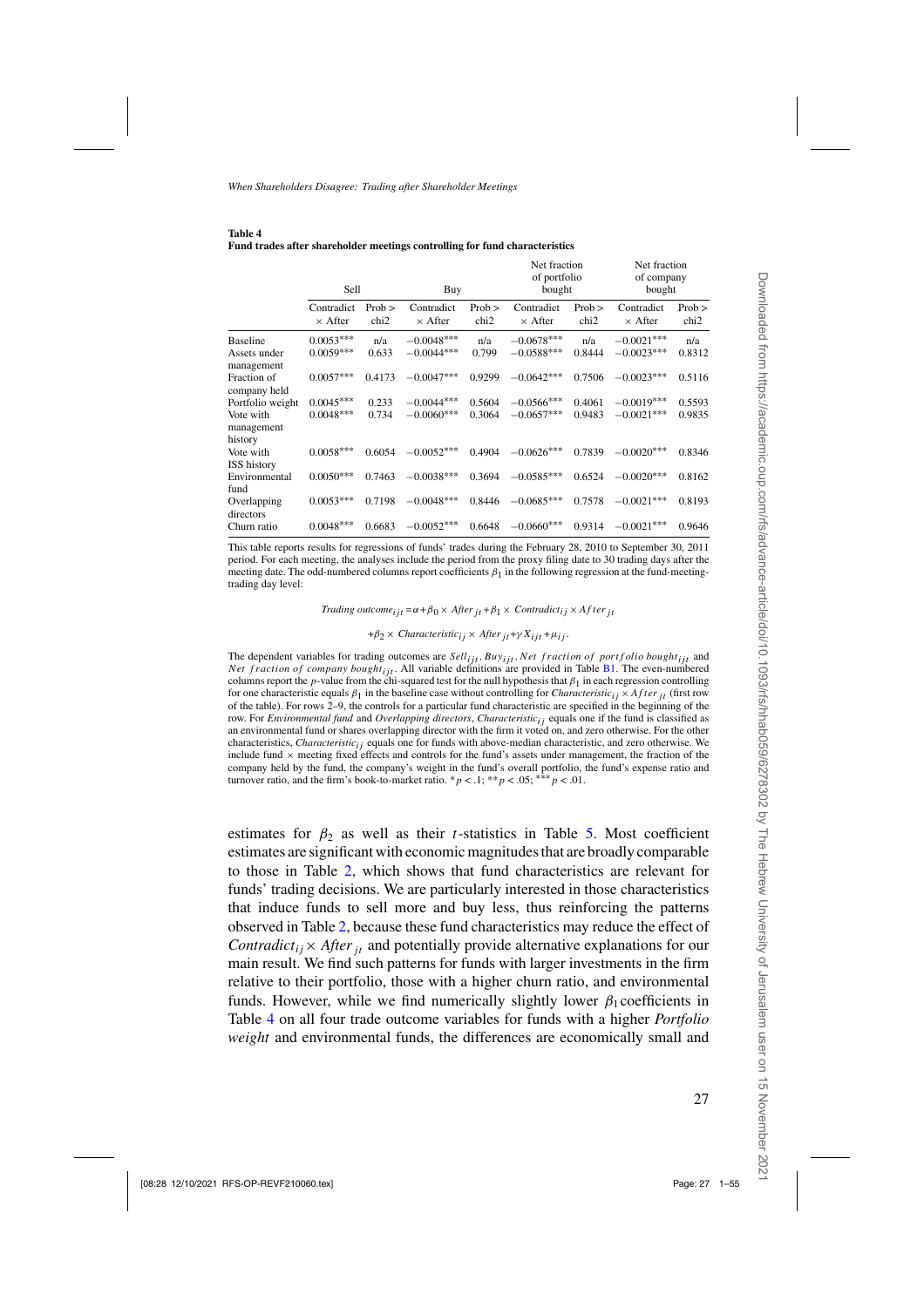**Table 4**
**Fund trades after shareholder meetings controlling for fund characteristics**

| | Sell | | Buy | | Net fraction of portfolio bought | | Net fraction of company bought | |
|---|---|---|---|---|---|---|---|---|
| | Contradict × After | Prob > chi2 | Contradict × After | Prob > chi2 | Contradict × After | Prob > chi2 | Contradict × After | Prob > chi2 |
| Baseline | 0.0053*** | n/a | −0.0048*** | n/a | −0.0678*** | n/a | −0.0021*** | n/a |
| Assets under management | 0.0059*** | 0.633 | −0.0044*** | 0.799 | −0.0588*** | 0.8444 | −0.0023*** | 0.8312 |
| Fraction of company held | 0.0057*** | 0.4173 | −0.0047*** | 0.9299 | −0.0642*** | 0.7506 | −0.0023*** | 0.5116 |
| Portfolio weight | 0.0045*** | 0.233 | −0.0044*** | 0.5604 | −0.0566*** | 0.4061 | −0.0019*** | 0.5593 |
| Vote with management history | 0.0048*** | 0.734 | −0.0060*** | 0.3064 | −0.0657*** | 0.9483 | −0.0021*** | 0.9835 |
| Vote with ISS history | 0.0058*** | 0.6054 | −0.0052*** | 0.4904 | −0.0626*** | 0.7839 | −0.0020*** | 0.8346 |
| Environmental fund | 0.0050*** | 0.7463 | −0.0038*** | 0.3694 | −0.0585*** | 0.6524 | −0.0020*** | 0.8162 |
| Overlapping directors | 0.0053*** | 0.7198 | −0.0048*** | 0.8446 | −0.0685*** | 0.7578 | −0.0021*** | 0.8193 |
| Churn ratio | 0.0048*** | 0.6683 | −0.0052*** | 0.6648 | −0.0660*** | 0.9314 | −0.0021*** | 0.9646 |

This table reports results for regressions of funds' trades during the February 28, 2010 to September 30, 2011 period. For each meeting, the analyses include the period from the proxy filing date to 30 trading days after the meeting date. The odd-numbered columns report coefficients $\beta_1$ in the following regression at the fund-meeting-trading day level:

$$Trading\ outcome_{ijt} = \alpha + \beta_0 \times After_{jt} + \beta_1 \times Contradict_{ij} \times After_{jt}$$

$$+ \beta_2 \times Characteristic_{ij} \times After_{jt} + \gamma X_{ijt} + \mu_{ij}.$$

The dependent variables for trading outcomes are $Sell_{ijt}$, $Buy_{ijt}$, $Net\ fraction\ of\ portfolio\ bought_{ijt}$ and $Net\ fraction\ of\ company\ bought_{ijt}$. All variable definitions are provided in Table B1. The even-numbered columns report the $p$-value from the chi-squared test for the null hypothesis that $\beta_1$ in each regression controlling for one characteristic equals $\beta_1$ in the baseline case without controlling for $Characteristic_{ij} \times After_{jt}$ (first row of the table). For rows 2–9, the controls for a particular fund characteristic are specified in the beginning of the row. For *Environmental fund* and *Overlapping directors*, $Characteristic_{ij}$ equals one if the fund is classified as an environmental fund or shares overlapping director with the firm it voted on, and zero otherwise. For the other characteristics, $Characteristic_{ij}$ equals one for funds with above-median characteristic, and zero otherwise. We include fund × meeting fixed effects and controls for the fund's assets under management, the fraction of the company held by the fund, the company's weight in the fund's overall portfolio, the fund's expense ratio and turnover ratio, and the firm's book-to-market ratio. \*$p < .1$; \*\*$p < .05$; \*\*\*$p < .01$.

estimates for $\beta_2$ as well as their $t$-statistics in Table 5. Most coefficient estimates are significant with economic magnitudes that are broadly comparable to those in Table 2, which shows that fund characteristics are relevant for funds' trading decisions. We are particularly interested in those characteristics that induce funds to sell more and buy less, thus reinforcing the patterns observed in Table 2, because these fund characteristics may reduce the effect of $Contradict_{ij} \times After_{jt}$ and potentially provide alternative explanations for our main result. We find such patterns for funds with larger investments in the firm relative to their portfolio, those with a higher churn ratio, and environmental funds. However, while we find numerically slightly lower $\beta_1$ coefficients in Table 4 on all four trade outcome variables for funds with a higher *Portfolio weight* and environmental funds, the differences are economically small and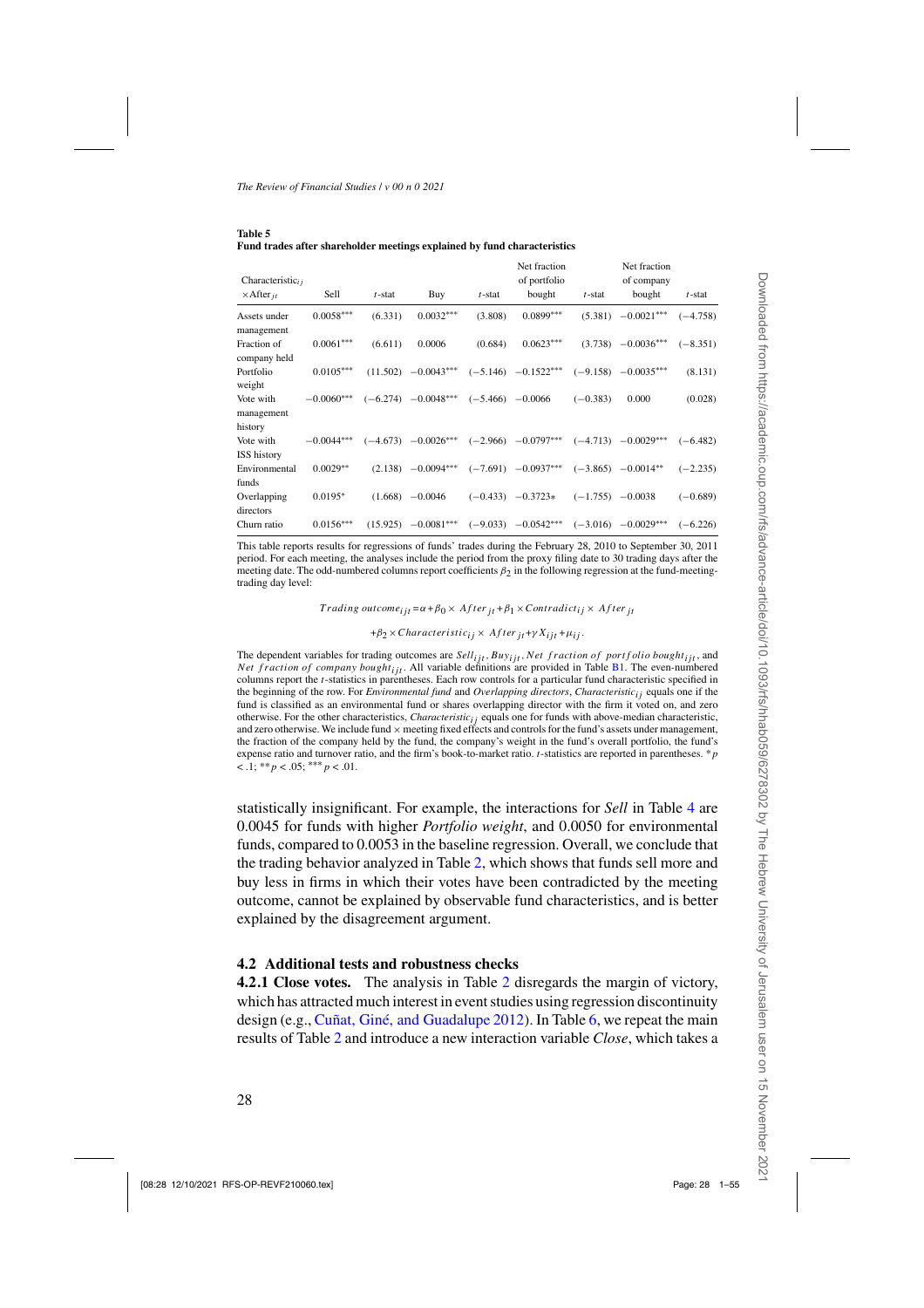**Table 5**
**Fund trades after shareholder meetings explained by fund characteristics**

| $Characteristic_{ij}$ $\times After_{jt}$ | Sell | $t$-stat | Buy | $t$-stat | Net fraction of portfolio bought | $t$-stat | Net fraction of company bought | $t$-stat |
|---|---|---|---|---|---|---|---|---|
| Assets under management | 0.0058*** | (6.331) | 0.0032*** | (3.808) | 0.0899*** | (5.381) | −0.0021*** | (−4.758) |
| Fraction of company held | 0.0061*** | (6.611) | 0.0006 | (0.684) | 0.0623*** | (3.738) | −0.0036*** | (−8.351) |
| Portfolio weight | 0.0105*** | (11.502) | −0.0043*** | (−5.146) | −0.1522*** | (−9.158) | −0.0035*** | (8.131) |
| Vote with management history | −0.0060*** | (−6.274) | −0.0048*** | (−5.466) | −0.0066 | (−0.383) | 0.000 | (0.028) |
| Vote with ISS history | −0.0044*** | (−4.673) | −0.0026*** | (−2.966) | −0.0797*** | (−4.713) | −0.0029*** | (−6.482) |
| Environmental funds | 0.0029** | (2.138) | −0.0094*** | (−7.691) | −0.0937*** | (−3.865) | −0.0014** | (−2.235) |
| Overlapping directors | 0.0195* | (1.668) | −0.0046 | (−0.433) | −0.3723* | (−1.755) | −0.0038 | (−0.689) |
| Churn ratio | 0.0156*** | (15.925) | −0.0081*** | (−9.033) | −0.0542*** | (−3.016) | −0.0029*** | (−6.226) |

This table reports results for regressions of funds' trades during the February 28, 2010 to September 30, 2011 period. For each meeting, the analyses include the period from the proxy filing date to 30 trading days after the meeting date. The odd-numbered columns report coefficients $\beta_2$ in the following regression at the fund-meeting-trading day level:

$$Trading\ outcome_{ijt} = \alpha + \beta_0 \times After_{jt} + \beta_1 \times Contradict_{ij} \times After_{jt}$$

$$+ \beta_2 \times Characteristic_{ij} \times After_{jt} + \gamma X_{ijt} + \mu_{ij}.$$

The dependent variables for trading outcomes are $Sell_{ijt}$, $Buy_{ijt}$, $Net\ fraction\ of\ portfolio\ bought_{ijt}$, and $Net\ fraction\ of\ company\ bought_{ijt}$. All variable definitions are provided in Table B1. The even-numbered columns report the $t$-statistics in parentheses. Each row controls for a particular fund characteristic specified in the beginning of the row. For *Environmental fund* and *Overlapping directors*, $Characteristic_{ij}$ equals one if the fund is classified as an environmental fund or shares overlapping director with the firm it voted on, and zero otherwise. For the other characteristics, $Characteristic_{ij}$ equals one for funds with above-median characteristic, and zero otherwise. We include fund × meeting fixed effects and controls for the fund's assets under management, the fraction of the company held by the fund, the company's weight in the fund's overall portfolio, the fund's expense ratio and turnover ratio, and the firm's book-to-market ratio. $t$-statistics are reported in parentheses. * $p < .1$; ** $p < .05$; *** $p < .01$.

statistically insignificant. For example, the interactions for *Sell* in Table 4 are 0.0045 for funds with higher *Portfolio weight*, and 0.0050 for environmental funds, compared to 0.0053 in the baseline regression. Overall, we conclude that the trading behavior analyzed in Table 2, which shows that funds sell more and buy less in firms in which their votes have been contradicted by the meeting outcome, cannot be explained by observable fund characteristics, and is better explained by the disagreement argument.

## 4.2 Additional tests and robustness checks

**4.2.1 Close votes.** The analysis in Table 2 disregards the margin of victory, which has attracted much interest in event studies using regression discontinuity design (e.g., Cuñat, Giné, and Guadalupe 2012). In Table 6, we repeat the main results of Table 2 and introduce a new interaction variable *Close*, which takes a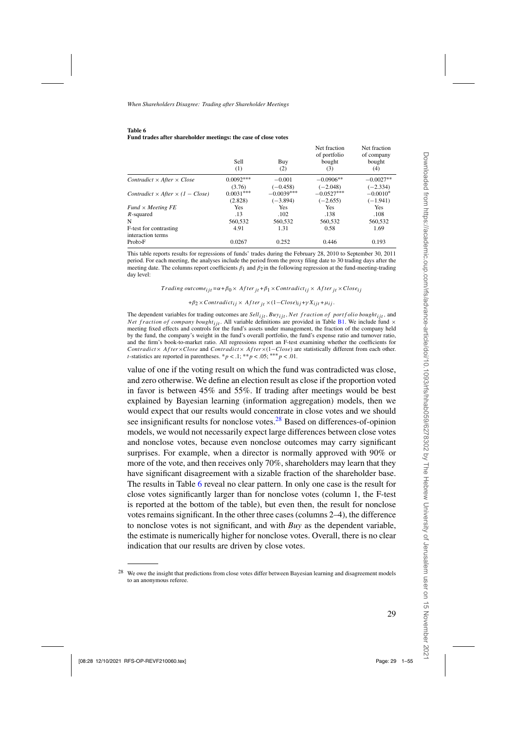**Table 6**
**Fund trades after shareholder meetings: the case of close votes**

| | Sell (1) | Buy (2) | Net fraction of portfolio bought (3) | Net fraction of company bought (4) |
|---|---|---|---|---|
| *Contradict × After × Close* | 0.0092*** | −0.001 | −0.0906** | −0.0027** |
| | (3.76) | (−0.458) | (−2.048) | (−2.334) |
| *Contradict × After × (1 − Close)* | 0.0031*** | −0.0039*** | −0.0527*** | −0.0010* |
| | (2.828) | (−3.894) | (−2.655) | (−1.941) |
| *Fund × Meeting FE* | Yes | Yes | Yes | Yes |
| *R*-squared | .13 | .102 | .138 | .108 |
| N | 560,532 | 560,532 | 560,532 | 560,532 |
| F-test for contrasting interaction terms | 4.91 | 1.31 | 0.58 | 1.69 |
| Prob>F | 0.0267 | 0.252 | 0.446 | 0.193 |

This table reports results for regressions of funds' trades during the February 28, 2010 to September 30, 2011 period. For each meeting, the analyses include the period from the proxy filing date to 30 trading days after the meeting date. The columns report coefficients $\beta_1$ and $\beta_2$ in the following regression at the fund-meeting-trading day level:

$$Trading\ outcome_{ijt} = \alpha + \beta_0 \times After_{jt} + \beta_1 \times Contradict_{ij} \times After_{jt} \times Close_{ij}$$

$$+ \beta_2 \times Contradict_{ij} \times After_{jt} \times (1 - Close)_{ij} + \gamma X_{ijt} + \mu_{ij}.$$

The dependent variables for trading outcomes are $Sell_{ijt}$, $Buy_{ijt}$, $Net\ fraction\ of\ portfolio\ bought_{ijt}$, and $Net\ fraction\ of\ company\ bought_{ijt}$. All variable definitions are provided in Table B1. We include fund × meeting fixed effects and controls for the fund's assets under management, the fraction of the company held by the fund, the company's weight in the fund's overall portfolio, the fund's expense ratio and turnover ratio, and the firm's book-to-market ratio. All regressions report an F-test examining whether the coefficients for $Contradict \times After \times Close$ and $Contradict \times After \times (1 - Close)$ are statistically different from each other. *t*-statistics are reported in parentheses. * $p < .1$; ** $p < .05$; *** $p < .01$.

value of one if the voting result on which the fund was contradicted was close, and zero otherwise. We define an election result as close if the proportion voted in favor is between 45% and 55%. If trading after meetings would be best explained by Bayesian learning (information aggregation) models, then we would expect that our results would concentrate in close votes and we should see insignificant results for nonclose votes.[28] Based on differences-of-opinion models, we would not necessarily expect large differences between close votes and nonclose votes, because even nonclose outcomes may carry significant surprises. For example, when a director is normally approved with 90% or more of the vote, and then receives only 70%, shareholders may learn that they have significant disagreement with a sizable fraction of the shareholder base. The results in Table 6 reveal no clear pattern. In only one case is the result for close votes significantly larger than for nonclose votes (column 1, the F-test is reported at the bottom of the table), but even then, the result for nonclose votes remains significant. In the other three cases (columns 2–4), the difference to nonclose votes is not significant, and with *Buy* as the dependent variable, the estimate is numerically higher for nonclose votes. Overall, there is no clear indication that our results are driven by close votes.

[28] We owe the insight that predictions from close votes differ between Bayesian learning and disagreement models to an anonymous referee.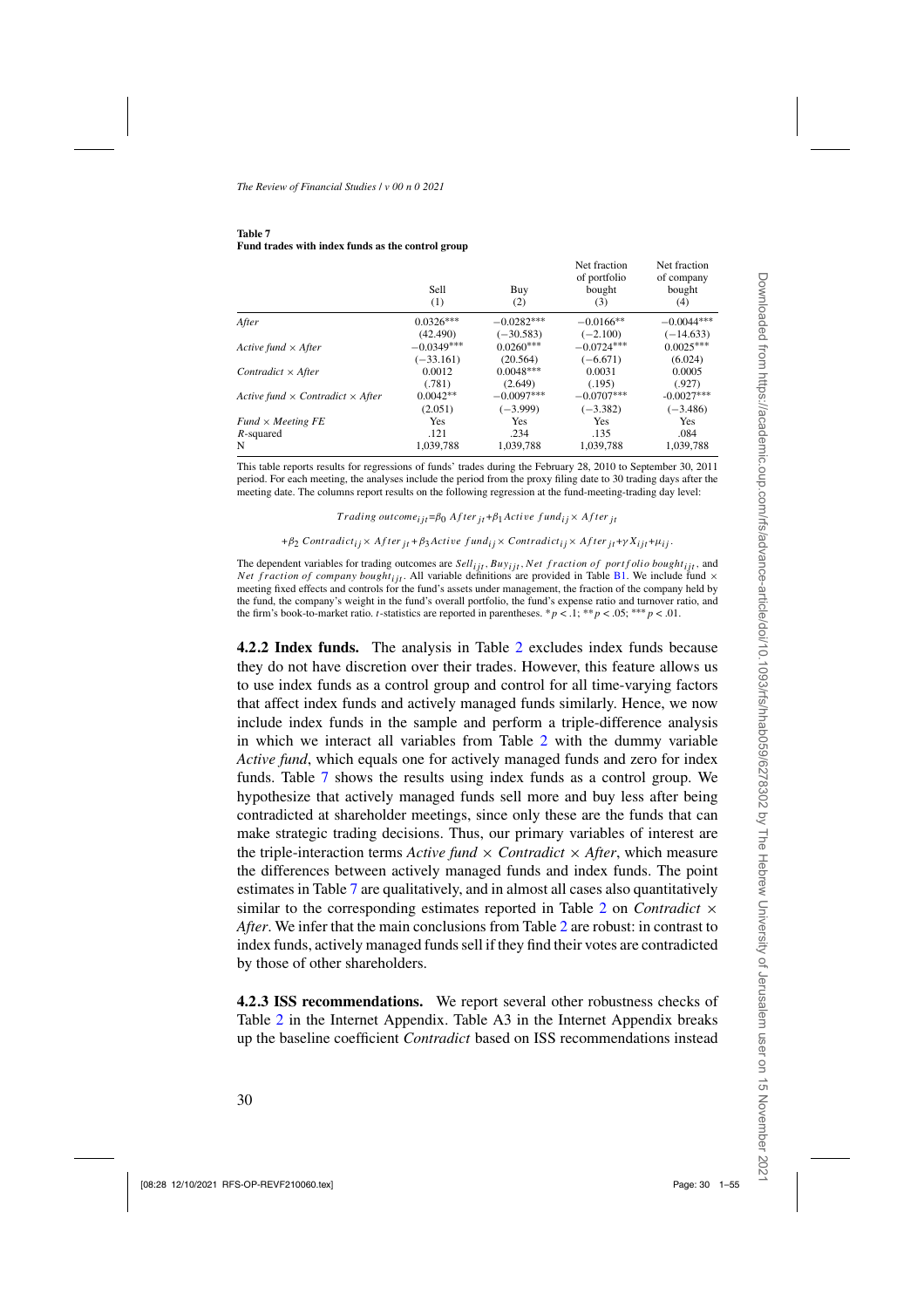**Table 7**
**Fund trades with index funds as the control group**

| | Sell (1) | Buy (2) | Net fraction of portfolio bought (3) | Net fraction of company bought (4) |
|---|---|---|---|---|
| *After* | 0.0326*** | −0.0282*** | −0.0166** | −0.0044*** |
| | (42.490) | (−30.583) | (−2.100) | (−14.633) |
| *Active fund* × *After* | −0.0349*** | 0.0260*** | −0.0724*** | 0.0025*** |
| | (−33.161) | (20.564) | (−6.671) | (6.024) |
| *Contradict* × *After* | 0.0012 | 0.0048*** | 0.0031 | 0.0005 |
| | (.781) | (2.649) | (.195) | (.927) |
| *Active fund* × *Contradict* × *After* | 0.0042** | −0.0097*** | −0.0707*** | -0.0027*** |
| | (2.051) | (−3.999) | (−3.382) | (−3.486) |
| *Fund* × *Meeting FE* | Yes | Yes | Yes | Yes |
| *R*-squared | .121 | .234 | .135 | .084 |
| N | 1,039,788 | 1,039,788 | 1,039,788 | 1,039,788 |

This table reports results for regressions of funds' trades during the February 28, 2010 to September 30, 2011 period. For each meeting, the analyses include the period from the proxy filing date to 30 trading days after the meeting date. The columns report results on the following regression at the fund-meeting-trading day level:

$$Trading\ outcome_{ijt} = \beta_0\ After_{jt} + \beta_1 Active\ fund_{ij} \times After_{jt}$$

$$+\beta_2\ Contradict_{ij} \times After_{jt} + \beta_3 Active\ fund_{ij} \times Contradict_{ij} \times After_{jt} + \gamma X_{ijt} + \mu_{ij}.$$

The dependent variables for trading outcomes are $Sell_{ijt}$, $Buy_{ijt}$, $Net\ fraction\ of\ portfolio\ bought_{ijt}$, and $Net\ fraction\ of\ company\ bought_{ijt}$. All variable definitions are provided in Table B1. We include fund × meeting fixed effects and controls for the fund's assets under management, the fraction of the company held by the fund, the company's weight in the fund's overall portfolio, the fund's expense ratio and turnover ratio, and the firm's book-to-market ratio. *t*-statistics are reported in parentheses. * $p < .1$; ** $p < .05$; *** $p < .01$.

**4.2.2 Index funds.** The analysis in Table 2 excludes index funds because they do not have discretion over their trades. However, this feature allows us to use index funds as a control group and control for all time-varying factors that affect index funds and actively managed funds similarly. Hence, we now include index funds in the sample and perform a triple-difference analysis in which we interact all variables from Table 2 with the dummy variable *Active fund*, which equals one for actively managed funds and zero for index funds. Table 7 shows the results using index funds as a control group. We hypothesize that actively managed funds sell more and buy less after being contradicted at shareholder meetings, since only these are the funds that can make strategic trading decisions. Thus, our primary variables of interest are the triple-interaction terms *Active fund* × *Contradict* × *After*, which measure the differences between actively managed funds and index funds. The point estimates in Table 7 are qualitatively, and in almost all cases also quantitatively similar to the corresponding estimates reported in Table 2 on *Contradict* × *After*. We infer that the main conclusions from Table 2 are robust: in contrast to index funds, actively managed funds sell if they find their votes are contradicted by those of other shareholders.

**4.2.3 ISS recommendations.** We report several other robustness checks of Table 2 in the Internet Appendix. Table A3 in the Internet Appendix breaks up the baseline coefficient *Contradict* based on ISS recommendations instead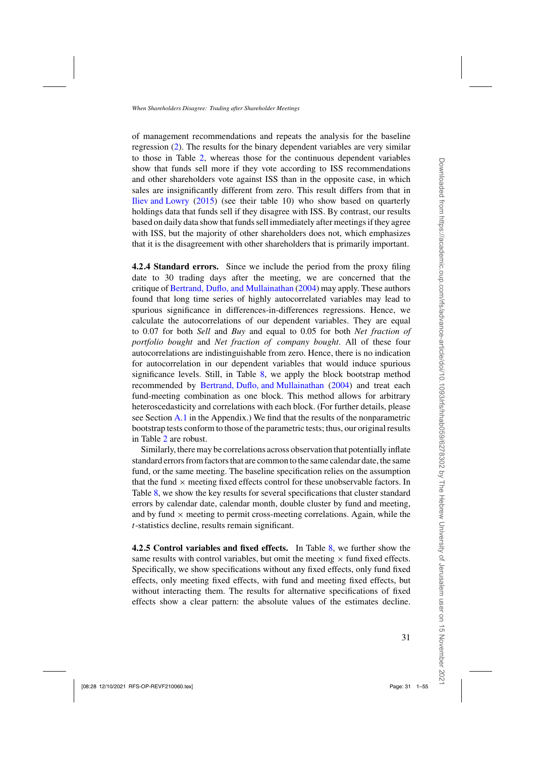of management recommendations and repeats the analysis for the baseline regression (2). The results for the binary dependent variables are very similar to those in Table 2, whereas those for the continuous dependent variables show that funds sell more if they vote according to ISS recommendations and other shareholders vote against ISS than in the opposite case, in which sales are insignificantly different from zero. This result differs from that in Iliev and Lowry (2015) (see their table 10) who show based on quarterly holdings data that funds sell if they disagree with ISS. By contrast, our results based on daily data show that funds sell immediately after meetings if they agree with ISS, but the majority of other shareholders does not, which emphasizes that it is the disagreement with other shareholders that is primarily important.

**4.2.4 Standard errors.** Since we include the period from the proxy filing date to 30 trading days after the meeting, we are concerned that the critique of Bertrand, Duflo, and Mullainathan (2004) may apply. These authors found that long time series of highly autocorrelated variables may lead to spurious significance in differences-in-differences regressions. Hence, we calculate the autocorrelations of our dependent variables. They are equal to 0.07 for both *Sell* and *Buy* and equal to 0.05 for both *Net fraction of portfolio bought* and *Net fraction of company bought*. All of these four autocorrelations are indistinguishable from zero. Hence, there is no indication for autocorrelation in our dependent variables that would induce spurious significance levels. Still, in Table 8, we apply the block bootstrap method recommended by Bertrand, Duflo, and Mullainathan (2004) and treat each fund-meeting combination as one block. This method allows for arbitrary heteroscedasticity and correlations with each block. (For further details, please see Section A.1 in the Appendix.) We find that the results of the nonparametric bootstrap tests conform to those of the parametric tests; thus, our original results in Table 2 are robust.

Similarly, there may be correlations across observation that potentially inflate standard errors from factors that are common to the same calendar date, the same fund, or the same meeting. The baseline specification relies on the assumption that the fund $\times$ meeting fixed effects control for these unobservable factors. In Table 8, we show the key results for several specifications that cluster standard errors by calendar date, calendar month, double cluster by fund and meeting, and by fund $\times$ meeting to permit cross-meeting correlations. Again, while the $t$-statistics decline, results remain significant.

**4.2.5 Control variables and fixed effects.** In Table 8, we further show the same results with control variables, but omit the meeting $\times$ fund fixed effects. Specifically, we show specifications without any fixed effects, only fund fixed effects, only meeting fixed effects, with fund and meeting fixed effects, but without interacting them. The results for alternative specifications of fixed effects show a clear pattern: the absolute values of the estimates decline.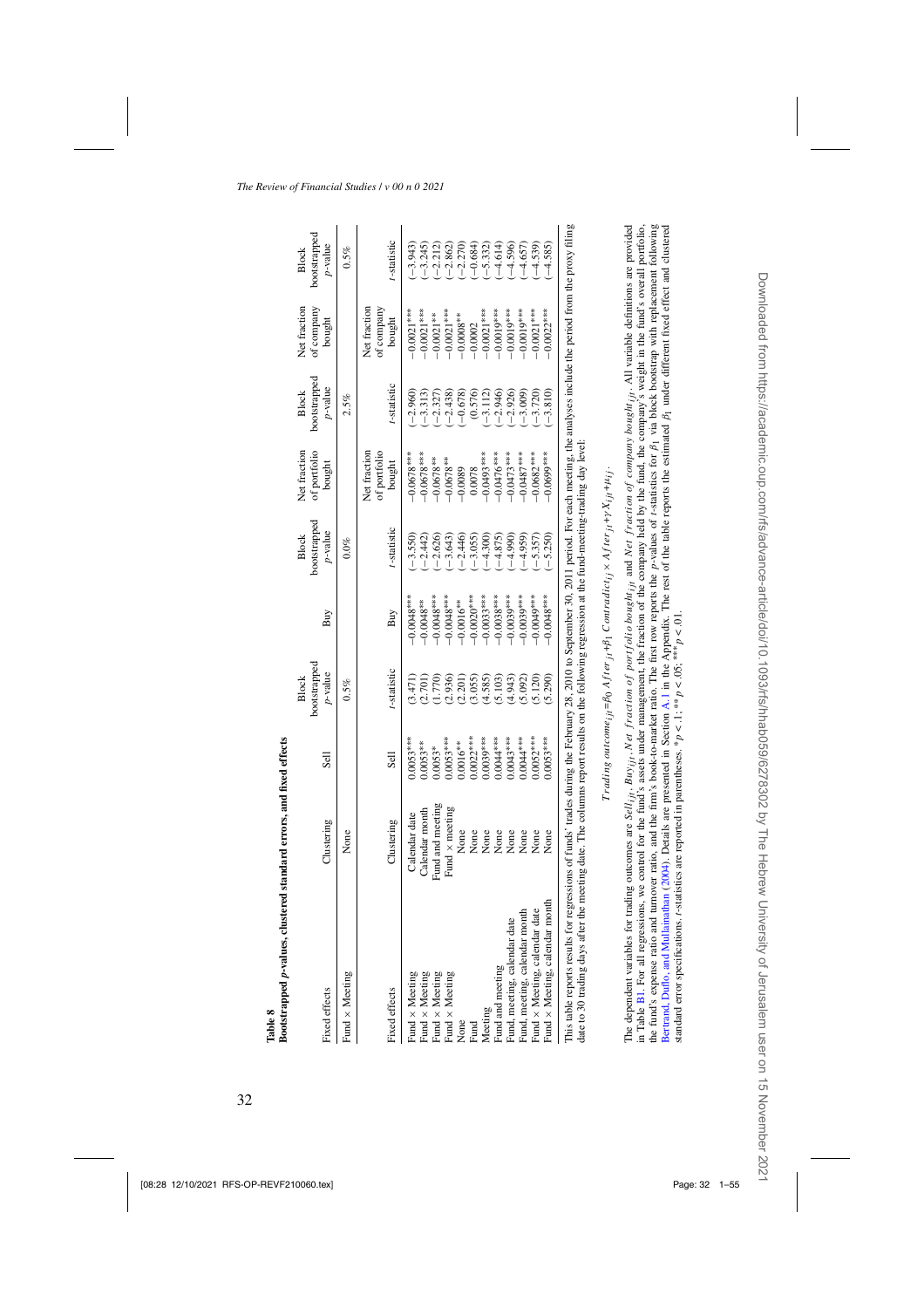**Table 8**
**Bootstrapped p-values, clustered standard errors, and fixed effects**

| Fixed effects | Clustering | Sell | Block bootstrapped p-value | Buy | Block bootstrapped p-value | Net fraction of portfolio bought | Block bootstrapped p-value | Net fraction of company bought | Block bootstrapped p-value |
|---|---|---|---|---|---|---|---|---|---|
| Fund × Meeting | None | | 0.5% | | 0.0% | | 2.5% | | 0.5% |
| Fixed effects | Clustering | Sell | t-statistic | Buy | t-statistic | Net fraction of portfolio bought | t-statistic | Net fraction of company bought | t-statistic |
| Fund × Meeting | Calendar date | 0.0053*** | (3.471) | −0.0048*** | (−3.550) | −0.0678*** | (−2.960) | −0.0021*** | (−3.943) |
| Fund × Meeting | Calendar month | 0.0053** | (2.701) | −0.0048** | (−2.442) | −0.0678*** | (−3.313) | −0.0021*** | (−3.245) |
| Fund × Meeting | Fund and meeting | 0.0053* | (1.770) | −0.0048*** | (−2.626) | −0.0678** | (−2.327) | −0.0021** | (−2.212) |
| Fund × Meeting | Fund × meeting | 0.0053*** | (2.936) | −0.0048*** | (−3.643) | −0.0678** | (−2.438) | −0.0021*** | (−2.862) |
| None | None | 0.0016** | (2.201) | −0.0016** | (−2.446) | −0.0089 | (−0.678) | −0.0008** | (−2.270) |
| Fund | None | 0.0022*** | (3.055) | −0.0020*** | (−3.055) | 0.0078 | (0.576) | −0.0002 | (−0.684) |
| Meeting | None | 0.0039*** | (4.585) | −0.0033*** | (−4.300) | −0.0493*** | (−3.112) | −0.0021*** | (−5.332) |
| Fund and meeting | None | 0.0044*** | (5.103) | −0.0038*** | (−4.875) | −0.0476*** | (−2.946) | −0.0019*** | (−4.614) |
| Fund, meeting, calendar date | None | 0.0043*** | (4.943) | −0.0039*** | (−4.990) | −0.0473*** | (−2.926) | −0.0019*** | (−4.596) |
| Fund, meeting, calendar month | None | 0.0044*** | (5.092) | −0.0039*** | (−4.959) | −0.0487*** | (−3.009) | −0.0019*** | (−4.657) |
| Fund × Meeting, calendar date | None | 0.0052*** | (5.120) | −0.0049*** | (−5.357) | −0.0682*** | (−3.720) | −0.0021*** | (−4.539) |
| Fund × Meeting, calendar month | None | 0.0053*** | (5.290) | −0.0048*** | (−5.250) | −0.0699*** | (−3.810) | −0.0022*** | (−4.585) |

This table reports results for regressions of funds' trades during the February 28, 2010 to September 30, 2011 period. For each meeting, the analyses include the period from the proxy filing date to 30 trading days after the meeting date. The columns report results on the following regression at the fund-meeting-trading day level:

$$Trading\ outcome_{ijt} = \beta_0\, After_{jt} + \beta_1\, Contradict_{ij} \times After_{jt} + \gamma X_{ijt} + \mu_{ij}.$$

The dependent variables for trading outcomes are $Sell_{ijt}$, $Buy_{ijt}$, $Net\ fraction\ of\ portfolio\ bought_{ijt}$ and $Net\ fraction\ of\ company\ bought_{ijt}$. All variable definitions are provided in Table B1. For all regressions, we control for the fund's assets under management, the fraction of the company held by the fund, the company's weight in the fund's overall portfolio, the fund's expense ratio and turnover ratio, and the firm's book-to-market ratio. The first row reports the p-values of t-statistics for $\beta_1$ via block bootstrap with replacement following Bertrand, Duflo, and Mullainathan (2004). Details are presented in Section A.1 in the Appendix. The rest of the table reports the estimated $\beta_1$ under different fixed effect and clustered standard error specifications. t-statistics are reported in parentheses. \*$p < .1$; \*\*$p < .05$; \*\*\*$p < .01$.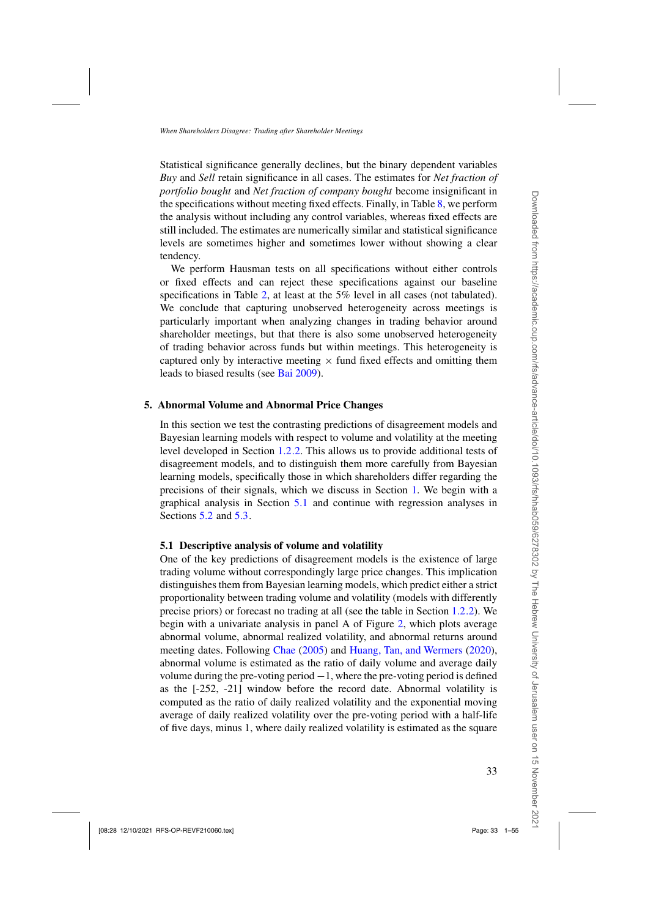Statistical significance generally declines, but the binary dependent variables *Buy* and *Sell* retain significance in all cases. The estimates for *Net fraction of portfolio bought* and *Net fraction of company bought* become insignificant in the specifications without meeting fixed effects. Finally, in Table 8, we perform the analysis without including any control variables, whereas fixed effects are still included. The estimates are numerically similar and statistical significance levels are sometimes higher and sometimes lower without showing a clear tendency.

We perform Hausman tests on all specifications without either controls or fixed effects and can reject these specifications against our baseline specifications in Table 2, at least at the 5% level in all cases (not tabulated). We conclude that capturing unobserved heterogeneity across meetings is particularly important when analyzing changes in trading behavior around shareholder meetings, but that there is also some unobserved heterogeneity of trading behavior across funds but within meetings. This heterogeneity is captured only by interactive meeting $\times$ fund fixed effects and omitting them leads to biased results (see Bai 2009).

## 5. Abnormal Volume and Abnormal Price Changes

In this section we test the contrasting predictions of disagreement models and Bayesian learning models with respect to volume and volatility at the meeting level developed in Section 1.2.2. This allows us to provide additional tests of disagreement models, and to distinguish them more carefully from Bayesian learning models, specifically those in which shareholders differ regarding the precisions of their signals, which we discuss in Section 1. We begin with a graphical analysis in Section 5.1 and continue with regression analyses in Sections 5.2 and 5.3.

### 5.1 Descriptive analysis of volume and volatility

One of the key predictions of disagreement models is the existence of large trading volume without correspondingly large price changes. This implication distinguishes them from Bayesian learning models, which predict either a strict proportionality between trading volume and volatility (models with differently precise priors) or forecast no trading at all (see the table in Section 1.2.2). We begin with a univariate analysis in panel A of Figure 2, which plots average abnormal volume, abnormal realized volatility, and abnormal returns around meeting dates. Following Chae (2005) and Huang, Tan, and Wermers (2020), abnormal volume is estimated as the ratio of daily volume and average daily volume during the pre-voting period $-1$, where the pre-voting period is defined as the [-252, -21] window before the record date. Abnormal volatility is computed as the ratio of daily realized volatility and the exponential moving average of daily realized volatility over the pre-voting period with a half-life of five days, minus 1, where daily realized volatility is estimated as the square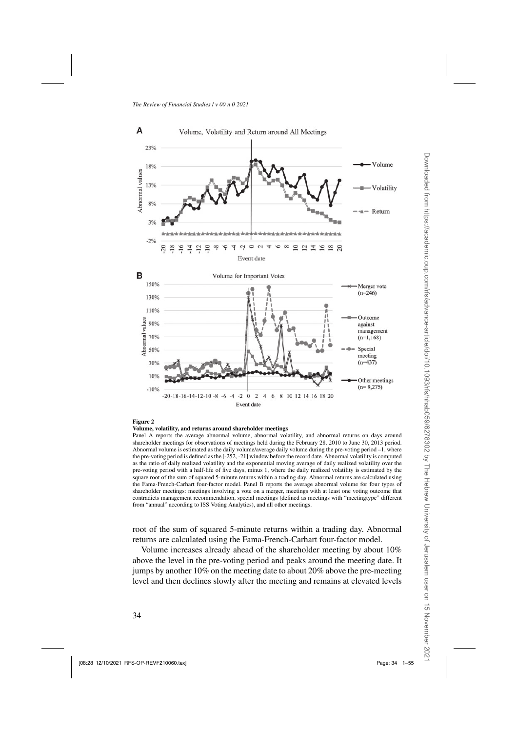**Figure 2**

**Volume, volatility, and returns around shareholder meetings**

Panel A reports the average abnormal volume, abnormal volatility, and abnormal returns on days around shareholder meetings for observations of meetings held during the February 28, 2010 to June 30, 2013 period. Abnormal volume is estimated as the daily volume/average daily volume during the pre-voting period –1, where the pre-voting period is defined as the [-252, -21] window before the record date. Abnormal volatility is computed as the ratio of daily realized volatility and the exponential moving average of daily realized volatility over the pre-voting period with a half-life of five days, minus 1, where the daily realized volatility is estimated by the square root of the sum of squared 5-minute returns within a trading day. Abnormal returns are calculated using the Fama-French-Carhart four-factor model. Panel B reports the average abnormal volume for four types of shareholder meetings: meetings involving a vote on a merger, meetings with at least one voting outcome that contradicts management recommendation, special meetings (defined as meetings with "meetingtype" different from "annual" according to ISS Voting Analytics), and all other meetings.

root of the sum of squared 5-minute returns within a trading day. Abnormal returns are calculated using the Fama-French-Carhart four-factor model.

Volume increases already ahead of the shareholder meeting by about 10% above the level in the pre-voting period and peaks around the meeting date. It jumps by another 10% on the meeting date to about 20% above the pre-meeting level and then declines slowly after the meeting and remains at elevated levels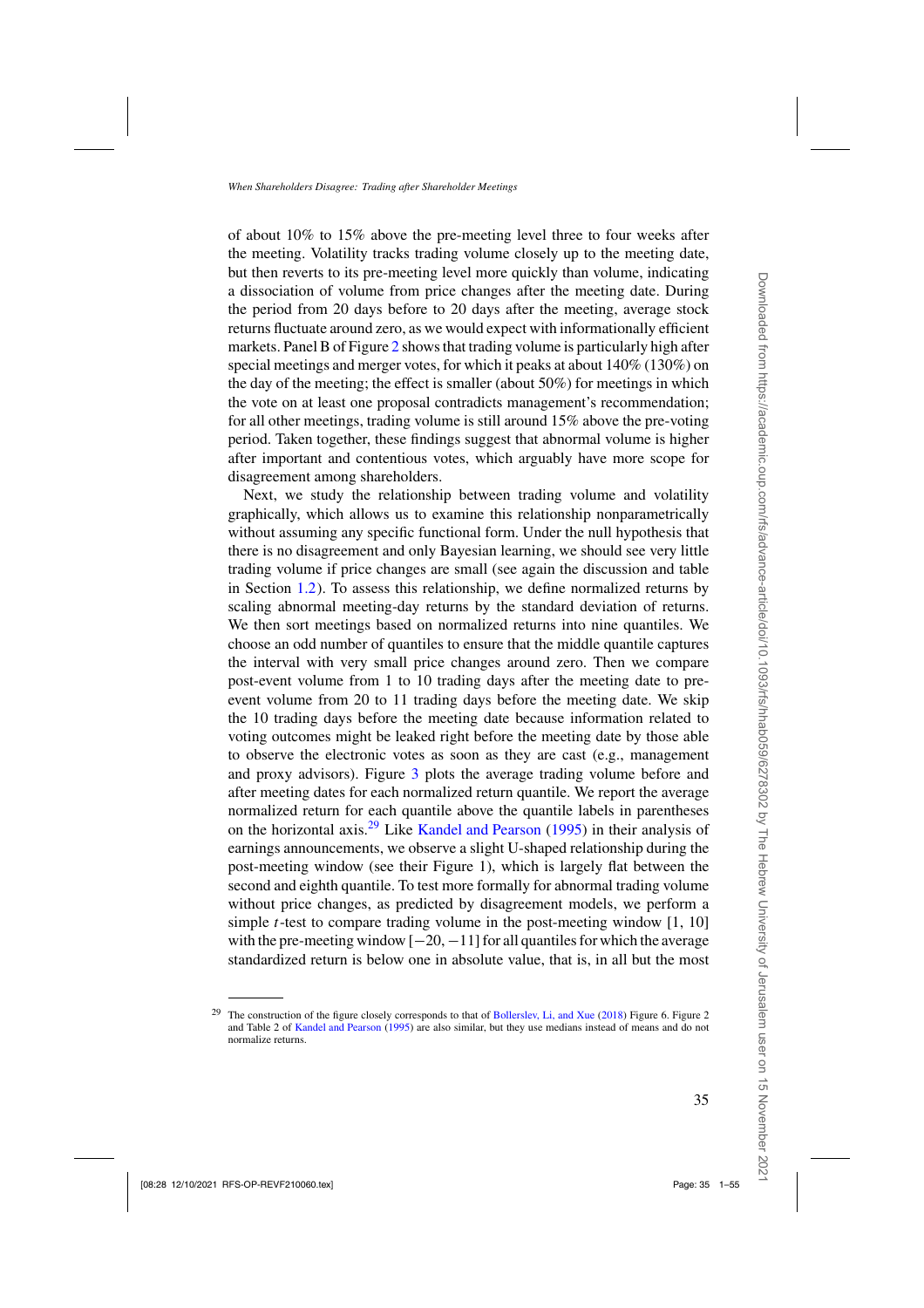of about 10% to 15% above the pre-meeting level three to four weeks after the meeting. Volatility tracks trading volume closely up to the meeting date, but then reverts to its pre-meeting level more quickly than volume, indicating a dissociation of volume from price changes after the meeting date. During the period from 20 days before to 20 days after the meeting, average stock returns fluctuate around zero, as we would expect with informationally efficient markets. Panel B of Figure 2 shows that trading volume is particularly high after special meetings and merger votes, for which it peaks at about 140% (130%) on the day of the meeting; the effect is smaller (about 50%) for meetings in which the vote on at least one proposal contradicts management's recommendation; for all other meetings, trading volume is still around 15% above the pre-voting period. Taken together, these findings suggest that abnormal volume is higher after important and contentious votes, which arguably have more scope for disagreement among shareholders.

Next, we study the relationship between trading volume and volatility graphically, which allows us to examine this relationship nonparametrically without assuming any specific functional form. Under the null hypothesis that there is no disagreement and only Bayesian learning, we should see very little trading volume if price changes are small (see again the discussion and table in Section 1.2). To assess this relationship, we define normalized returns by scaling abnormal meeting-day returns by the standard deviation of returns. We then sort meetings based on normalized returns into nine quantiles. We choose an odd number of quantiles to ensure that the middle quantile captures the interval with very small price changes around zero. Then we compare post-event volume from 1 to 10 trading days after the meeting date to pre-event volume from 20 to 11 trading days before the meeting date. We skip the 10 trading days before the meeting date because information related to voting outcomes might be leaked right before the meeting date by those able to observe the electronic votes as soon as they are cast (e.g., management and proxy advisors). Figure 3 plots the average trading volume before and after meeting dates for each normalized return quantile. We report the average normalized return for each quantile above the quantile labels in parentheses on the horizontal axis.[29] Like Kandel and Pearson (1995) in their analysis of earnings announcements, we observe a slight U-shaped relationship during the post-meeting window (see their Figure 1), which is largely flat between the second and eighth quantile. To test more formally for abnormal trading volume without price changes, as predicted by disagreement models, we perform a simple $t$-test to compare trading volume in the post-meeting window [1, 10] with the pre-meeting window $[-20, -11]$ for all quantiles for which the average standardized return is below one in absolute value, that is, in all but the most

[29] The construction of the figure closely corresponds to that of Bollerslev, Li, and Xue (2018) Figure 6. Figure 2 and Table 2 of Kandel and Pearson (1995) are also similar, but they use medians instead of means and do not normalize returns.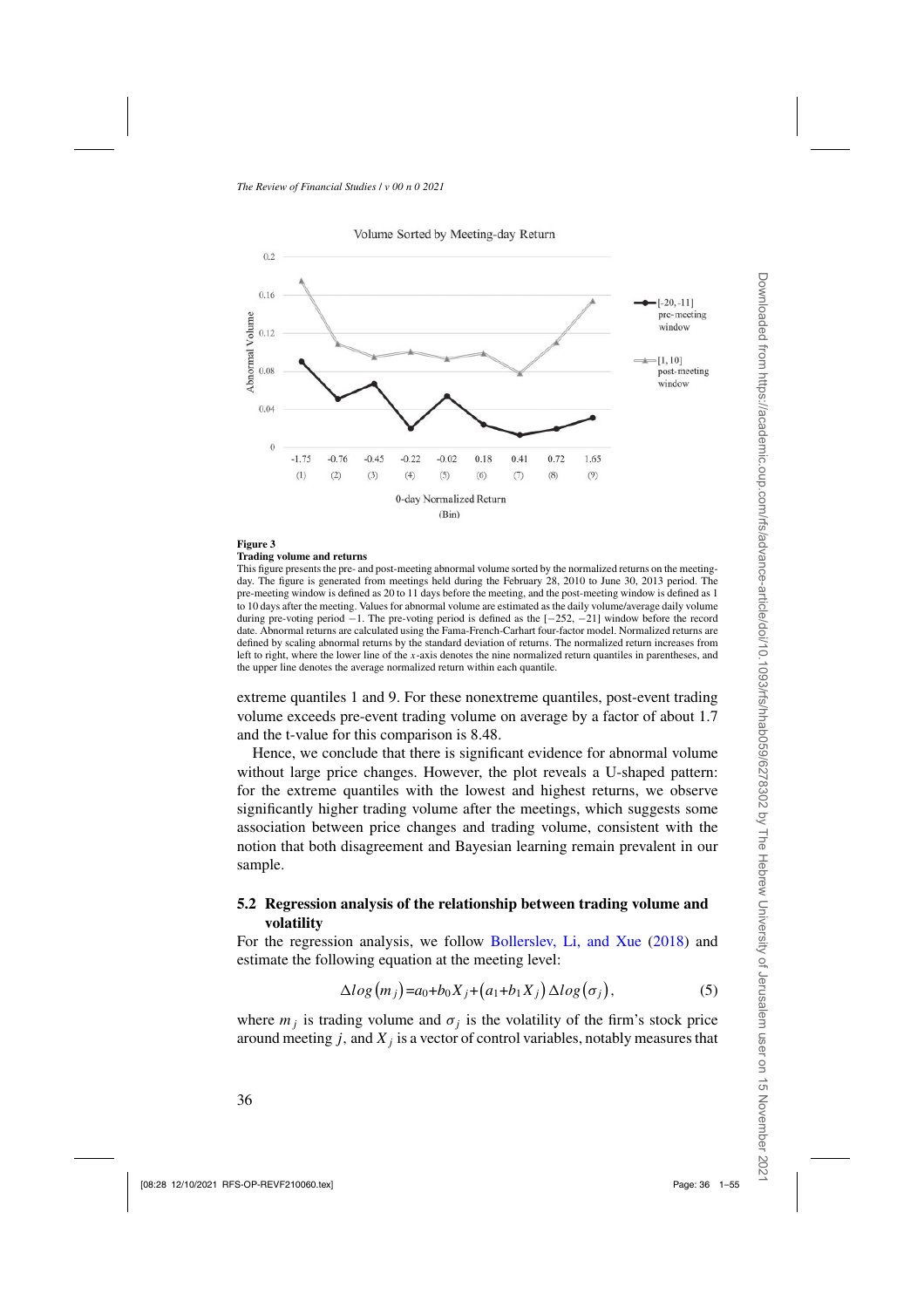**Figure 3**

**Trading volume and returns**

This figure presents the pre- and post-meeting abnormal volume sorted by the normalized returns on the meeting-day. The figure is generated from meetings held during the February 28, 2010 to June 30, 2013 period. The pre-meeting window is defined as 20 to 11 days before the meeting, and the post-meeting window is defined as 1 to 10 days after the meeting. Values for abnormal volume are estimated as the daily volume/average daily volume during pre-voting period −1. The pre-voting period is defined as the [−252, −21] window before the record date. Abnormal returns are calculated using the Fama-French-Carhart four-factor model. Normalized returns are defined by scaling abnormal returns by the standard deviation of returns. The normalized return increases from left to right, where the lower line of the $x$-axis denotes the nine normalized return quantiles in parentheses, and the upper line denotes the average normalized return within each quantile.

extreme quantiles 1 and 9. For these nonextreme quantiles, post-event trading volume exceeds pre-event trading volume on average by a factor of about 1.7 and the t-value for this comparison is 8.48.

Hence, we conclude that there is significant evidence for abnormal volume without large price changes. However, the plot reveals a U-shaped pattern: for the extreme quantiles with the lowest and highest returns, we observe significantly higher trading volume after the meetings, which suggests some association between price changes and trading volume, consistent with the notion that both disagreement and Bayesian learning remain prevalent in our sample.

## 5.2 Regression analysis of the relationship between trading volume and volatility

For the regression analysis, we follow Bollerslev, Li, and Xue (2018) and estimate the following equation at the meeting level:

$$\Delta log\left(m_j\right)=a_0+b_0 X_j+\left(a_1+b_1 X_j\right)\Delta log\left(\sigma_j\right), \tag{5}$$

where $m_j$ is trading volume and $\sigma_j$ is the volatility of the firm's stock price around meeting $j$, and $X_j$ is a vector of control variables, notably measures that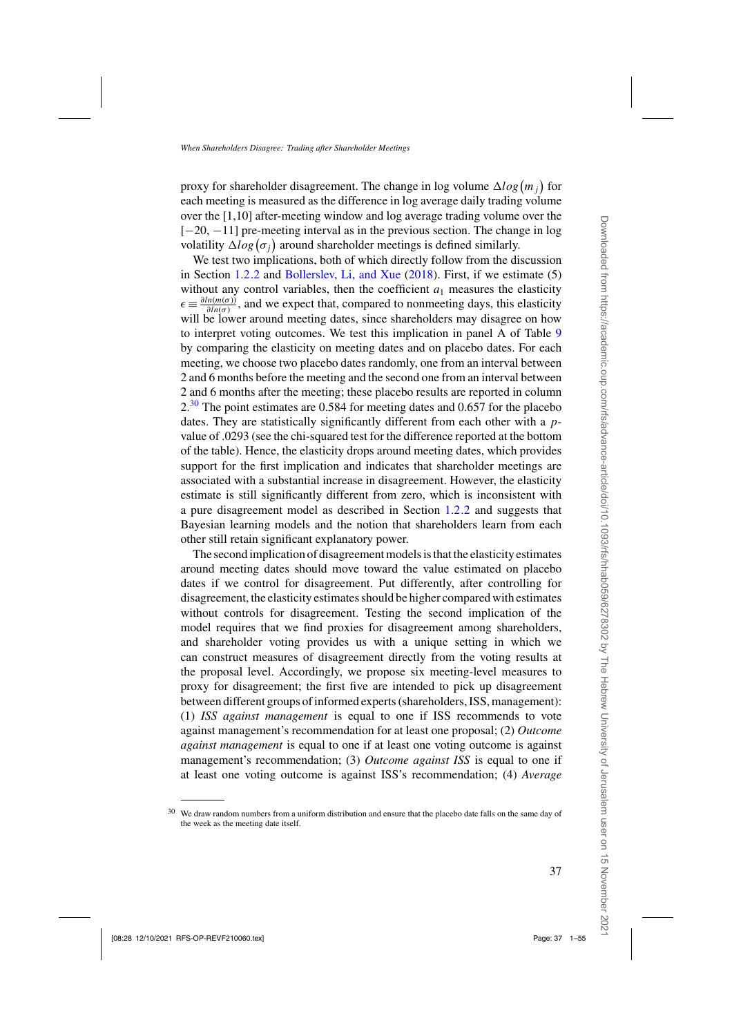proxy for shareholder disagreement. The change in log volume $\Delta log(m_j)$ for each meeting is measured as the difference in log average daily trading volume over the [1,10] after-meeting window and log average trading volume over the [−20, −11] pre-meeting interval as in the previous section. The change in log volatility $\Delta log(\sigma_j)$ around shareholder meetings is defined similarly.

We test two implications, both of which directly follow from the discussion in Section 1.2.2 and Bollerslev, Li, and Xue (2018). First, if we estimate (5) without any control variables, then the coefficient $a_1$ measures the elasticity $\epsilon \equiv \frac{\partial ln(m(\sigma))}{\partial ln(\sigma)}$, and we expect that, compared to nonmeeting days, this elasticity will be lower around meeting dates, since shareholders may disagree on how to interpret voting outcomes. We test this implication in panel A of Table 9 by comparing the elasticity on meeting dates and on placebo dates. For each meeting, we choose two placebo dates randomly, one from an interval between 2 and 6 months before the meeting and the second one from an interval between 2 and 6 months after the meeting; these placebo results are reported in column 2.[30] The point estimates are 0.584 for meeting dates and 0.657 for the placebo dates. They are statistically significantly different from each other with a $p$-value of .0293 (see the chi-squared test for the difference reported at the bottom of the table). Hence, the elasticity drops around meeting dates, which provides support for the first implication and indicates that shareholder meetings are associated with a substantial increase in disagreement. However, the elasticity estimate is still significantly different from zero, which is inconsistent with a pure disagreement model as described in Section 1.2.2 and suggests that Bayesian learning models and the notion that shareholders learn from each other still retain significant explanatory power.

The second implication of disagreement models is that the elasticity estimates around meeting dates should move toward the value estimated on placebo dates if we control for disagreement. Put differently, after controlling for disagreement, the elasticity estimates should be higher compared with estimates without controls for disagreement. Testing the second implication of the model requires that we find proxies for disagreement among shareholders, and shareholder voting provides us with a unique setting in which we can construct measures of disagreement directly from the voting results at the proposal level. Accordingly, we propose six meeting-level measures to proxy for disagreement; the first five are intended to pick up disagreement between different groups of informed experts (shareholders, ISS, management): (1) *ISS against management* is equal to one if ISS recommends to vote against management's recommendation for at least one proposal; (2) *Outcome against management* is equal to one if at least one voting outcome is against management's recommendation; (3) *Outcome against ISS* is equal to one if at least one voting outcome is against ISS's recommendation; (4) *Average*

---

[30] We draw random numbers from a uniform distribution and ensure that the placebo date falls on the same day of the week as the meeting date itself.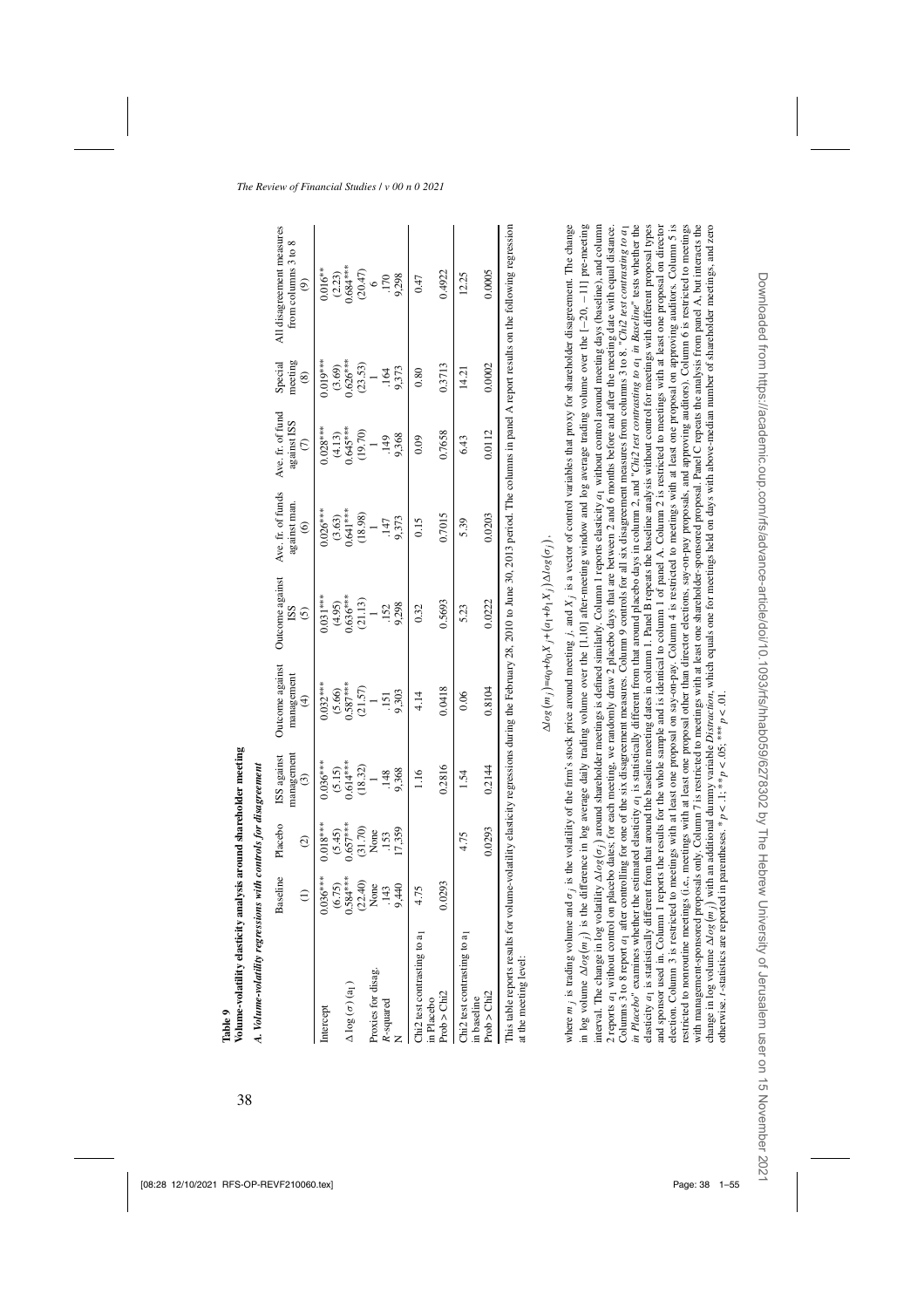**Table 9**
**Volume-volatility elasticity analysis around shareholder meeting**

*A. Volume-volatility regressions with controls for disagreement*

| | Baseline | Placebo | ISS against management | Outcome against management | Outcome against ISS | Ave. fr. of funds against man. | Ave. fr. of fund against ISS | Special meeting | All disagreement measures from columns 3 to 8 |
|---|---|---|---|---|---|---|---|---|---|
| | (1) | (2) | (3) | (4) | (5) | (6) | (7) | (8) | (9) |
| Intercept | 0.036*** | 0.018*** | 0.036*** | 0.032*** | 0.031*** | 0.026*** | 0.028*** | 0.019*** | 0.016** |
| | (6.75) | (5.45) | (5.15) | (5.66) | (4.95) | (3.63) | (4.13) | (3.69) | (2.23) |
| $\Delta\log(\sigma)$ ($a_1$) | 0.584*** | 0.657*** | 0.614*** | 0.587*** | 0.636*** | 0.641*** | 0.645*** | 0.626*** | 0.684*** |
| | (22.40) | (31.70) | (18.32) | (21.57) | (21.13) | (18.98) | (19.70) | (23.53) | (20.47) |
| Proxies for disag. | None | None | 1 | 1 | 1 | 1 | 1 | 1 | 6 |
| $R$-squared | .143 | .153 | .148 | .151 | .152 | .147 | .149 | .164 | .170 |
| N | 9,440 | 17,359 | 9,368 | 9,303 | 9,298 | 9,373 | 9,368 | 9,373 | 9,298 |
| Chi2 test contrasting to $a_1$ in Placebo | 4.75 | | 1.16 | 4.14 | 0.32 | 0.15 | 0.09 | 0.80 | 0.47 |
| Prob > Chi2 | 0.0293 | | 0.2816 | 0.0418 | 0.5693 | 0.7015 | 0.7658 | 0.3713 | 0.4922 |
| Chi2 test contrasting to $a_1$ in baseline | | 4.75 | 1.54 | 0.06 | 5.23 | 5.39 | 6.43 | 14.21 | 12.25 |
| Prob > Chi2 | | 0.0293 | 0.2144 | 0.8104 | 0.0222 | 0.0203 | 0.0112 | 0.0002 | 0.0005 |

This table reports results for volume-volatility elasticity regressions during the February 28, 2010 to June 30, 2013 period. The columns in panel A report results on the following regression at the meeting level:

$$\Delta log(m_j) = a_0 + b_0 X_j + (a_1 + b_1 X_j)\Delta log(\sigma_j),$$

where $m_j$ is trading volume and $\sigma_j$ is the volatility of the firm's stock price around meeting $j$, and $X_j$ is a vector of control variables that proxy for shareholder disagreement. The change in log volume $\Delta log(m_j)$ is the difference in log average daily trading volume over the [1,10] after-meeting window and log average trading volume over the [−20, −11] pre-meeting interval. The change in log volatility $\Delta log(\sigma_j)$ around shareholder meetings is defined similarly. Column 1 reports elasticity $a_1$ without control around meeting days (baseline), and column 2 reports $a_1$ without control on placebo dates; for each meeting, we randomly draw 2 placebo days that are between 2 and 6 months before and after the meeting date with equal distance. Columns 3 to 8 report $a_1$ after controlling for one of the six disagreement measures. Column 9 controls for all six disagreement measures from columns 3 to 8. "*Chi2 test contrasting to $a_1$ in Placebo*" examines whether the estimated elasticity $a_1$ is statistically different from that around placebo days in column 2, and "*Chi2 test contrasting to $a_1$ in Baseline*" tests whether the elasticity $a_1$ is statistically different from that around the baseline meeting dates in column 1. Panel B repeats the baseline analysis without control for meetings with different proposal types and sponsor used in. Column 1 reports the results for the whole sample and is identical to column 1 of panel A. Column 2 is restricted to meetings with at least one proposal on director election. Column 3 is restricted to meetings with at least one proposal on say-on-pay. Column 4 is restricted to meetings with at least one proposal on approving auditors. Column 5 is restricted to nonroutine meetings (i.e., meetings with at least one proposal other than director elections, say-on-pay proposals, and approving auditors). Column 6 is restricted to meetings with management-sponsored proposals only. Column 7 is restricted to meetings with at least one shareholder-sponsored proposal. Panel C repeats the analysis from panel A, but interacts the change in log volume $\Delta log(m_j)$ with an additional dummy variable *Distraction*, which equals one for meetings held on days with above-median number of shareholder meetings, and zero otherwise. $t$-statistics are reported in parentheses. * $p < .1$; ** $p < .05$; *** $p < .01$.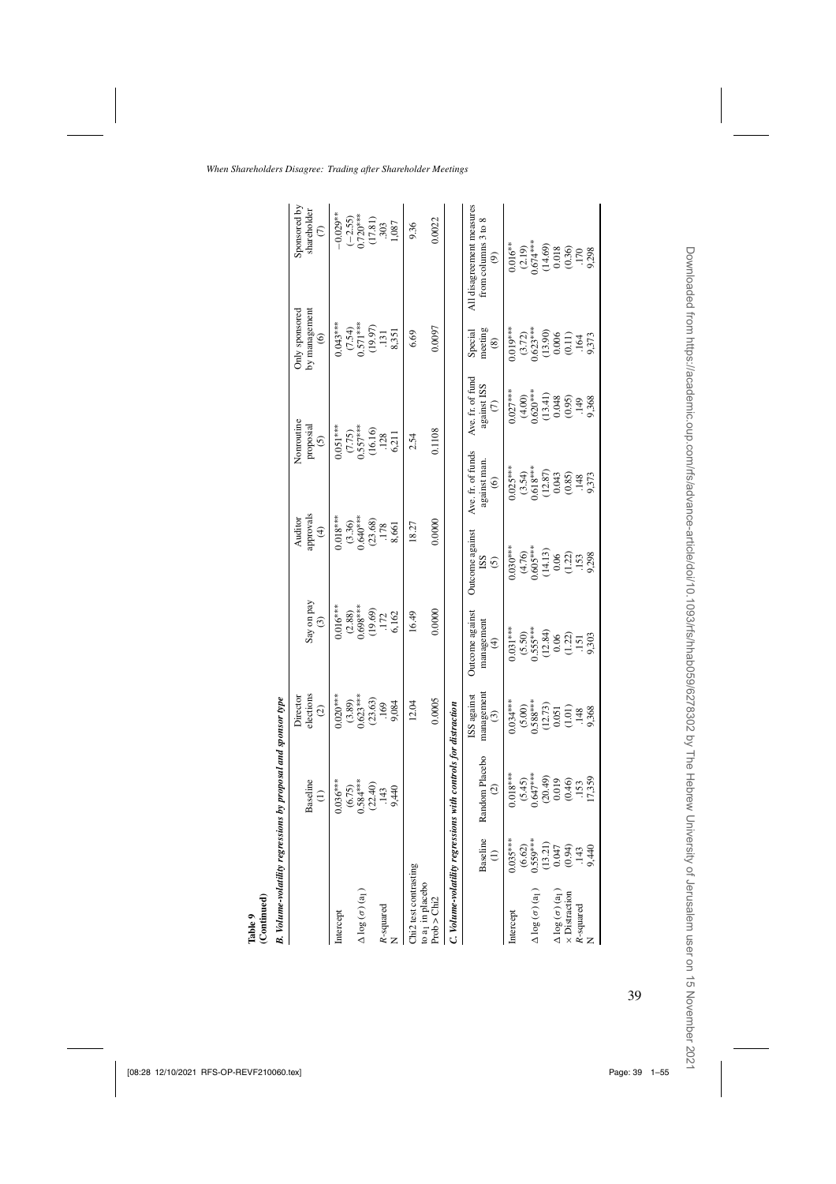**Table 9**
**(Continued)**

***B. Volume-volatility regressions by proposal and sponsor type***

| | Baseline (1) | Director elections (2) | Say on pay (3) | Auditor approvals (4) | Nonroutine proposal (5) | Only sponsored by management (6) | Sponsored by shareholder (7) |
|---|---|---|---|---|---|---|---|
| Intercept | 0.036*** | 0.020*** | 0.016*** | 0.018*** | 0.051*** | 0.043*** | −0.029** |
| | (6.75) | (3.89) | (2.88) | (3.36) | (7.75) | (7.54) | (−2.55) |
| $\Delta \log(\sigma)(a_1)$ | 0.584*** | 0.623*** | 0.698*** | 0.640*** | 0.557*** | 0.571*** | 0.720*** |
| | (22.40) | (23.63) | (19.69) | (23.68) | (16.16) | (19.97) | (17.81) |
| $R$-squared | .143 | .169 | .172 | .178 | .128 | .131 | .303 |
| N | 9,440 | 9,084 | 6,162 | 8,661 | 6,211 | 8,351 | 1,087 |
| Chi2 test contrasting to $a_1$ in placebo | | 12.04 | 16.49 | 18.27 | 2.54 | 6.69 | 9.36 |
| Prob > Chi2 | | 0.0005 | 0.0000 | 0.0000 | 0.1108 | 0.0097 | 0.0022 |

***C. Volume-volatility regressions with controls for distraction***

| | Baseline (1) | Random Placebo (2) | ISS against management (3) | Outcome against management (4) | Outcome against ISS (5) | Ave. fr. of funds against man. (6) | Ave. fr. of fund against ISS (7) | Special meeting (8) | All disagreement measures from columns 3 to 8 (9) |
|---|---|---|---|---|---|---|---|---|---|
| Intercept | 0.035*** | 0.018*** | 0.034*** | 0.031*** | 0.030*** | 0.025*** | 0.027*** | 0.019*** | 0.016** |
| | (6.62) | (5.45) | (5.00) | (5.50) | (4.76) | (3.54) | (4.00) | (3.72) | (2.19) |
| $\Delta \log(\sigma)(a_1)$ | 0.559*** | 0.647*** | 0.588*** | 0.555*** | 0.605*** | 0.618*** | 0.620*** | 0.623*** | 0.674*** |
| | (13.21) | (20.49) | (12.73) | (12.84) | (14.13) | (12.87) | (13.41) | (13.90) | (14.69) |
| $\Delta \log(\sigma)(a_1)$ × Distraction | 0.047 | 0.019 | 0.051 | 0.06 | 0.06 | 0.043 | 0.048 | 0.006 | 0.018 |
| | (0.94) | (0.46) | (1.01) | (1.22) | (1.22) | (0.85) | (0.95) | (0.11) | (0.36) |
| $R$-squared | .143 | .153 | .148 | .151 | .153 | .148 | .149 | .164 | .170 |
| N | 9,440 | 17,359 | 9,368 | 9,303 | 9,298 | 9,373 | 9,368 | 9,373 | 9,298 |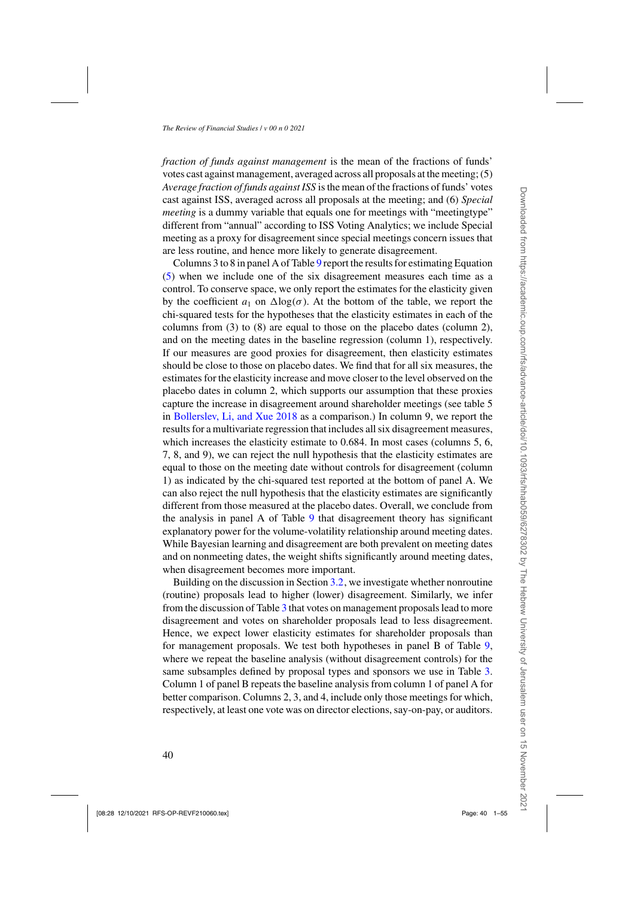*fraction of funds against management* is the mean of the fractions of funds' votes cast against management, averaged across all proposals at the meeting; (5) *Average fraction of funds against ISS* is the mean of the fractions of funds' votes cast against ISS, averaged across all proposals at the meeting; and (6) *Special meeting* is a dummy variable that equals one for meetings with "meetingtype" different from "annual" according to ISS Voting Analytics; we include Special meeting as a proxy for disagreement since special meetings concern issues that are less routine, and hence more likely to generate disagreement.

Columns 3 to 8 in panel A of Table 9 report the results for estimating Equation (5) when we include one of the six disagreement measures each time as a control. To conserve space, we only report the estimates for the elasticity given by the coefficient $a_1$ on $\Delta\log(\sigma)$. At the bottom of the table, we report the chi-squared tests for the hypotheses that the elasticity estimates in each of the columns from (3) to (8) are equal to those on the placebo dates (column 2), and on the meeting dates in the baseline regression (column 1), respectively. If our measures are good proxies for disagreement, then elasticity estimates should be close to those on placebo dates. We find that for all six measures, the estimates for the elasticity increase and move closer to the level observed on the placebo dates in column 2, which supports our assumption that these proxies capture the increase in disagreement around shareholder meetings (see table 5 in Bollerslev, Li, and Xue 2018 as a comparison.) In column 9, we report the results for a multivariate regression that includes all six disagreement measures, which increases the elasticity estimate to 0.684. In most cases (columns 5, 6, 7, 8, and 9), we can reject the null hypothesis that the elasticity estimates are equal to those on the meeting date without controls for disagreement (column 1) as indicated by the chi-squared test reported at the bottom of panel A. We can also reject the null hypothesis that the elasticity estimates are significantly different from those measured at the placebo dates. Overall, we conclude from the analysis in panel A of Table 9 that disagreement theory has significant explanatory power for the volume-volatility relationship around meeting dates. While Bayesian learning and disagreement are both prevalent on meeting dates and on nonmeeting dates, the weight shifts significantly around meeting dates, when disagreement becomes more important.

Building on the discussion in Section 3.2, we investigate whether nonroutine (routine) proposals lead to higher (lower) disagreement. Similarly, we infer from the discussion of Table 3 that votes on management proposals lead to more disagreement and votes on shareholder proposals lead to less disagreement. Hence, we expect lower elasticity estimates for shareholder proposals than for management proposals. We test both hypotheses in panel B of Table 9, where we repeat the baseline analysis (without disagreement controls) for the same subsamples defined by proposal types and sponsors we use in Table 3. Column 1 of panel B repeats the baseline analysis from column 1 of panel A for better comparison. Columns 2, 3, and 4, include only those meetings for which, respectively, at least one vote was on director elections, say-on-pay, or auditors.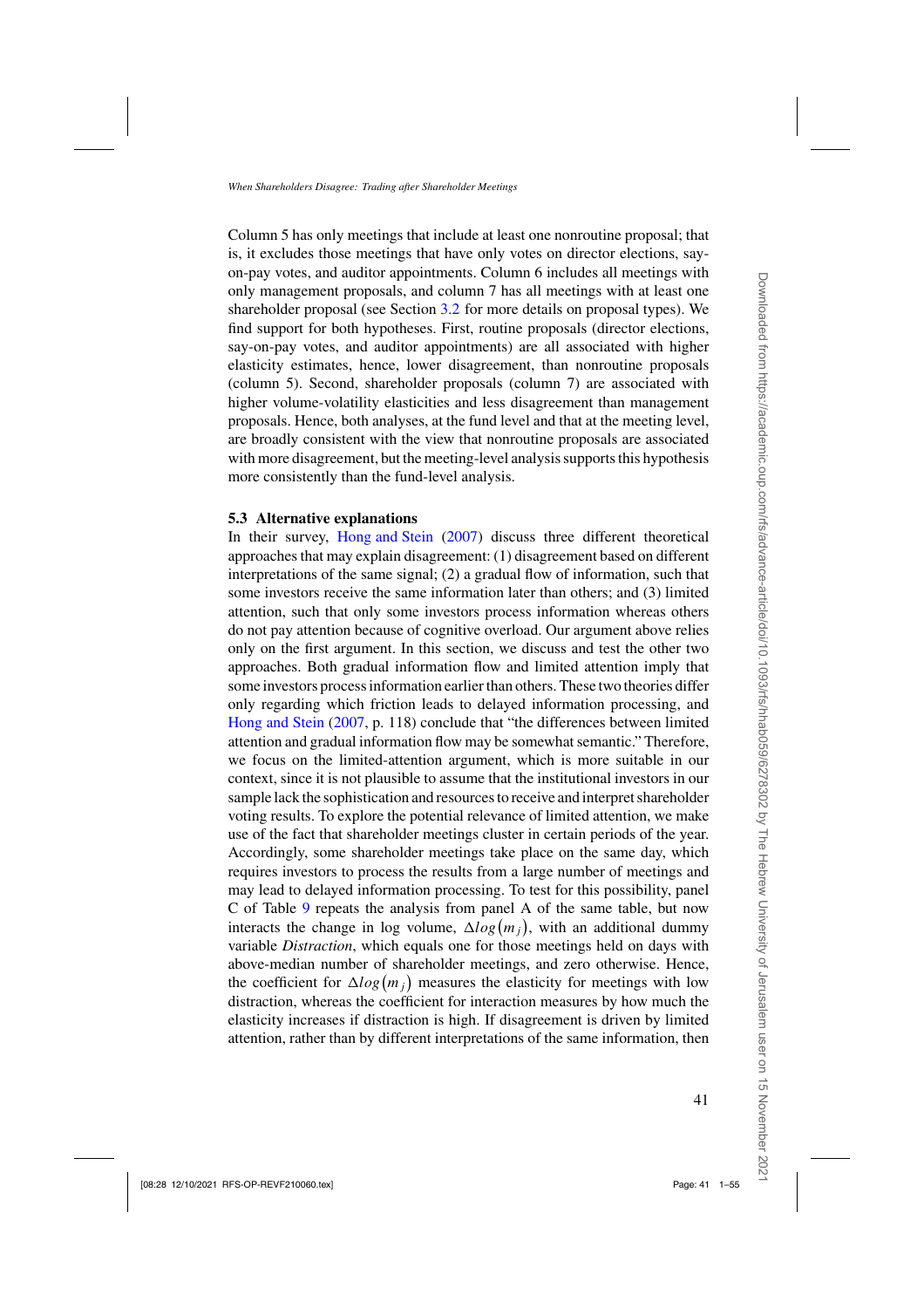Column 5 has only meetings that include at least one nonroutine proposal; that is, it excludes those meetings that have only votes on director elections, say-on-pay votes, and auditor appointments. Column 6 includes all meetings with only management proposals, and column 7 has all meetings with at least one shareholder proposal (see Section 3.2 for more details on proposal types). We find support for both hypotheses. First, routine proposals (director elections, say-on-pay votes, and auditor appointments) are all associated with higher elasticity estimates, hence, lower disagreement, than nonroutine proposals (column 5). Second, shareholder proposals (column 7) are associated with higher volume-volatility elasticities and less disagreement than management proposals. Hence, both analyses, at the fund level and that at the meeting level, are broadly consistent with the view that nonroutine proposals are associated with more disagreement, but the meeting-level analysis supports this hypothesis more consistently than the fund-level analysis.

### 5.3 Alternative explanations

In their survey, Hong and Stein (2007) discuss three different theoretical approaches that may explain disagreement: (1) disagreement based on different interpretations of the same signal; (2) a gradual flow of information, such that some investors receive the same information later than others; and (3) limited attention, such that only some investors process information whereas others do not pay attention because of cognitive overload. Our argument above relies only on the first argument. In this section, we discuss and test the other two approaches. Both gradual information flow and limited attention imply that some investors process information earlier than others. These two theories differ only regarding which friction leads to delayed information processing, and Hong and Stein (2007, p. 118) conclude that "the differences between limited attention and gradual information flow may be somewhat semantic." Therefore, we focus on the limited-attention argument, which is more suitable in our context, since it is not plausible to assume that the institutional investors in our sample lack the sophistication and resources to receive and interpret shareholder voting results. To explore the potential relevance of limited attention, we make use of the fact that shareholder meetings cluster in certain periods of the year. Accordingly, some shareholder meetings take place on the same day, which requires investors to process the results from a large number of meetings and may lead to delayed information processing. To test for this possibility, panel C of Table 9 repeats the analysis from panel A of the same table, but now interacts the change in log volume, $\Delta log(m_j)$, with an additional dummy variable *Distraction*, which equals one for those meetings held on days with above-median number of shareholder meetings, and zero otherwise. Hence, the coefficient for $\Delta log(m_j)$ measures the elasticity for meetings with low distraction, whereas the coefficient for interaction measures by how much the elasticity increases if distraction is high. If disagreement is driven by limited attention, rather than by different interpretations of the same information, then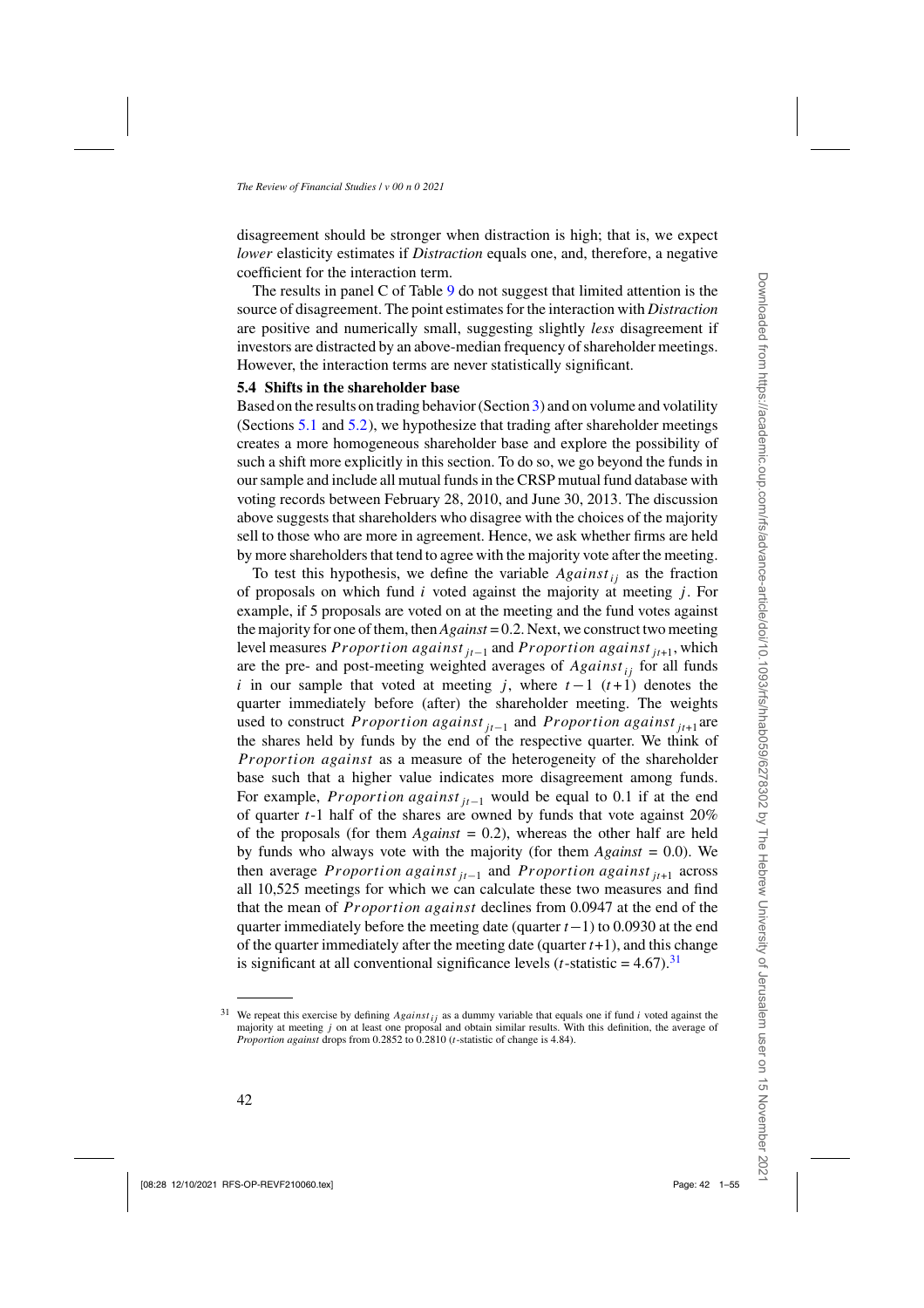disagreement should be stronger when distraction is high; that is, we expect *lower* elasticity estimates if *Distraction* equals one, and, therefore, a negative coefficient for the interaction term.

The results in panel C of Table 9 do not suggest that limited attention is the source of disagreement. The point estimates for the interaction with *Distraction* are positive and numerically small, suggesting slightly *less* disagreement if investors are distracted by an above-median frequency of shareholder meetings. However, the interaction terms are never statistically significant.

### 5.4 Shifts in the shareholder base

Based on the results on trading behavior (Section 3) and on volume and volatility (Sections 5.1 and 5.2), we hypothesize that trading after shareholder meetings creates a more homogeneous shareholder base and explore the possibility of such a shift more explicitly in this section. To do so, we go beyond the funds in our sample and include all mutual funds in the CRSP mutual fund database with voting records between February 28, 2010, and June 30, 2013. The discussion above suggests that shareholders who disagree with the choices of the majority sell to those who are more in agreement. Hence, we ask whether firms are held by more shareholders that tend to agree with the majority vote after the meeting.

To test this hypothesis, we define the variable $Against_{ij}$ as the fraction of proposals on which fund $i$ voted against the majority at meeting $j$. For example, if 5 proposals are voted on at the meeting and the fund votes against the majority for one of them, then *Against* = 0.2. Next, we construct two meeting level measures $Proportion\ against_{jt-1}$ and $Proportion\ against_{jt+1}$, which are the pre- and post-meeting weighted averages of $Against_{ij}$ for all funds $i$ in our sample that voted at meeting $j$, where $t-1$ $(t+1)$ denotes the quarter immediately before (after) the shareholder meeting. The weights used to construct $Proportion\ against_{jt-1}$ and $Proportion\ against_{jt+1}$ are the shares held by funds by the end of the respective quarter. We think of $Proportion\ against$ as a measure of the heterogeneity of the shareholder base such that a higher value indicates more disagreement among funds. For example, $Proportion\ against_{jt-1}$ would be equal to 0.1 if at the end of quarter $t$-1 half of the shares are owned by funds that vote against 20% of the proposals (for them *Against* = 0.2), whereas the other half are held by funds who always vote with the majority (for them *Against* = 0.0). We then average $Proportion\ against_{jt-1}$ and $Proportion\ against_{jt+1}$ across all 10,525 meetings for which we can calculate these two measures and find that the mean of $Proportion\ against$ declines from 0.0947 at the end of the quarter immediately before the meeting date (quarter $t-1$) to 0.0930 at the end of the quarter immediately after the meeting date (quarter $t$+1), and this change is significant at all conventional significance levels ($t$-statistic = 4.67).[31]

---

[31] We repeat this exercise by defining $Against_{ij}$ as a dummy variable that equals one if fund $i$ voted against the majority at meeting $j$ on at least one proposal and obtain similar results. With this definition, the average of *Proportion against* drops from 0.2852 to 0.2810 ($t$-statistic of change is 4.84).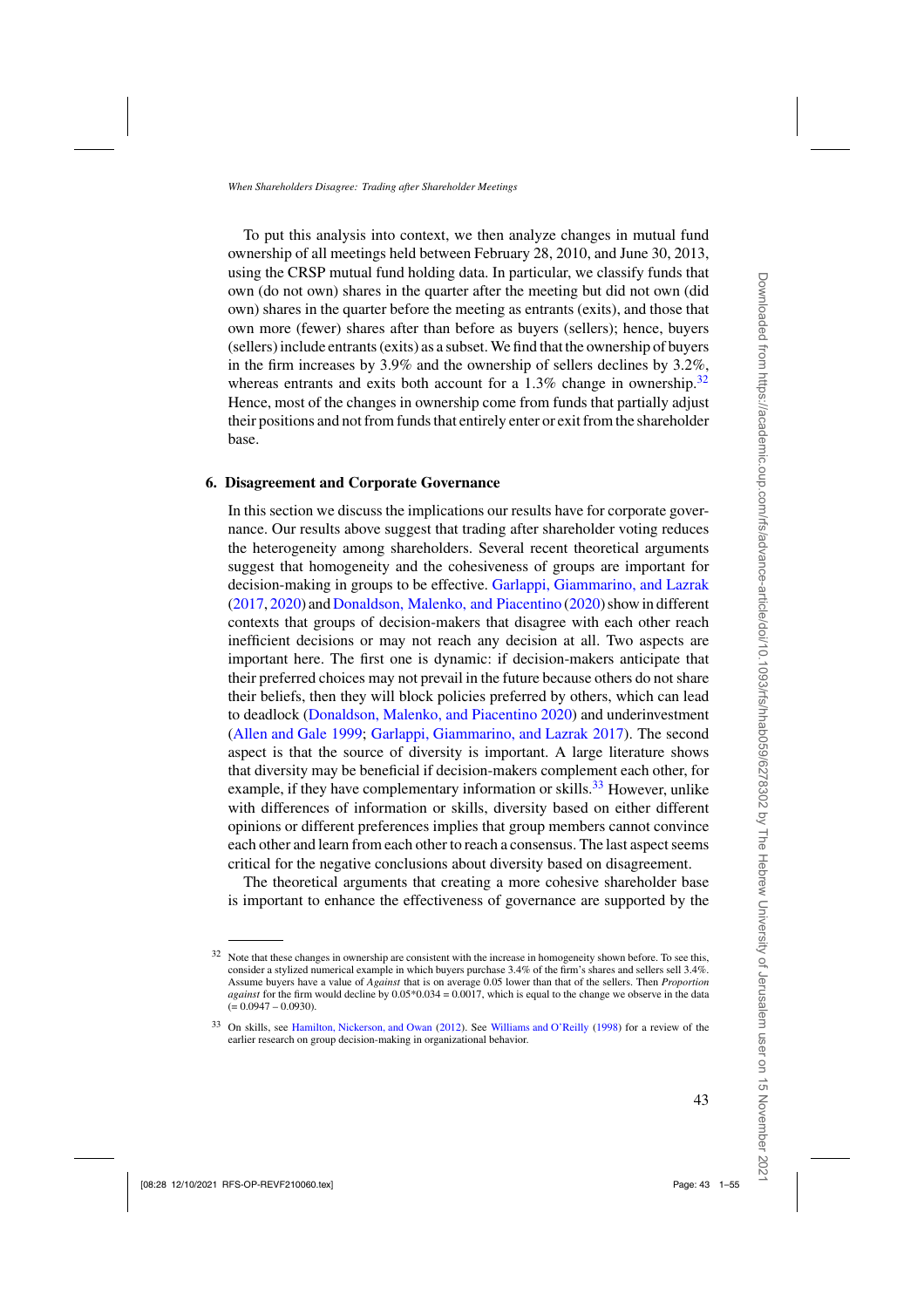To put this analysis into context, we then analyze changes in mutual fund ownership of all meetings held between February 28, 2010, and June 30, 2013, using the CRSP mutual fund holding data. In particular, we classify funds that own (do not own) shares in the quarter after the meeting but did not own (did own) shares in the quarter before the meeting as entrants (exits), and those that own more (fewer) shares after than before as buyers (sellers); hence, buyers (sellers) include entrants (exits) as a subset. We find that the ownership of buyers in the firm increases by 3.9% and the ownership of sellers declines by 3.2%, whereas entrants and exits both account for a 1.3% change in ownership.[32] Hence, most of the changes in ownership come from funds that partially adjust their positions and not from funds that entirely enter or exit from the shareholder base.

## 6. Disagreement and Corporate Governance

In this section we discuss the implications our results have for corporate governance. Our results above suggest that trading after shareholder voting reduces the heterogeneity among shareholders. Several recent theoretical arguments suggest that homogeneity and the cohesiveness of groups are important for decision-making in groups to be effective. Garlappi, Giammarino, and Lazrak (2017, 2020) and Donaldson, Malenko, and Piacentino (2020) show in different contexts that groups of decision-makers that disagree with each other reach inefficient decisions or may not reach any decision at all. Two aspects are important here. The first one is dynamic: if decision-makers anticipate that their preferred choices may not prevail in the future because others do not share their beliefs, then they will block policies preferred by others, which can lead to deadlock (Donaldson, Malenko, and Piacentino 2020) and underinvestment (Allen and Gale 1999; Garlappi, Giammarino, and Lazrak 2017). The second aspect is that the source of diversity is important. A large literature shows that diversity may be beneficial if decision-makers complement each other, for example, if they have complementary information or skills.[33] However, unlike with differences of information or skills, diversity based on either different opinions or different preferences implies that group members cannot convince each other and learn from each other to reach a consensus. The last aspect seems critical for the negative conclusions about diversity based on disagreement.

The theoretical arguments that creating a more cohesive shareholder base is important to enhance the effectiveness of governance are supported by the

---

[32] Note that these changes in ownership are consistent with the increase in homogeneity shown before. To see this, consider a stylized numerical example in which buyers purchase 3.4% of the firm's shares and sellers sell 3.4%. Assume buyers have a value of *Against* that is on average 0.05 lower than that of the sellers. Then *Proportion against* for the firm would decline by 0.05*0.034 = 0.0017, which is equal to the change we observe in the data (= 0.0947 – 0.0930).

[33] On skills, see Hamilton, Nickerson, and Owan (2012). See Williams and O'Reilly (1998) for a review of the earlier research on group decision-making in organizational behavior.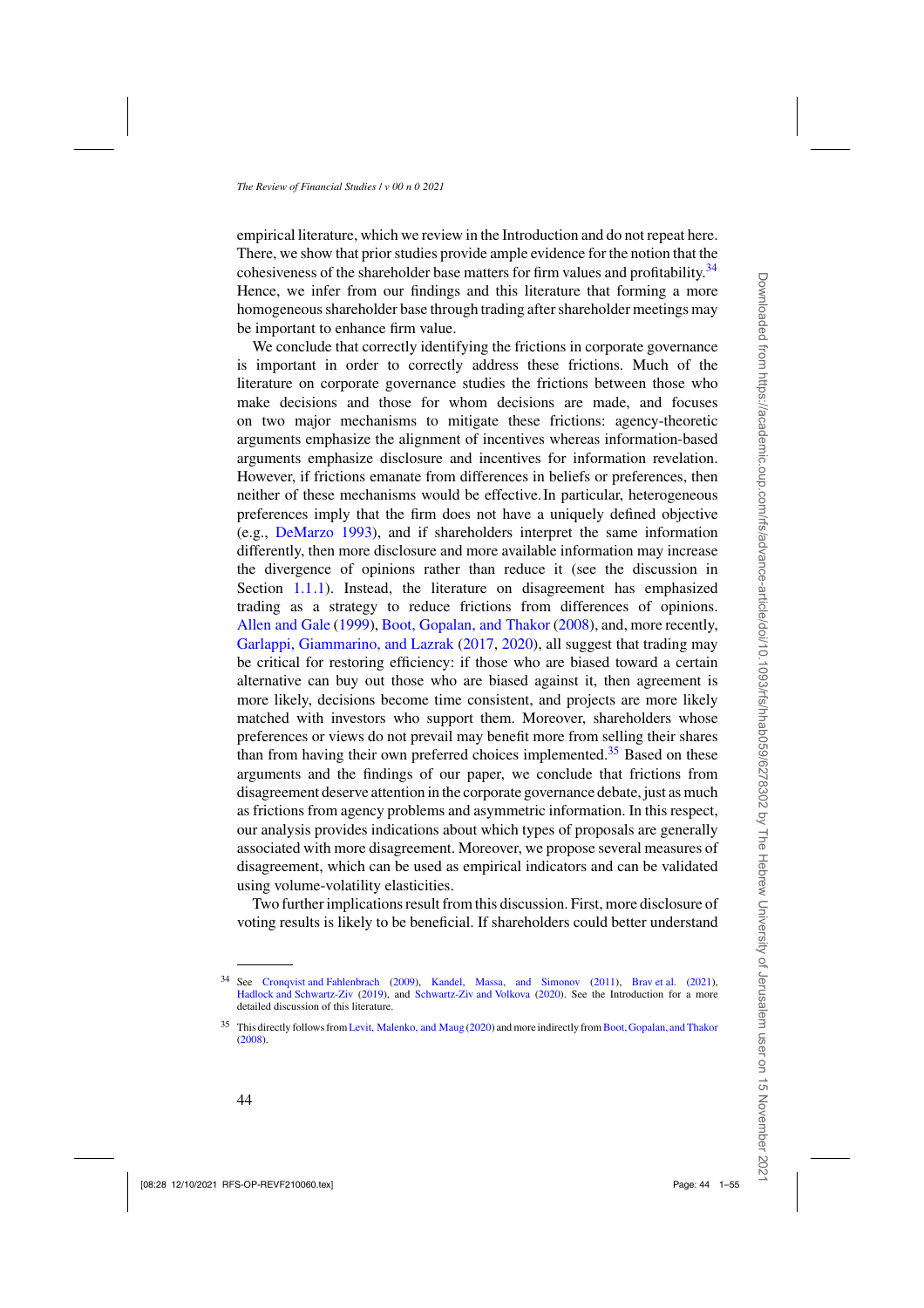empirical literature, which we review in the Introduction and do not repeat here. There, we show that prior studies provide ample evidence for the notion that the cohesiveness of the shareholder base matters for firm values and profitability.[34] Hence, we infer from our findings and this literature that forming a more homogeneous shareholder base through trading after shareholder meetings may be important to enhance firm value.

We conclude that correctly identifying the frictions in corporate governance is important in order to correctly address these frictions. Much of the literature on corporate governance studies the frictions between those who make decisions and those for whom decisions are made, and focuses on two major mechanisms to mitigate these frictions: agency-theoretic arguments emphasize the alignment of incentives whereas information-based arguments emphasize disclosure and incentives for information revelation. However, if frictions emanate from differences in beliefs or preferences, then neither of these mechanisms would be effective. In particular, heterogeneous preferences imply that the firm does not have a uniquely defined objective (e.g., DeMarzo 1993), and if shareholders interpret the same information differently, then more disclosure and more available information may increase the divergence of opinions rather than reduce it (see the discussion in Section 1.1.1). Instead, the literature on disagreement has emphasized trading as a strategy to reduce frictions from differences of opinions. Allen and Gale (1999), Boot, Gopalan, and Thakor (2008), and, more recently, Garlappi, Giammarino, and Lazrak (2017, 2020), all suggest that trading may be critical for restoring efficiency: if those who are biased toward a certain alternative can buy out those who are biased against it, then agreement is more likely, decisions become time consistent, and projects are more likely matched with investors who support them. Moreover, shareholders whose preferences or views do not prevail may benefit more from selling their shares than from having their own preferred choices implemented.[35] Based on these arguments and the findings of our paper, we conclude that frictions from disagreement deserve attention in the corporate governance debate, just as much as frictions from agency problems and asymmetric information. In this respect, our analysis provides indications about which types of proposals are generally associated with more disagreement. Moreover, we propose several measures of disagreement, which can be used as empirical indicators and can be validated using volume-volatility elasticities.

Two further implications result from this discussion. First, more disclosure of voting results is likely to be beneficial. If shareholders could better understand

---

[34] See Cronqvist and Fahlenbrach (2009), Kandel, Massa, and Simonov (2011), Brav et al. (2021), Hadlock and Schwartz-Ziv (2019), and Schwartz-Ziv and Volkova (2020). See the Introduction for a more detailed discussion of this literature.

[35] This directly follows from Levit, Malenko, and Maug (2020) and more indirectly from Boot, Gopalan, and Thakor (2008).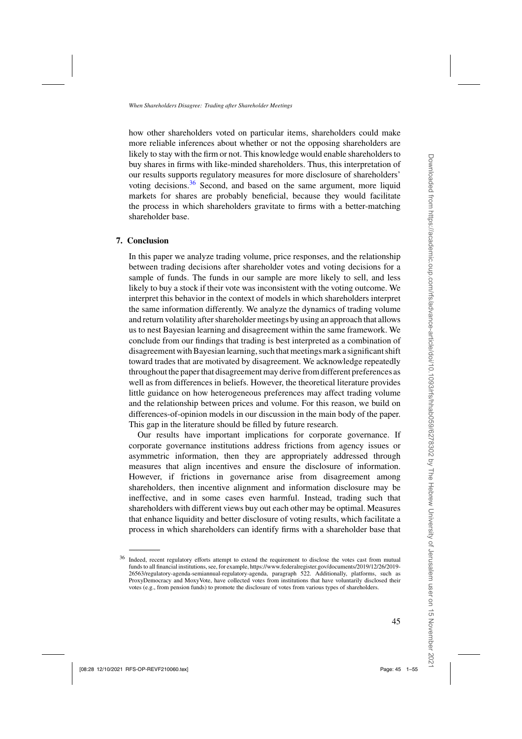how other shareholders voted on particular items, shareholders could make more reliable inferences about whether or not the opposing shareholders are likely to stay with the firm or not. This knowledge would enable shareholders to buy shares in firms with like-minded shareholders. Thus, this interpretation of our results supports regulatory measures for more disclosure of shareholders' voting decisions.[36] Second, and based on the same argument, more liquid markets for shares are probably beneficial, because they would facilitate the process in which shareholders gravitate to firms with a better-matching shareholder base.

## 7. Conclusion

In this paper we analyze trading volume, price responses, and the relationship between trading decisions after shareholder votes and voting decisions for a sample of funds. The funds in our sample are more likely to sell, and less likely to buy a stock if their vote was inconsistent with the voting outcome. We interpret this behavior in the context of models in which shareholders interpret the same information differently. We analyze the dynamics of trading volume and return volatility after shareholder meetings by using an approach that allows us to nest Bayesian learning and disagreement within the same framework. We conclude from our findings that trading is best interpreted as a combination of disagreement with Bayesian learning, such that meetings mark a significant shift toward trades that are motivated by disagreement. We acknowledge repeatedly throughout the paper that disagreement may derive from different preferences as well as from differences in beliefs. However, the theoretical literature provides little guidance on how heterogeneous preferences may affect trading volume and the relationship between prices and volume. For this reason, we build on differences-of-opinion models in our discussion in the main body of the paper. This gap in the literature should be filled by future research.

Our results have important implications for corporate governance. If corporate governance institutions address frictions from agency issues or asymmetric information, then they are appropriately addressed through measures that align incentives and ensure the disclosure of information. However, if frictions in governance arise from disagreement among shareholders, then incentive alignment and information disclosure may be ineffective, and in some cases even harmful. Instead, trading such that shareholders with different views buy out each other may be optimal. Measures that enhance liquidity and better disclosure of voting results, which facilitate a process in which shareholders can identify firms with a shareholder base that

[36] Indeed, recent regulatory efforts attempt to extend the requirement to disclose the votes cast from mutual funds to all financial institutions, see, for example, https://www.federalregister.gov/documents/2019/12/26/2019-26563/regulatory-agenda-semiannual-regulatory-agenda, paragraph 522. Additionally, platforms, such as ProxyDemocracy and MoxyVote, have collected votes from institutions that have voluntarily disclosed their votes (e.g., from pension funds) to promote the disclosure of votes from various types of shareholders.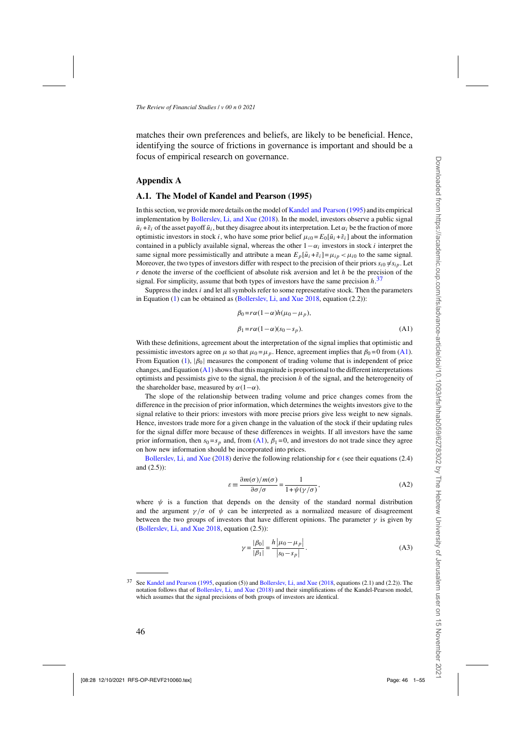matches their own preferences and beliefs, are likely to be beneficial. Hence, identifying the source of frictions in governance is important and should be a focus of empirical research on governance.

## Appendix A

### A.1. The Model of Kandel and Pearson (1995)

In this section, we provide more details on the model of Kandel and Pearson (1995) and its empirical implementation by Bollerslev, Li, and Xue (2018). In the model, investors observe a public signal $\tilde{u}_i + \tilde{\varepsilon}_i$ of the asset payoff $\tilde{u}_i$, but they disagree about its interpretation. Let $\alpha_i$ be the fraction of more optimistic investors in stock $i$, who have some prior belief $\mu_{i0} = E_0[\tilde{u}_i + \tilde{\varepsilon}_i]$ about the information contained in a publicly available signal, whereas the other $1-\alpha_i$ investors in stock $i$ interpret the same signal more pessimistically and attribute a mean $E_p[\tilde{u}_i + \tilde{\varepsilon}_i] = \mu_{ip} < \mu_{i0}$ to the same signal. Moreover, the two types of investors differ with respect to the precision of their priors $s_{i0} \neq s_{ip}$. Let $r$ denote the inverse of the coefficient of absolute risk aversion and let $h$ be the precision of the signal. For simplicity, assume that both types of investors have the same precision $h$.[37]

Suppress the index $i$ and let all symbols refer to some representative stock. Then the parameters in Equation (1) can be obtained as (Bollerslev, Li, and Xue 2018, equation (2.2)):

$$\beta_0 = r\alpha(1-\alpha)h(\mu_0 - \mu_p),$$

$$\beta_1 = r\alpha(1-\alpha)(s_0 - s_p). \tag{A1}$$

With these definitions, agreement about the interpretation of the signal implies that optimistic and pessimistic investors agree on $\mu$ so that $\mu_0 = \mu_p$. Hence, agreement implies that $\beta_0 = 0$ from (A1). From Equation (1), $|\beta_0|$ measures the component of trading volume that is independent of price changes, and Equation (A1) shows that this magnitude is proportional to the different interpretations optimists and pessimists give to the signal, the precision $h$ of the signal, and the heterogeneity of the shareholder base, measured by $\alpha(1-\alpha)$.

The slope of the relationship between trading volume and price changes comes from the difference in the precision of prior information, which determines the weights investors give to the signal relative to their priors: investors with more precise priors give less weight to new signals. Hence, investors trade more for a given change in the valuation of the stock if their updating rules for the signal differ more because of these differences in weights. If all investors have the same prior information, then $s_0 = s_p$ and, from (A1), $\beta_1 = 0$, and investors do not trade since they agree on how new information should be incorporated into prices.

Bollerslev, Li, and Xue (2018) derive the following relationship for $\epsilon$ (see their equations (2.4) and (2.5)):

$$\varepsilon \equiv \frac{\partial m(\sigma)/m(\sigma)}{\partial \sigma/\sigma} = \frac{1}{1+\psi(\gamma/\sigma)}, \tag{A2}$$

where $\psi$ is a function that depends on the density of the standard normal distribution and the argument $\gamma/\sigma$ of $\psi$ can be interpreted as a normalized measure of disagreement between the two groups of investors that have different opinions. The parameter $\gamma$ is given by (Bollerslev, Li, and Xue 2018, equation (2.5)):

$$\gamma = \frac{|\beta_0|}{|\beta_1|} = \frac{h\left|\mu_0 - \mu_p\right|}{|s_0 - s_p|}. \tag{A3}$$

[37] See Kandel and Pearson (1995, equation (5)) and Bollerslev, Li, and Xue (2018, equations (2.1) and (2.2)). The notation follows that of Bollerslev, Li, and Xue (2018) and their simplifications of the Kandel-Pearson model, which assumes that the signal precisions of both groups of investors are identical.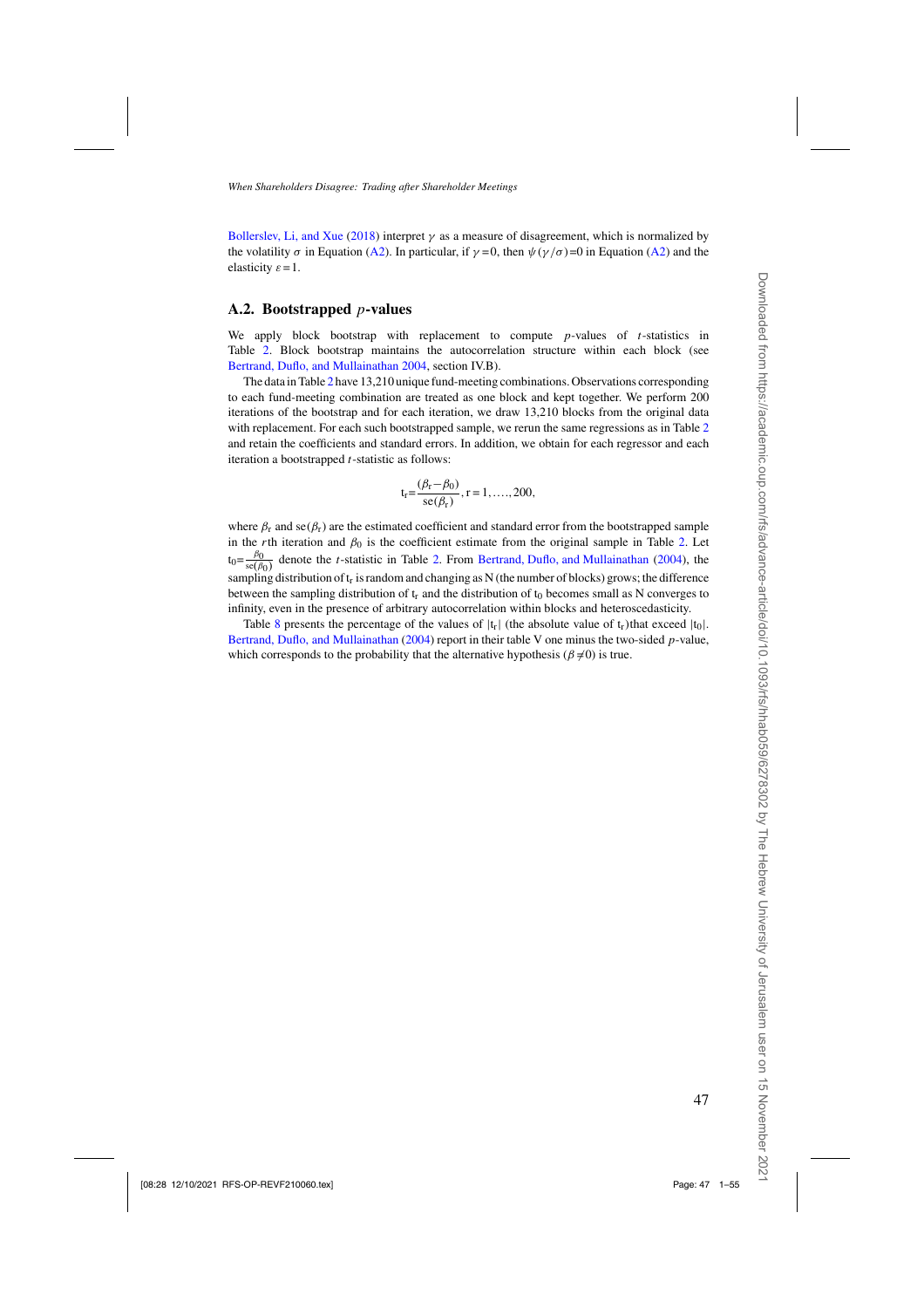Bollerslev, Li, and Xue (2018) interpret $\gamma$ as a measure of disagreement, which is normalized by the volatility $\sigma$ in Equation (A2). In particular, if $\gamma = 0$, then $\psi(\gamma/\sigma) = 0$ in Equation (A2) and the elasticity $\varepsilon = 1$.

## A.2. Bootstrapped $p$-values

We apply block bootstrap with replacement to compute $p$-values of $t$-statistics in Table 2. Block bootstrap maintains the autocorrelation structure within each block (see Bertrand, Duflo, and Mullainathan 2004, section IV.B).

The data in Table 2 have 13,210 unique fund-meeting combinations. Observations corresponding to each fund-meeting combination are treated as one block and kept together. We perform 200 iterations of the bootstrap and for each iteration, we draw 13,210 blocks from the original data with replacement. For each such bootstrapped sample, we rerun the same regressions as in Table 2 and retain the coefficients and standard errors. In addition, we obtain for each regressor and each iteration a bootstrapped $t$-statistic as follows:

$$\mathrm{t_r} = \frac{(\beta_\mathrm{r} - \beta_0)}{\mathrm{se}(\beta_\mathrm{r})}, \mathrm{r} = 1, \ldots, 200,$$

where $\beta_\mathrm{r}$ and $\mathrm{se}(\beta_\mathrm{r})$ are the estimated coefficient and standard error from the bootstrapped sample in the $r$th iteration and $\beta_0$ is the coefficient estimate from the original sample in Table 2. Let $\mathrm{t_0} = \frac{\beta_0}{\mathrm{se}(\beta_0)}$ denote the $t$-statistic in Table 2. From Bertrand, Duflo, and Mullainathan (2004), the sampling distribution of $\mathrm{t_r}$ is random and changing as N (the number of blocks) grows; the difference between the sampling distribution of $\mathrm{t_r}$ and the distribution of $\mathrm{t_0}$ becomes small as N converges to infinity, even in the presence of arbitrary autocorrelation within blocks and heteroscedasticity.

Table 8 presents the percentage of the values of $|\mathrm{t_r}|$ (the absolute value of $\mathrm{t_r}$)that exceed $|\mathrm{t_0}|$. Bertrand, Duflo, and Mullainathan (2004) report in their table V one minus the two-sided $p$-value, which corresponds to the probability that the alternative hypothesis ($\beta \neq 0$) is true.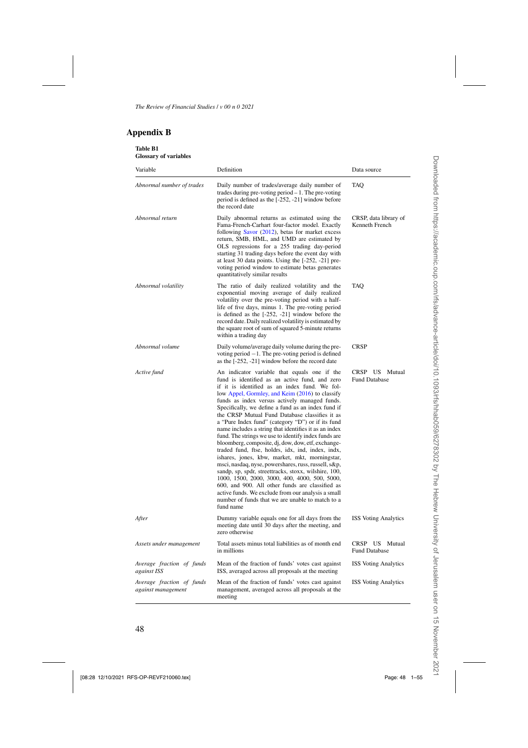## Appendix B

**Table B1**
**Glossary of variables**

| Variable | Definition | Data source |
|---|---|---|
| *Abnormal number of trades* | Daily number of trades/average daily number of trades during pre-voting period – 1. The pre-voting period is defined as the [-252, -21] window before the record date | TAQ |
| *Abnormal return* | Daily abnormal returns as estimated using the Fama-French-Carhart four-factor model. Exactly following Savor (2012), betas for market excess return, SMB, HML, and UMD are estimated by OLS regressions for a 255 trading day-period starting 31 trading days before the event day with at least 30 data points. Using the [-252, -21] pre-voting period window to estimate betas generates quantitatively similar results | CRSP, data library of Kenneth French |
| *Abnormal volatility* | The ratio of daily realized volatility and the exponential moving average of daily realized volatility over the pre-voting period with a half-life of five days, minus 1. The pre-voting period is defined as the [-252, -21] window before the record date. Daily realized volatility is estimated by the square root of sum of squared 5-minute returns within a trading day | TAQ |
| *Abnormal volume* | Daily volume/average daily volume during the pre-voting period −1. The pre-voting period is defined as the [-252, -21] window before the record date | CRSP |
| *Active fund* | An indicator variable that equals one if the fund is identified as an active fund, and zero if it is identified as an index fund. We follow Appel, Gormley, and Keim (2016) to classify funds as index versus actively managed funds. Specifically, we define a fund as an index fund if the CRSP Mutual Fund Database classifies it as a "Pure Index fund" (category "D") or if its fund name includes a string that identifies it as an index fund. The strings we use to identify index funds are bloomberg, composite, dj, dow, dow, etf, exchange-traded fund, ftse, holdrs, idx, ind, index, indx, ishares, jones, kbw, market, mkt, morningstar, msci, nasdaq, nyse, powershares, russ, russell, s&p, sandp, sp, spdr, streettracks, stoxx, wilshire, 100, 1000, 1500, 2000, 3000, 400, 4000, 500, 5000, 600, and 900. All other funds are classified as active funds. We exclude from our analysis a small number of funds that we are unable to match to a fund name | CRSP US Mutual Fund Database |
| *After* | Dummy variable equals one for all days from the meeting date until 30 days after the meeting, and zero otherwise | ISS Voting Analytics |
| *Assets under management* | Total assets minus total liabilities as of month end in millions | CRSP US Mutual Fund Database |
| *Average fraction of funds against ISS* | Mean of the fraction of funds' votes cast against ISS, averaged across all proposals at the meeting | ISS Voting Analytics |
| *Average fraction of funds against management* | Mean of the fraction of funds' votes cast against management, averaged across all proposals at the meeting | ISS Voting Analytics |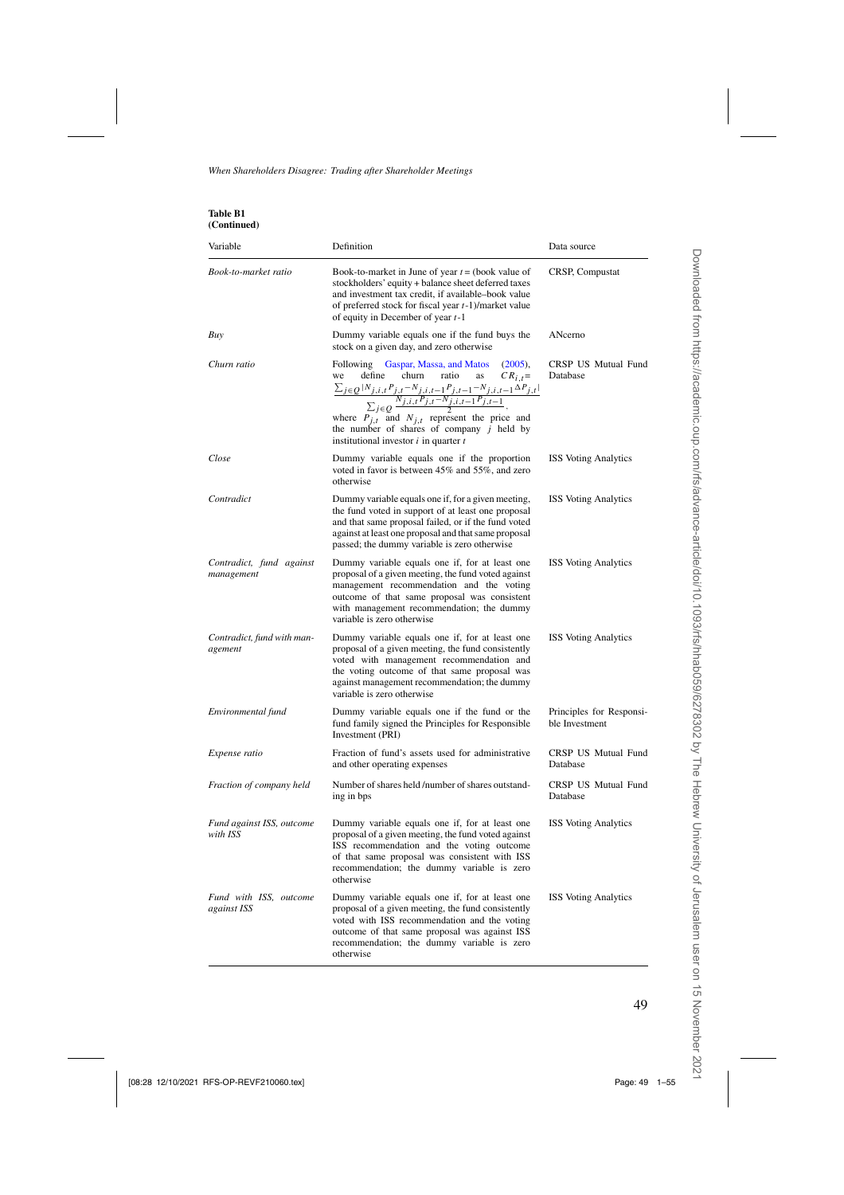**Table B1**
**(Continued)**

| Variable | Definition | Data source |
|---|---|---|
| *Book-to-market ratio* | Book-to-market in June of year $t$ = (book value of stockholders' equity + balance sheet deferred taxes and investment tax credit, if available–book value of preferred stock for fiscal year $t$-1)/market value of equity in December of year $t$-1 | CRSP, Compustat |
| *Buy* | Dummy variable equals one if the fund buys the stock on a given day, and zero otherwise | ANcerno |
| *Churn ratio* | Following Gaspar, Massa, and Matos (2005), we define churn ratio as $CR_{i,t} = \frac{\sum_{j \in Q} \lvert N_{j,i,t}P_{j,t} - N_{j,i,t-1}P_{j,t-1} - N_{j,i,t-1}\Delta P_{j,t} \rvert}{\sum_{j \in Q} \frac{N_{j,i,t}P_{j,t} - N_{j,i,t-1}P_{j,t-1}}{2}}$, where $P_{j,t}$ and $N_{j,t}$ represent the price and the number of shares of company $j$ held by institutional investor $i$ in quarter $t$ | CRSP US Mutual Fund Database |
| *Close* | Dummy variable equals one if the proportion voted in favor is between 45% and 55%, and zero otherwise | ISS Voting Analytics |
| *Contradict* | Dummy variable equals one if, for a given meeting, the fund voted in support of at least one proposal and that same proposal failed, or if the fund voted against at least one proposal and that same proposal passed; the dummy variable is zero otherwise | ISS Voting Analytics |
| *Contradict, fund against management* | Dummy variable equals one if, for at least one proposal of a given meeting, the fund voted against management recommendation and the voting outcome of that same proposal was consistent with management recommendation; the dummy variable is zero otherwise | ISS Voting Analytics |
| *Contradict, fund with management* | Dummy variable equals one if, for at least one proposal of a given meeting, the fund consistently voted with management recommendation and the voting outcome of that same proposal was against management recommendation; the dummy variable is zero otherwise | ISS Voting Analytics |
| *Environmental fund* | Dummy variable equals one if the fund or the fund family signed the Principles for Responsible Investment (PRI) | Principles for Responsible Investment |
| *Expense ratio* | Fraction of fund's assets used for administrative and other operating expenses | CRSP US Mutual Fund Database |
| *Fraction of company held* | Number of shares held /number of shares outstanding in bps | CRSP US Mutual Fund Database |
| *Fund against ISS, outcome with ISS* | Dummy variable equals one if, for at least one proposal of a given meeting, the fund voted against ISS recommendation and the voting outcome of that same proposal was consistent with ISS recommendation; the dummy variable is zero otherwise | ISS Voting Analytics |
| *Fund with ISS, outcome against ISS* | Dummy variable equals one if, for at least one proposal of a given meeting, the fund consistently voted with ISS recommendation and the voting outcome of that same proposal was against ISS recommendation; the dummy variable is zero otherwise | ISS Voting Analytics |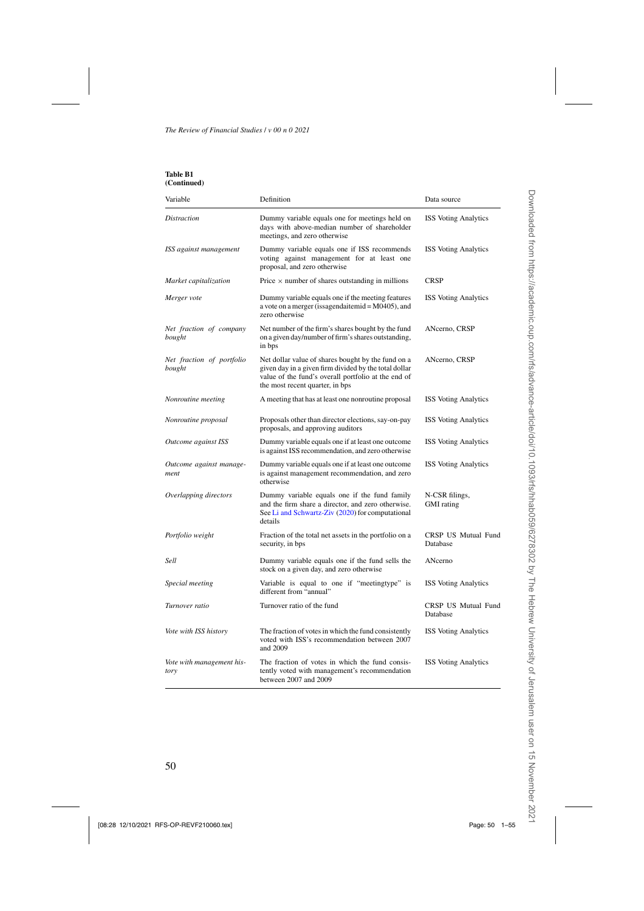**Table B1**
**(Continued)**

| Variable | Definition | Data source |
|---|---|---|
| *Distraction* | Dummy variable equals one for meetings held on days with above-median number of shareholder meetings, and zero otherwise | ISS Voting Analytics |
| *ISS against management* | Dummy variable equals one if ISS recommends voting against management for at least one proposal, and zero otherwise | ISS Voting Analytics |
| *Market capitalization* | Price × number of shares outstanding in millions | CRSP |
| *Merger vote* | Dummy variable equals one if the meeting features a vote on a merger (issagendaitemid = M0405), and zero otherwise | ISS Voting Analytics |
| *Net fraction of company bought* | Net number of the firm's shares bought by the fund on a given day/number of firm's shares outstanding, in bps | ANcerno, CRSP |
| *Net fraction of portfolio bought* | Net dollar value of shares bought by the fund on a given day in a given firm divided by the total dollar value of the fund's overall portfolio at the end of the most recent quarter, in bps | ANcerno, CRSP |
| *Nonroutine meeting* | A meeting that has at least one nonroutine proposal | ISS Voting Analytics |
| *Nonroutine proposal* | Proposals other than director elections, say-on-pay proposals, and approving auditors | ISS Voting Analytics |
| *Outcome against ISS* | Dummy variable equals one if at least one outcome is against ISS recommendation, and zero otherwise | ISS Voting Analytics |
| *Outcome against management* | Dummy variable equals one if at least one outcome is against management recommendation, and zero otherwise | ISS Voting Analytics |
| *Overlapping directors* | Dummy variable equals one if the fund family and the firm share a director, and zero otherwise. See Li and Schwartz-Ziv (2020) for computational details | N-CSR filings, GMI rating |
| *Portfolio weight* | Fraction of the total net assets in the portfolio on a security, in bps | CRSP US Mutual Fund Database |
| *Sell* | Dummy variable equals one if the fund sells the stock on a given day, and zero otherwise | ANcerno |
| *Special meeting* | Variable is equal to one if "meetingtype" is different from "annual" | ISS Voting Analytics |
| *Turnover ratio* | Turnover ratio of the fund | CRSP US Mutual Fund Database |
| *Vote with ISS history* | The fraction of votes in which the fund consistently voted with ISS's recommendation between 2007 and 2009 | ISS Voting Analytics |
| *Vote with management history* | The fraction of votes in which the fund consistently voted with management's recommendation between 2007 and 2009 | ISS Voting Analytics |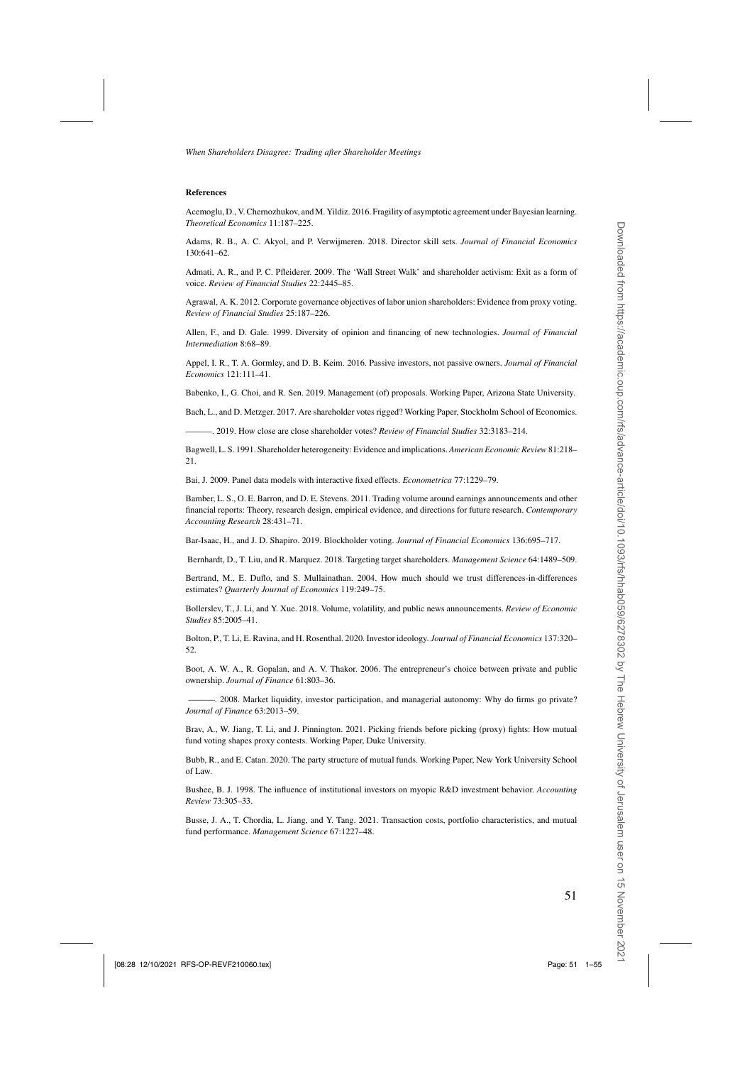### References

Acemoglu, D., V. Chernozhukov, and M. Yildiz. 2016. Fragility of asymptotic agreement under Bayesian learning. *Theoretical Economics* 11:187–225.

Adams, R. B., A. C. Akyol, and P. Verwijmeren. 2018. Director skill sets. *Journal of Financial Economics* 130:641–62.

Admati, A. R., and P. C. Pfleiderer. 2009. The 'Wall Street Walk' and shareholder activism: Exit as a form of voice. *Review of Financial Studies* 22:2445–85.

Agrawal, A. K. 2012. Corporate governance objectives of labor union shareholders: Evidence from proxy voting. *Review of Financial Studies* 25:187–226.

Allen, F., and D. Gale. 1999. Diversity of opinion and financing of new technologies. *Journal of Financial Intermediation* 8:68–89.

Appel, I. R., T. A. Gormley, and D. B. Keim. 2016. Passive investors, not passive owners. *Journal of Financial Economics* 121:111–41.

Babenko, I., G. Choi, and R. Sen. 2019. Management (of) proposals. Working Paper, Arizona State University.

Bach, L., and D. Metzger. 2017. Are shareholder votes rigged? Working Paper, Stockholm School of Economics.

———. 2019. How close are close shareholder votes? *Review of Financial Studies* 32:3183–214.

Bagwell, L. S. 1991. Shareholder heterogeneity: Evidence and implications. *American Economic Review* 81:218–21.

Bai, J. 2009. Panel data models with interactive fixed effects. *Econometrica* 77:1229–79.

Bamber, L. S., O. E. Barron, and D. E. Stevens. 2011. Trading volume around earnings announcements and other financial reports: Theory, research design, empirical evidence, and directions for future research. *Contemporary Accounting Research* 28:431–71.

Bar-Isaac, H., and J. D. Shapiro. 2019. Blockholder voting. *Journal of Financial Economics* 136:695–717.

Bernhardt, D., T. Liu, and R. Marquez. 2018. Targeting target shareholders. *Management Science* 64:1489–509.

Bertrand, M., E. Duflo, and S. Mullainathan. 2004. How much should we trust differences-in-differences estimates? *Quarterly Journal of Economics* 119:249–75.

Bollerslev, T., J. Li, and Y. Xue. 2018. Volume, volatility, and public news announcements. *Review of Economic Studies* 85:2005–41.

Bolton, P., T. Li, E. Ravina, and H. Rosenthal. 2020. Investor ideology. *Journal of Financial Economics* 137:320–52.

Boot, A. W. A., R. Gopalan, and A. V. Thakor. 2006. The entrepreneur's choice between private and public ownership. *Journal of Finance* 61:803–36.

———. 2008. Market liquidity, investor participation, and managerial autonomy: Why do firms go private? *Journal of Finance* 63:2013–59.

Brav, A., W. Jiang, T. Li, and J. Pinnington. 2021. Picking friends before picking (proxy) fights: How mutual fund voting shapes proxy contests. Working Paper, Duke University.

Bubb, R., and E. Catan. 2020. The party structure of mutual funds. Working Paper, New York University School of Law.

Bushee, B. J. 1998. The influence of institutional investors on myopic R&D investment behavior. *Accounting Review* 73:305–33.

Busse, J. A., T. Chordia, L. Jiang, and Y. Tang. 2021. Transaction costs, portfolio characteristics, and mutual fund performance. *Management Science* 67:1227–48.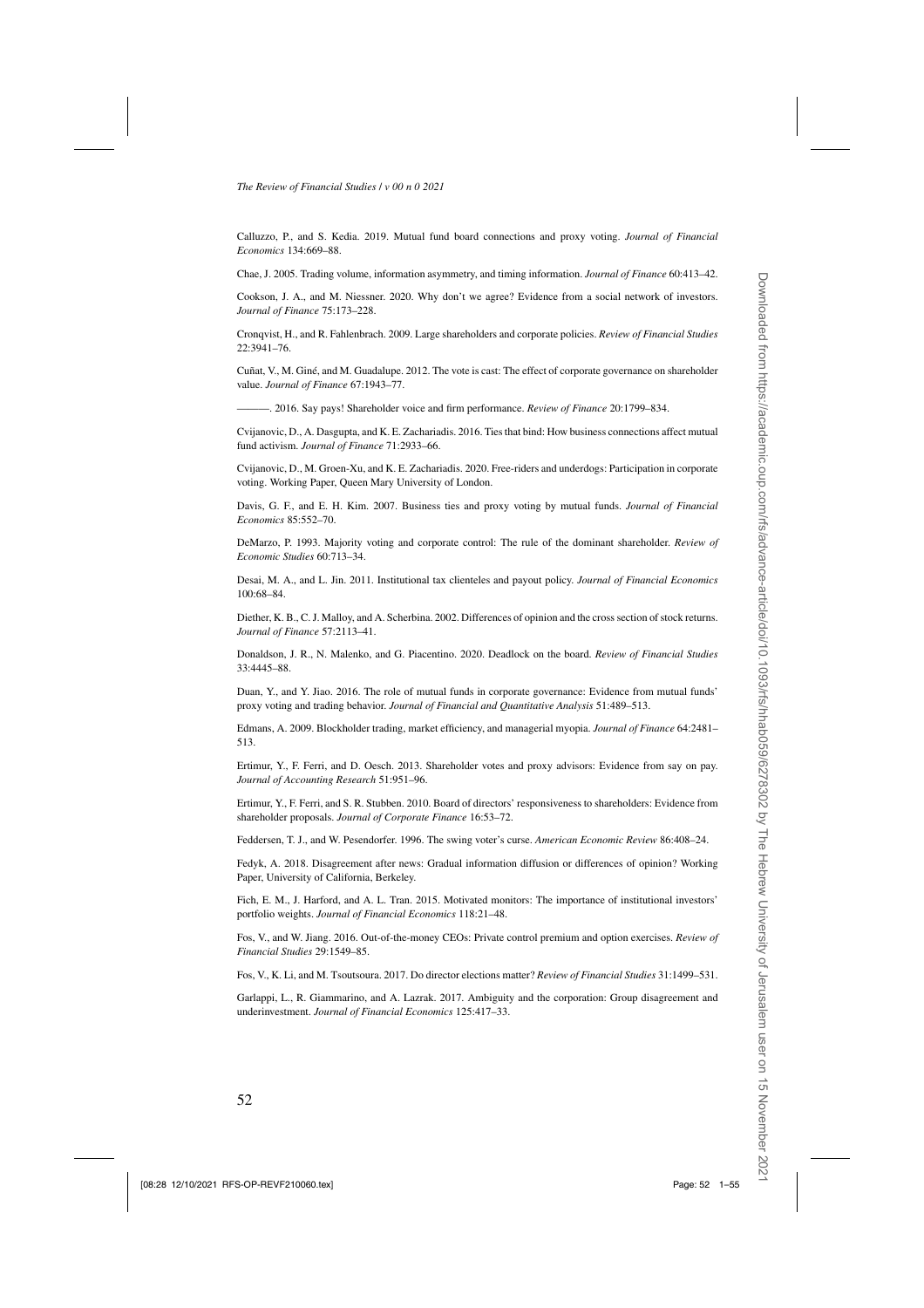Calluzzo, P., and S. Kedia. 2019. Mutual fund board connections and proxy voting. *Journal of Financial Economics* 134:669–88.

Chae, J. 2005. Trading volume, information asymmetry, and timing information. *Journal of Finance* 60:413–42.

Cookson, J. A., and M. Niessner. 2020. Why don't we agree? Evidence from a social network of investors. *Journal of Finance* 75:173–228.

Cronqvist, H., and R. Fahlenbrach. 2009. Large shareholders and corporate policies. *Review of Financial Studies* 22:3941–76.

Cuñat, V., M. Giné, and M. Guadalupe. 2012. The vote is cast: The effect of corporate governance on shareholder value. *Journal of Finance* 67:1943–77.

———. 2016. Say pays! Shareholder voice and firm performance. *Review of Finance* 20:1799–834.

Cvijanovic, D., A. Dasgupta, and K. E. Zachariadis. 2016. Ties that bind: How business connections affect mutual fund activism. *Journal of Finance* 71:2933–66.

Cvijanovic, D., M. Groen-Xu, and K. E. Zachariadis. 2020. Free-riders and underdogs: Participation in corporate voting. Working Paper, Queen Mary University of London.

Davis, G. F., and E. H. Kim. 2007. Business ties and proxy voting by mutual funds. *Journal of Financial Economics* 85:552–70.

DeMarzo, P. 1993. Majority voting and corporate control: The rule of the dominant shareholder. *Review of Economic Studies* 60:713–34.

Desai, M. A., and L. Jin. 2011. Institutional tax clienteles and payout policy. *Journal of Financial Economics* 100:68–84.

Diether, K. B., C. J. Malloy, and A. Scherbina. 2002. Differences of opinion and the cross section of stock returns. *Journal of Finance* 57:2113–41.

Donaldson, J. R., N. Malenko, and G. Piacentino. 2020. Deadlock on the board. *Review of Financial Studies* 33:4445–88.

Duan, Y., and Y. Jiao. 2016. The role of mutual funds in corporate governance: Evidence from mutual funds' proxy voting and trading behavior. *Journal of Financial and Quantitative Analysis* 51:489–513.

Edmans, A. 2009. Blockholder trading, market efficiency, and managerial myopia. *Journal of Finance* 64:2481–513.

Ertimur, Y., F. Ferri, and D. Oesch. 2013. Shareholder votes and proxy advisors: Evidence from say on pay. *Journal of Accounting Research* 51:951–96.

Ertimur, Y., F. Ferri, and S. R. Stubben. 2010. Board of directors' responsiveness to shareholders: Evidence from shareholder proposals. *Journal of Corporate Finance* 16:53–72.

Feddersen, T. J., and W. Pesendorfer. 1996. The swing voter's curse. *American Economic Review* 86:408–24.

Fedyk, A. 2018. Disagreement after news: Gradual information diffusion or differences of opinion? Working Paper, University of California, Berkeley.

Fich, E. M., J. Harford, and A. L. Tran. 2015. Motivated monitors: The importance of institutional investors' portfolio weights. *Journal of Financial Economics* 118:21–48.

Fos, V., and W. Jiang. 2016. Out-of-the-money CEOs: Private control premium and option exercises. *Review of Financial Studies* 29:1549–85.

Fos, V., K. Li, and M. Tsoutsoura. 2017. Do director elections matter? *Review of Financial Studies* 31:1499–531.

Garlappi, L., R. Giammarino, and A. Lazrak. 2017. Ambiguity and the corporation: Group disagreement and underinvestment. *Journal of Financial Economics* 125:417–33.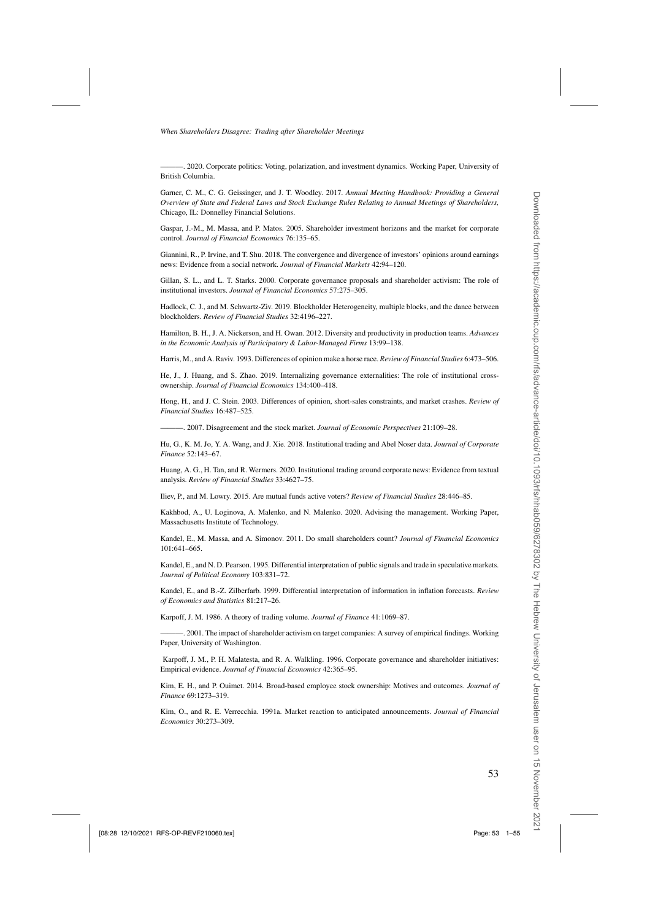———. 2020. Corporate politics: Voting, polarization, and investment dynamics. Working Paper, University of British Columbia.

Garner, C. M., C. G. Geissinger, and J. T. Woodley. 2017. *Annual Meeting Handbook: Providing a General Overview of State and Federal Laws and Stock Exchange Rules Relating to Annual Meetings of Shareholders,* Chicago, IL: Donnelley Financial Solutions.

Gaspar, J.-M., M. Massa, and P. Matos. 2005. Shareholder investment horizons and the market for corporate control. *Journal of Financial Economics* 76:135–65.

Giannini, R., P. Irvine, and T. Shu. 2018. The convergence and divergence of investors' opinions around earnings news: Evidence from a social network. *Journal of Financial Markets* 42:94–120.

Gillan, S. L., and L. T. Starks. 2000. Corporate governance proposals and shareholder activism: The role of institutional investors. *Journal of Financial Economics* 57:275–305.

Hadlock, C. J., and M. Schwartz-Ziv. 2019. Blockholder Heterogeneity, multiple blocks, and the dance between blockholders. *Review of Financial Studies* 32:4196–227.

Hamilton, B. H., J. A. Nickerson, and H. Owan. 2012. Diversity and productivity in production teams. *Advances in the Economic Analysis of Participatory & Labor-Managed Firms* 13:99–138.

Harris, M., and A. Raviv. 1993. Differences of opinion make a horse race. *Review of Financial Studies* 6:473–506.

He, J., J. Huang, and S. Zhao. 2019. Internalizing governance externalities: The role of institutional cross-ownership. *Journal of Financial Economics* 134:400–418.

Hong, H., and J. C. Stein. 2003. Differences of opinion, short-sales constraints, and market crashes. *Review of Financial Studies* 16:487–525.

———. 2007. Disagreement and the stock market. *Journal of Economic Perspectives* 21:109–28.

Hu, G., K. M. Jo, Y. A. Wang, and J. Xie. 2018. Institutional trading and Abel Noser data. *Journal of Corporate Finance* 52:143–67.

Huang, A. G., H. Tan, and R. Wermers. 2020. Institutional trading around corporate news: Evidence from textual analysis. *Review of Financial Studies* 33:4627–75.

Iliev, P., and M. Lowry. 2015. Are mutual funds active voters? *Review of Financial Studies* 28:446–85.

Kakhbod, A., U. Loginova, A. Malenko, and N. Malenko. 2020. Advising the management. Working Paper, Massachusetts Institute of Technology.

Kandel, E., M. Massa, and A. Simonov. 2011. Do small shareholders count? *Journal of Financial Economics* 101:641–665.

Kandel, E., and N. D. Pearson. 1995. Differential interpretation of public signals and trade in speculative markets. *Journal of Political Economy* 103:831–72.

Kandel, E., and B.-Z. Zilberfarb. 1999. Differential interpretation of information in inflation forecasts. *Review of Economics and Statistics* 81:217–26.

Karpoff, J. M. 1986. A theory of trading volume. *Journal of Finance* 41:1069–87.

———. 2001. The impact of shareholder activism on target companies: A survey of empirical findings. Working Paper, University of Washington.

Karpoff, J. M., P. H. Malatesta, and R. A. Walkling. 1996. Corporate governance and shareholder initiatives: Empirical evidence. *Journal of Financial Economics* 42:365–95.

Kim, E. H., and P. Ouimet. 2014. Broad-based employee stock ownership: Motives and outcomes. *Journal of Finance* 69:1273–319.

Kim, O., and R. E. Verrecchia. 1991a. Market reaction to anticipated announcements. *Journal of Financial Economics* 30:273–309.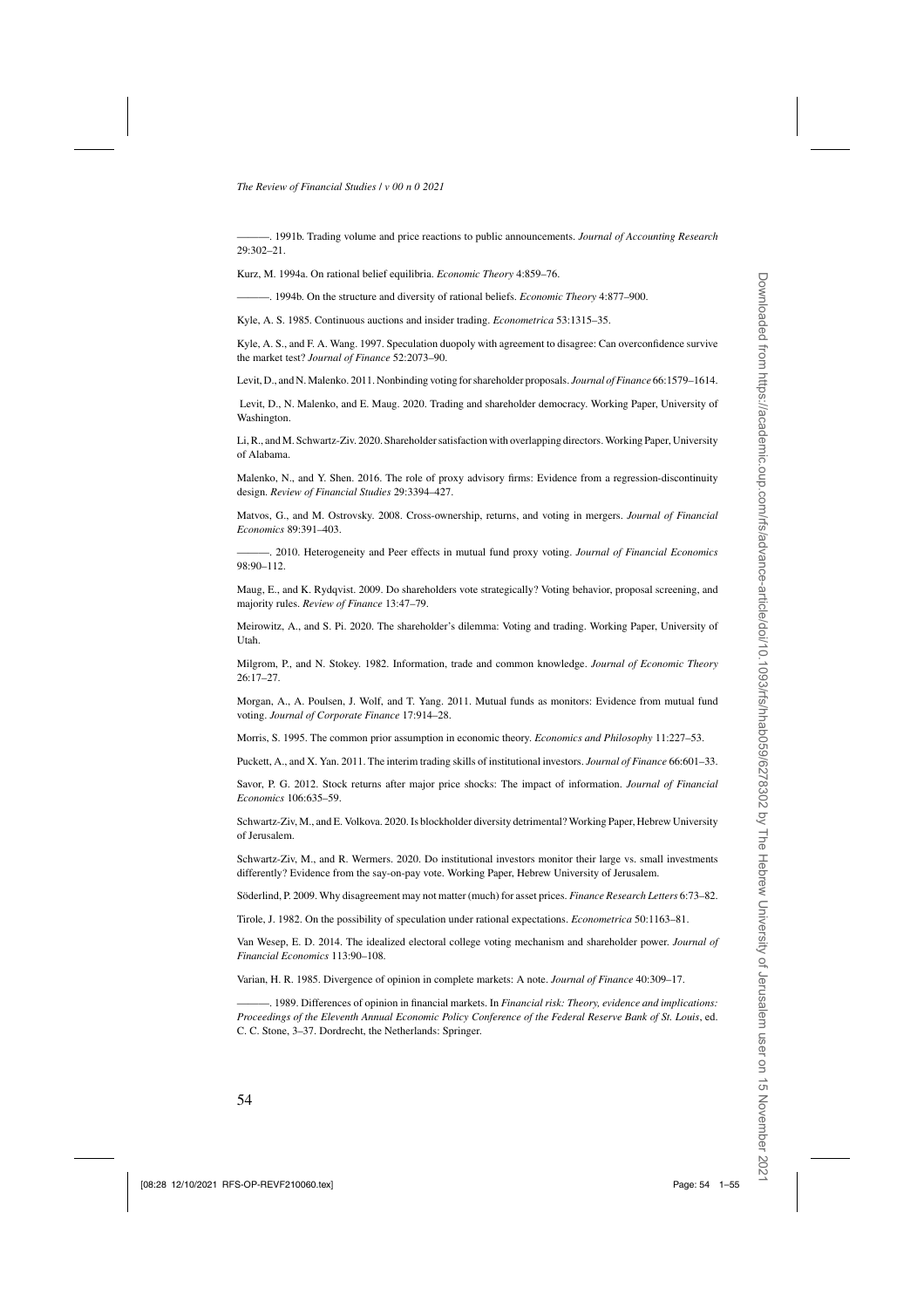———. 1991b. Trading volume and price reactions to public announcements. *Journal of Accounting Research* 29:302–21.

Kurz, M. 1994a. On rational belief equilibria. *Economic Theory* 4:859–76.

———. 1994b. On the structure and diversity of rational beliefs. *Economic Theory* 4:877–900.

Kyle, A. S. 1985. Continuous auctions and insider trading. *Econometrica* 53:1315–35.

Kyle, A. S., and F. A. Wang. 1997. Speculation duopoly with agreement to disagree: Can overconfidence survive the market test? *Journal of Finance* 52:2073–90.

Levit, D., and N. Malenko. 2011. Nonbinding voting for shareholder proposals. *Journal of Finance* 66:1579–1614.

Levit, D., N. Malenko, and E. Maug. 2020. Trading and shareholder democracy. Working Paper, University of Washington.

Li, R., and M. Schwartz-Ziv. 2020. Shareholder satisfaction with overlapping directors. Working Paper, University of Alabama.

Malenko, N., and Y. Shen. 2016. The role of proxy advisory firms: Evidence from a regression-discontinuity design. *Review of Financial Studies* 29:3394–427.

Matvos, G., and M. Ostrovsky. 2008. Cross-ownership, returns, and voting in mergers. *Journal of Financial Economics* 89:391–403.

———. 2010. Heterogeneity and Peer effects in mutual fund proxy voting. *Journal of Financial Economics* 98:90–112.

Maug, E., and K. Rydqvist. 2009. Do shareholders vote strategically? Voting behavior, proposal screening, and majority rules. *Review of Finance* 13:47–79.

Meirowitz, A., and S. Pi. 2020. The shareholder's dilemma: Voting and trading. Working Paper, University of Utah.

Milgrom, P., and N. Stokey. 1982. Information, trade and common knowledge. *Journal of Economic Theory* 26:17–27.

Morgan, A., A. Poulsen, J. Wolf, and T. Yang. 2011. Mutual funds as monitors: Evidence from mutual fund voting. *Journal of Corporate Finance* 17:914–28.

Morris, S. 1995. The common prior assumption in economic theory. *Economics and Philosophy* 11:227–53.

Puckett, A., and X. Yan. 2011. The interim trading skills of institutional investors. *Journal of Finance* 66:601–33.

Savor, P. G. 2012. Stock returns after major price shocks: The impact of information. *Journal of Financial Economics* 106:635–59.

Schwartz-Ziv, M., and E. Volkova. 2020. Is blockholder diversity detrimental? Working Paper, Hebrew University of Jerusalem.

Schwartz-Ziv, M., and R. Wermers. 2020. Do institutional investors monitor their large vs. small investments differently? Evidence from the say-on-pay vote. Working Paper, Hebrew University of Jerusalem.

Söderlind, P. 2009. Why disagreement may not matter (much) for asset prices. *Finance Research Letters* 6:73–82.

Tirole, J. 1982. On the possibility of speculation under rational expectations. *Econometrica* 50:1163–81.

Van Wesep, E. D. 2014. The idealized electoral college voting mechanism and shareholder power. *Journal of Financial Economics* 113:90–108.

Varian, H. R. 1985. Divergence of opinion in complete markets: A note. *Journal of Finance* 40:309–17.

———. 1989. Differences of opinion in financial markets. In *Financial risk: Theory, evidence and implications: Proceedings of the Eleventh Annual Economic Policy Conference of the Federal Reserve Bank of St. Louis*, ed. C. C. Stone, 3–37. Dordrecht, the Netherlands: Springer.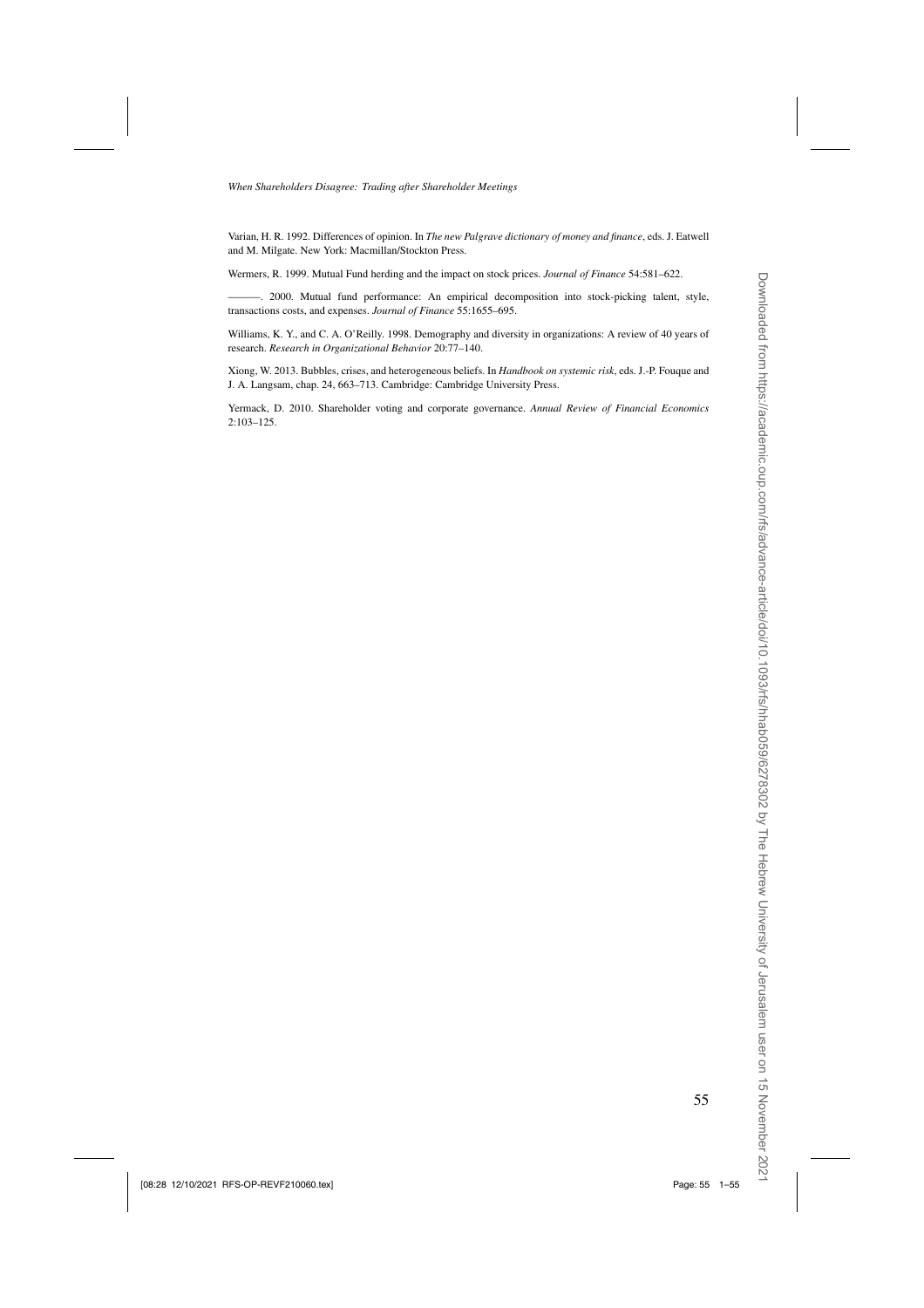Varian, H. R. 1992. Differences of opinion. In *The new Palgrave dictionary of money and finance*, eds. J. Eatwell and M. Milgate. New York: Macmillan/Stockton Press.

Wermers, R. 1999. Mutual Fund herding and the impact on stock prices. *Journal of Finance* 54:581–622.

———. 2000. Mutual fund performance: An empirical decomposition into stock-picking talent, style, transactions costs, and expenses. *Journal of Finance* 55:1655–695.

Williams, K. Y., and C. A. O'Reilly. 1998. Demography and diversity in organizations: A review of 40 years of research. *Research in Organizational Behavior* 20:77–140.

Xiong, W. 2013. Bubbles, crises, and heterogeneous beliefs. In *Handbook on systemic risk*, eds. J.-P. Fouque and J. A. Langsam, chap. 24, 663–713. Cambridge: Cambridge University Press.

Yermack, D. 2010. Shareholder voting and corporate governance. *Annual Review of Financial Economics* 2:103–125.